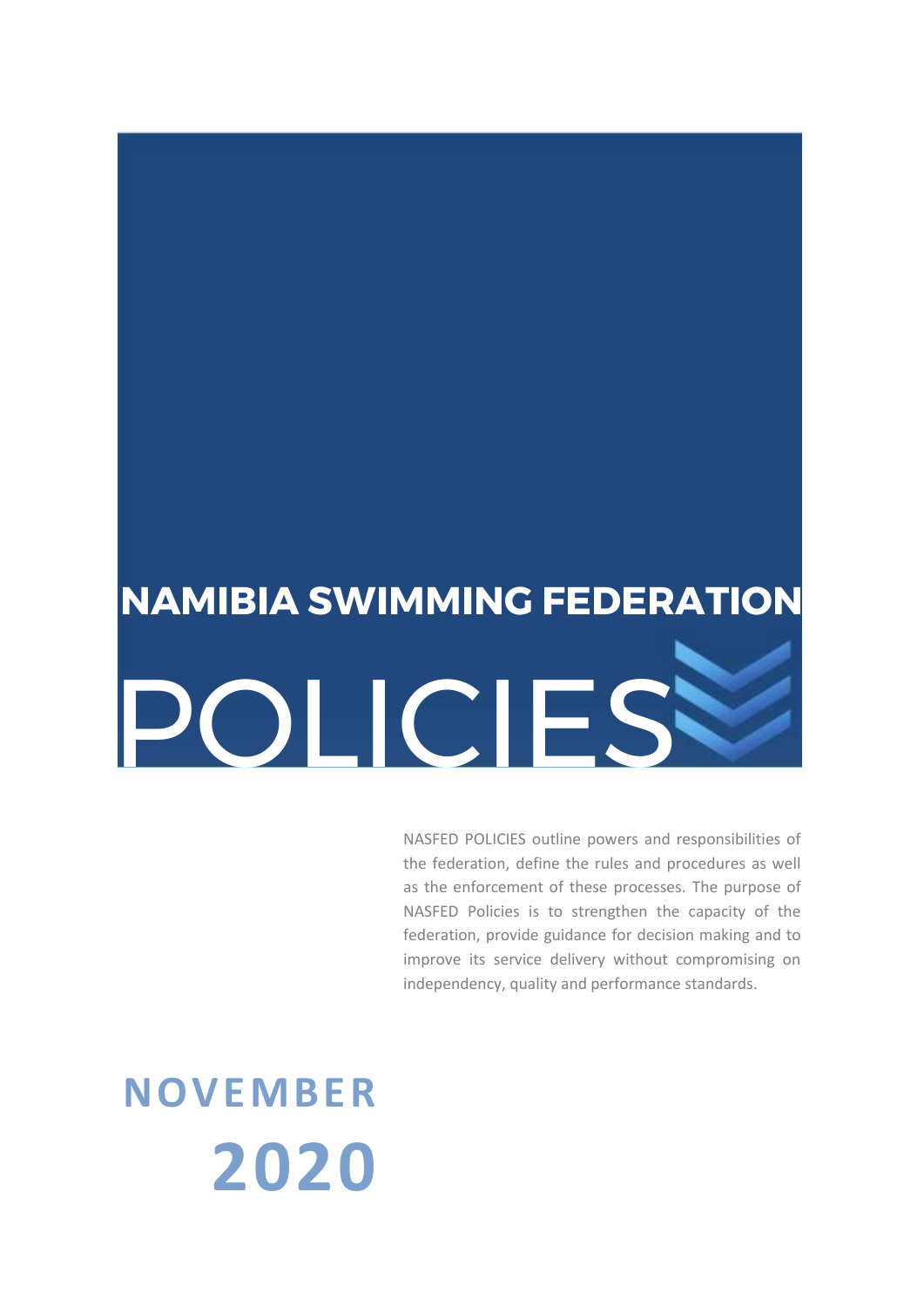# NAMIBIA SWIMMING FEDERATION

# POLICIES

NASFED POLICIES outline powers and responsibilities of the federation, define the rules and procedures as well as the enforcement of these processes. The purpose of NASFED Policies is to strengthen the capacity of the federation, provide guidance for decision making and to improve its service delivery without compromising on independency, quality and performance standards.

**NOVEMBER**

**2020**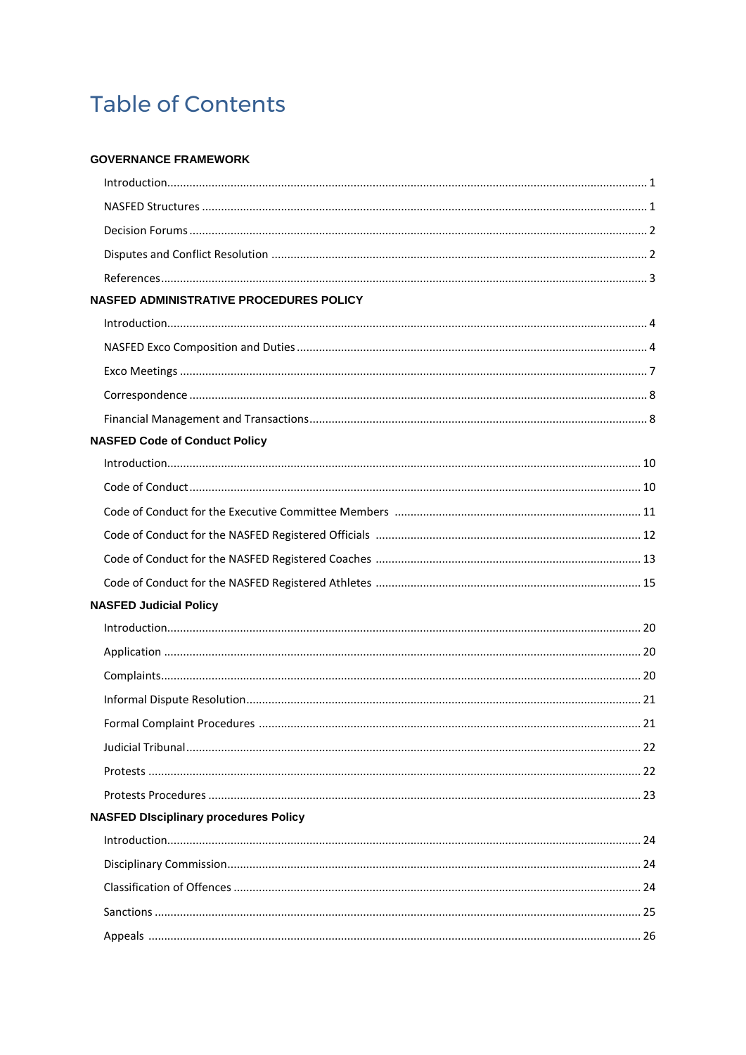# Table of Contents

**GOVERNANCE FRAMEWORK**

Introduction ..... 1

NASFED Structures ..... 1

Decision Forums ..... 2

Disputes and Conflict Resolution ..... 2

References ..... 3

**NASFED ADMINISTRATIVE PROCEDURES POLICY**

Introduction ..... 4

NASFED Exco Composition and Duties ..... 4

Exco Meetings ..... 7

Correspondence ..... 8

Financial Management and Transactions ..... 8

**NASFED Code of Conduct Policy**

Introduction ..... 10

Code of Conduct ..... 10

Code of Conduct for the Executive Committee Members ..... 11

Code of Conduct for the NASFED Registered Officials ..... 12

Code of Conduct for the NASFED Registered Coaches ..... 13

Code of Conduct for the NASFED Registered Athletes ..... 15

**NASFED Judicial Policy**

Introduction ..... 20

Application ..... 20

Complaints ..... 20

Informal Dispute Resolution ..... 21

Formal Complaint Procedures ..... 21

Judicial Tribunal ..... 22

Protests ..... 22

Protests Procedures ..... 23

**NASFED DIsciplinary procedures Policy**

Introduction ..... 24

Disciplinary Commission ..... 24

Classification of Offences ..... 24

Sanctions ..... 25

Appeals ..... 26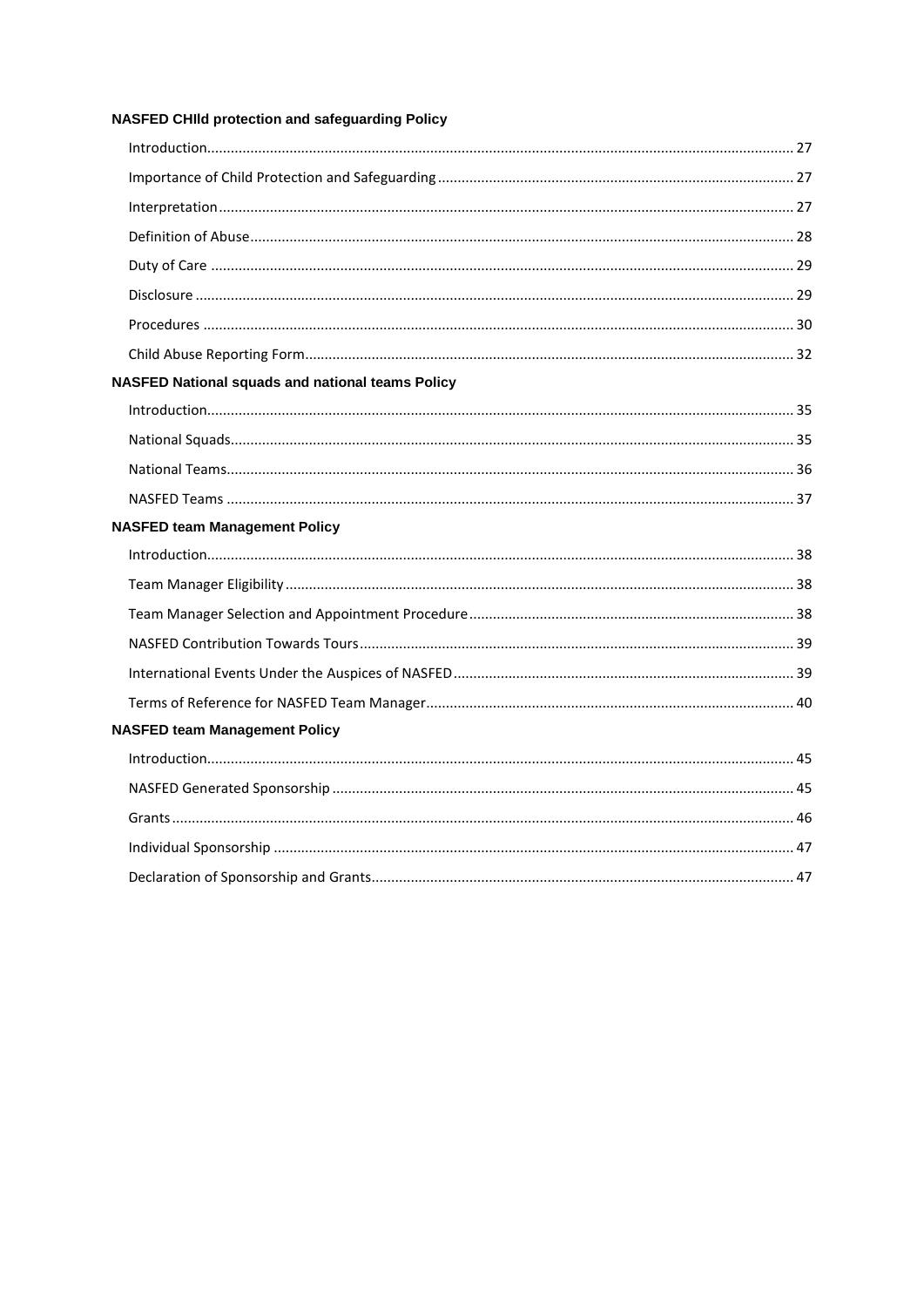**NASFED CHIld protection and safeguarding Policy**

- Introduction 27
- Importance of Child Protection and Safeguarding 27
- Interpretation 27
- Definition of Abuse 28
- Duty of Care 29
- Disclosure 29
- Procedures 30
- Child Abuse Reporting Form 32

**NASFED National squads and national teams Policy**

- Introduction 35
- National Squads 35
- National Teams 36
- NASFED Teams 37

**NASFED team Management Policy**

- Introduction 38
- Team Manager Eligibility 38
- Team Manager Selection and Appointment Procedure 38
- NASFED Contribution Towards Tours 39
- International Events Under the Auspices of NASFED 39
- Terms of Reference for NASFED Team Manager 40

**NASFED team Management Policy**

- Introduction 45
- NASFED Generated Sponsorship 45
- Grants 46
- Individual Sponsorship 47
- Declaration of Sponsorship and Grants 47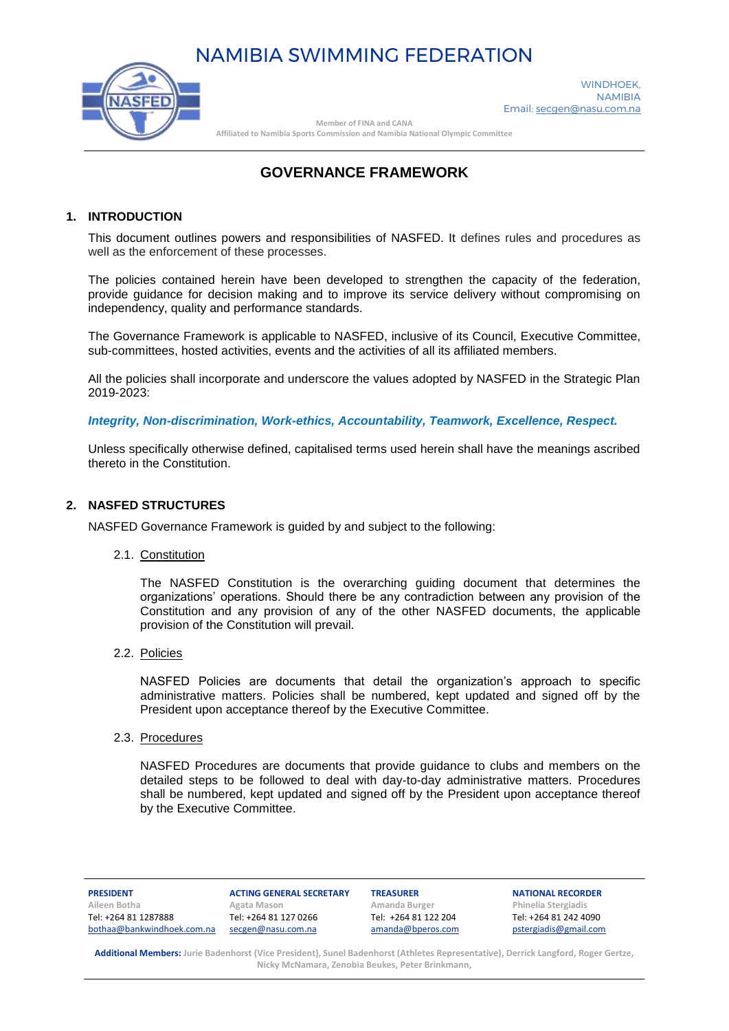## GOVERNANCE FRAMEWORK

### 1. INTRODUCTION

This document outlines powers and responsibilities of NASFED. It defines rules and procedures as well as the enforcement of these processes.

The policies contained herein have been developed to strengthen the capacity of the federation, provide guidance for decision making and to improve its service delivery without compromising on independency, quality and performance standards.

The Governance Framework is applicable to NASFED, inclusive of its Council, Executive Committee, sub-committees, hosted activities, events and the activities of all its affiliated members.

All the policies shall incorporate and underscore the values adopted by NASFED in the Strategic Plan 2019-2023:

***Integrity, Non-discrimination, Work-ethics, Accountability, Teamwork, Excellence, Respect.***

Unless specifically otherwise defined, capitalised terms used herein shall have the meanings ascribed thereto in the Constitution.

### 2. NASFED STRUCTURES

NASFED Governance Framework is guided by and subject to the following:

2.1. Constitution

The NASFED Constitution is the overarching guiding document that determines the organizations' operations. Should there be any contradiction between any provision of the Constitution and any provision of any of the other NASFED documents, the applicable provision of the Constitution will prevail.

2.2. Policies

NASFED Policies are documents that detail the organization's approach to specific administrative matters. Policies shall be numbered, kept updated and signed off by the President upon acceptance thereof by the Executive Committee.

2.3. Procedures

NASFED Procedures are documents that provide guidance to clubs and members on the detailed steps to be followed to deal with day-to-day administrative matters. Procedures shall be numbered, kept updated and signed off by the President upon acceptance thereof by the Executive Committee.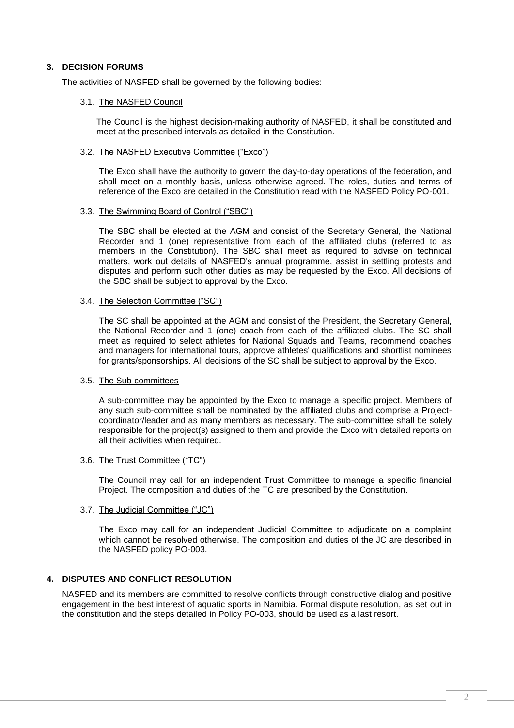## 3. DECISION FORUMS

The activities of NASFED shall be governed by the following bodies:

### 3.1. The NASFED Council

The Council is the highest decision-making authority of NASFED, it shall be constituted and meet at the prescribed intervals as detailed in the Constitution.

### 3.2. The NASFED Executive Committee ("Exco")

The Exco shall have the authority to govern the day-to-day operations of the federation, and shall meet on a monthly basis, unless otherwise agreed. The roles, duties and terms of reference of the Exco are detailed in the Constitution read with the NASFED Policy PO-001.

### 3.3. The Swimming Board of Control ("SBC")

The SBC shall be elected at the AGM and consist of the Secretary General, the National Recorder and 1 (one) representative from each of the affiliated clubs (referred to as members in the Constitution). The SBC shall meet as required to advise on technical matters, work out details of NASFED's annual programme, assist in settling protests and disputes and perform such other duties as may be requested by the Exco. All decisions of the SBC shall be subject to approval by the Exco.

### 3.4. The Selection Committee ("SC")

The SC shall be appointed at the AGM and consist of the President, the Secretary General, the National Recorder and 1 (one) coach from each of the affiliated clubs. The SC shall meet as required to select athletes for National Squads and Teams, recommend coaches and managers for international tours, approve athletes' qualifications and shortlist nominees for grants/sponsorships. All decisions of the SC shall be subject to approval by the Exco.

### 3.5. The Sub-committees

A sub-committee may be appointed by the Exco to manage a specific project. Members of any such sub-committee shall be nominated by the affiliated clubs and comprise a Project-coordinator/leader and as many members as necessary. The sub-committee shall be solely responsible for the project(s) assigned to them and provide the Exco with detailed reports on all their activities when required.

### 3.6. The Trust Committee ("TC")

The Council may call for an independent Trust Committee to manage a specific financial Project. The composition and duties of the TC are prescribed by the Constitution.

### 3.7. The Judicial Committee ("JC")

The Exco may call for an independent Judicial Committee to adjudicate on a complaint which cannot be resolved otherwise. The composition and duties of the JC are described in the NASFED policy PO-003.

## 4. DISPUTES AND CONFLICT RESOLUTION

NASFED and its members are committed to resolve conflicts through constructive dialog and positive engagement in the best interest of aquatic sports in Namibia. Formal dispute resolution, as set out in the constitution and the steps detailed in Policy PO-003, should be used as a last resort.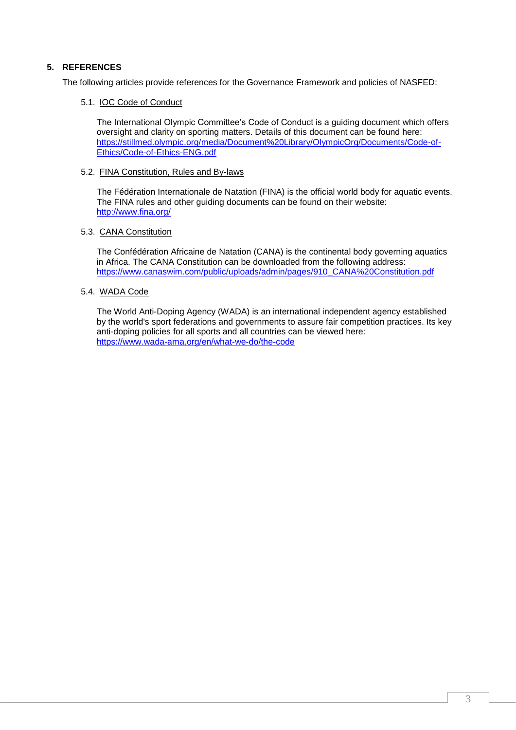## 5. REFERENCES

The following articles provide references for the Governance Framework and policies of NASFED:

### 5.1. IOC Code of Conduct

The International Olympic Committee's Code of Conduct is a guiding document which offers oversight and clarity on sporting matters. Details of this document can be found here: https://stillmed.olympic.org/media/Document%20Library/OlympicOrg/Documents/Code-of-Ethics/Code-of-Ethics-ENG.pdf

### 5.2. FINA Constitution, Rules and By-laws

The Fédération Internationale de Natation (FINA) is the official world body for aquatic events. The FINA rules and other guiding documents can be found on their website: http://www.fina.org/

### 5.3. CANA Constitution

The Confédération Africaine de Natation (CANA) is the continental body governing aquatics in Africa. The CANA Constitution can be downloaded from the following address: https://www.canaswim.com/public/uploads/admin/pages/910_CANA%20Constitution.pdf

### 5.4. WADA Code

The World Anti-Doping Agency (WADA) is an international independent agency established by the world's sport federations and governments to assure fair competition practices. Its key anti-doping policies for all sports and all countries can be viewed here: https://www.wada-ama.org/en/what-we-do/the-code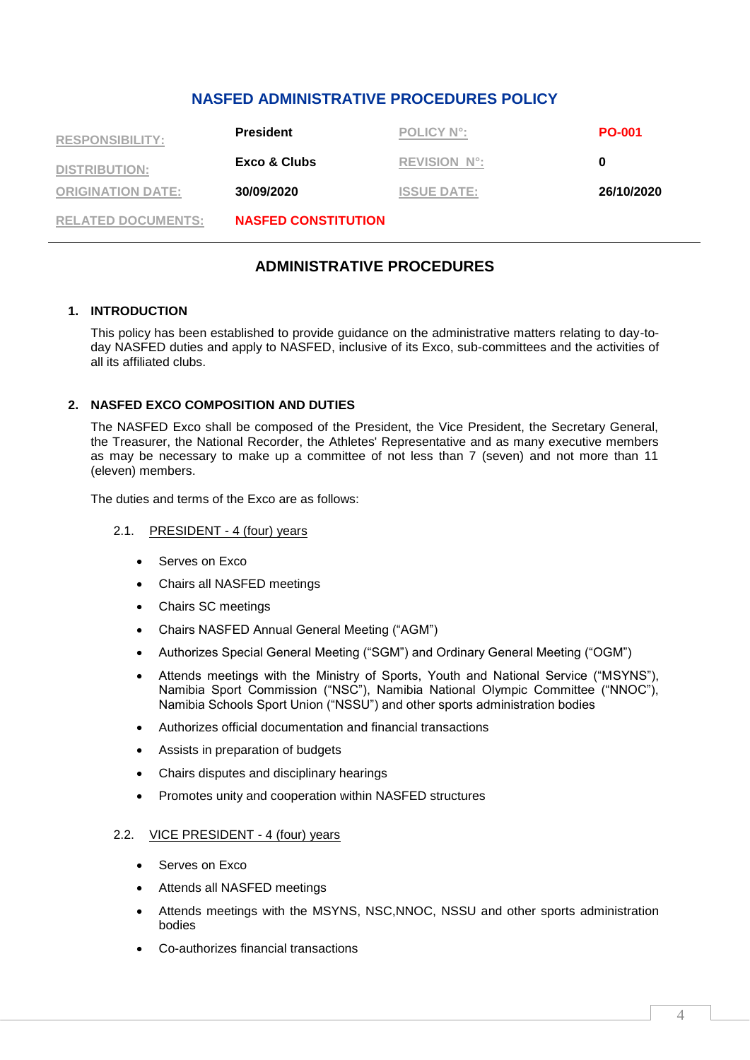## NASFED ADMINISTRATIVE PROCEDURES POLICY

| | | | |
|---|---|---|---|
| RESPONSIBILITY: | **President** | POLICY N°: | **PO-001** |
| DISTRIBUTION: | **Exco & Clubs** | REVISION N°: | **0** |
| ORIGINATION DATE: | **30/09/2020** | ISSUE DATE: | **26/10/2020** |
| RELATED DOCUMENTS: | **NASFED CONSTITUTION** | | |

## ADMINISTRATIVE PROCEDURES

### 1. INTRODUCTION

This policy has been established to provide guidance on the administrative matters relating to day-to-day NASFED duties and apply to NASFED, inclusive of its Exco, sub-committees and the activities of all its affiliated clubs.

### 2. NASFED EXCO COMPOSITION AND DUTIES

The NASFED Exco shall be composed of the President, the Vice President, the Secretary General, the Treasurer, the National Recorder, the Athletes' Representative and as many executive members as may be necessary to make up a committee of not less than 7 (seven) and not more than 11 (eleven) members.

The duties and terms of the Exco are as follows:

2.1. PRESIDENT - 4 (four) years

- Serves on Exco
- Chairs all NASFED meetings
- Chairs SC meetings
- Chairs NASFED Annual General Meeting ("AGM")
- Authorizes Special General Meeting ("SGM") and Ordinary General Meeting ("OGM")
- Attends meetings with the Ministry of Sports, Youth and National Service ("MSYNS"), Namibia Sport Commission ("NSC"), Namibia National Olympic Committee ("NNOC"), Namibia Schools Sport Union ("NSSU") and other sports administration bodies
- Authorizes official documentation and financial transactions
- Assists in preparation of budgets
- Chairs disputes and disciplinary hearings
- Promotes unity and cooperation within NASFED structures

2.2. VICE PRESIDENT - 4 (four) years

- Serves on Exco
- Attends all NASFED meetings
- Attends meetings with the MSYNS, NSC,NNOC, NSSU and other sports administration bodies
- Co-authorizes financial transactions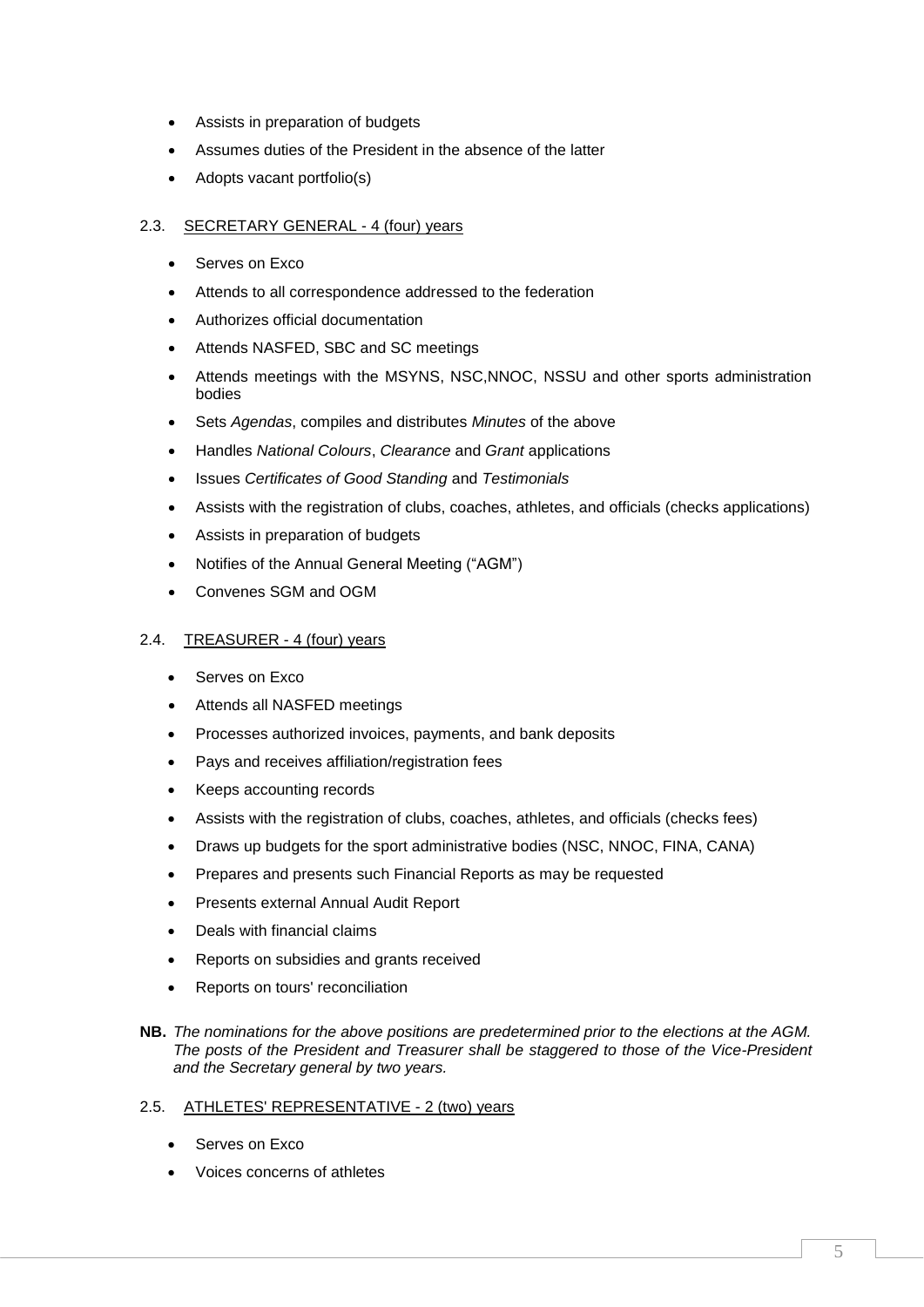- Assists in preparation of budgets
- Assumes duties of the President in the absence of the latter
- Adopts vacant portfolio(s)

### 2.3. SECRETARY GENERAL - 4 (four) years

- Serves on Exco
- Attends to all correspondence addressed to the federation
- Authorizes official documentation
- Attends NASFED, SBC and SC meetings
- Attends meetings with the MSYNS, NSC,NNOC, NSSU and other sports administration bodies
- Sets *Agendas*, compiles and distributes *Minutes* of the above
- Handles *National Colours*, *Clearance* and *Grant* applications
- Issues *Certificates of Good Standing* and *Testimonials*
- Assists with the registration of clubs, coaches, athletes, and officials (checks applications)
- Assists in preparation of budgets
- Notifies of the Annual General Meeting ("AGM")
- Convenes SGM and OGM

### 2.4. TREASURER - 4 (four) years

- Serves on Exco
- Attends all NASFED meetings
- Processes authorized invoices, payments, and bank deposits
- Pays and receives affiliation/registration fees
- Keeps accounting records
- Assists with the registration of clubs, coaches, athletes, and officials (checks fees)
- Draws up budgets for the sport administrative bodies (NSC, NNOC, FINA, CANA)
- Prepares and presents such Financial Reports as may be requested
- Presents external Annual Audit Report
- Deals with financial claims
- Reports on subsidies and grants received
- Reports on tours' reconciliation

**NB.** *The nominations for the above positions are predetermined prior to the elections at the AGM. The posts of the President and Treasurer shall be staggered to those of the Vice-President and the Secretary general by two years.*

### 2.5. ATHLETES' REPRESENTATIVE - 2 (two) years

- Serves on Exco
- Voices concerns of athletes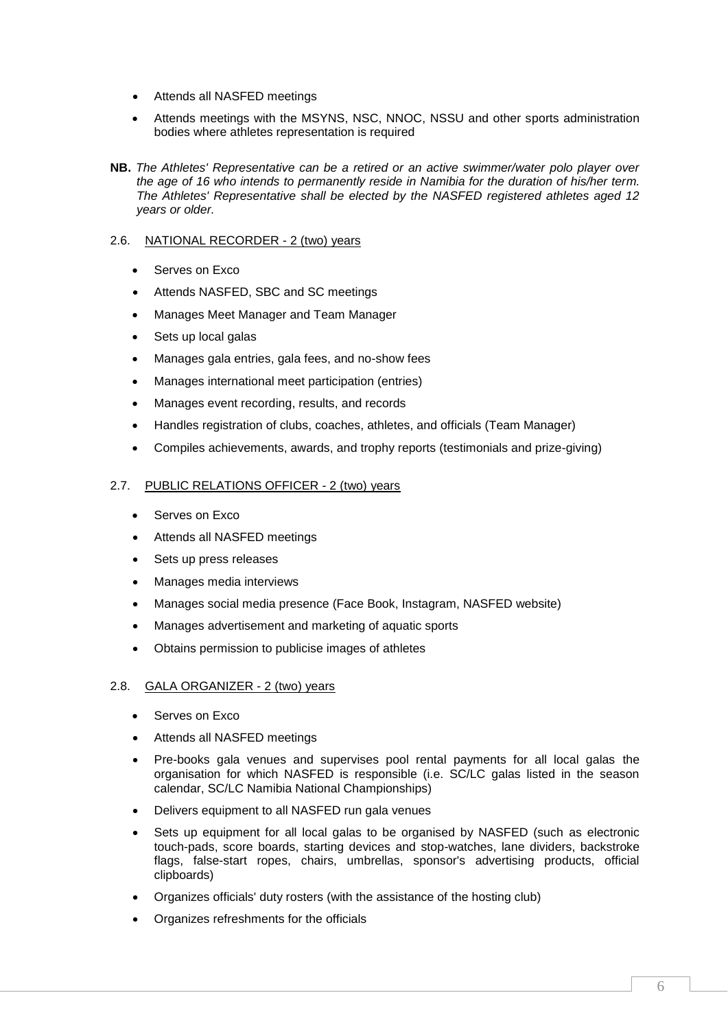- Attends all NASFED meetings
- Attends meetings with the MSYNS, NSC, NNOC, NSSU and other sports administration bodies where athletes representation is required

**NB.** *The Athletes' Representative can be a retired or an active swimmer/water polo player over the age of 16 who intends to permanently reside in Namibia for the duration of his/her term. The Athletes' Representative shall be elected by the NASFED registered athletes aged 12 years or older.*

### 2.6. NATIONAL RECORDER - 2 (two) years

- Serves on Exco
- Attends NASFED, SBC and SC meetings
- Manages Meet Manager and Team Manager
- Sets up local galas
- Manages gala entries, gala fees, and no-show fees
- Manages international meet participation (entries)
- Manages event recording, results, and records
- Handles registration of clubs, coaches, athletes, and officials (Team Manager)
- Compiles achievements, awards, and trophy reports (testimonials and prize-giving)

### 2.7. PUBLIC RELATIONS OFFICER - 2 (two) years

- Serves on Exco
- Attends all NASFED meetings
- Sets up press releases
- Manages media interviews
- Manages social media presence (Face Book, Instagram, NASFED website)
- Manages advertisement and marketing of aquatic sports
- Obtains permission to publicise images of athletes

### 2.8. GALA ORGANIZER - 2 (two) years

- Serves on Exco
- Attends all NASFED meetings
- Pre-books gala venues and supervises pool rental payments for all local galas the organisation for which NASFED is responsible (i.e. SC/LC galas listed in the season calendar, SC/LC Namibia National Championships)
- Delivers equipment to all NASFED run gala venues
- Sets up equipment for all local galas to be organised by NASFED (such as electronic touch-pads, score boards, starting devices and stop-watches, lane dividers, backstroke flags, false-start ropes, chairs, umbrellas, sponsor's advertising products, official clipboards)
- Organizes officials' duty rosters (with the assistance of the hosting club)
- Organizes refreshments for the officials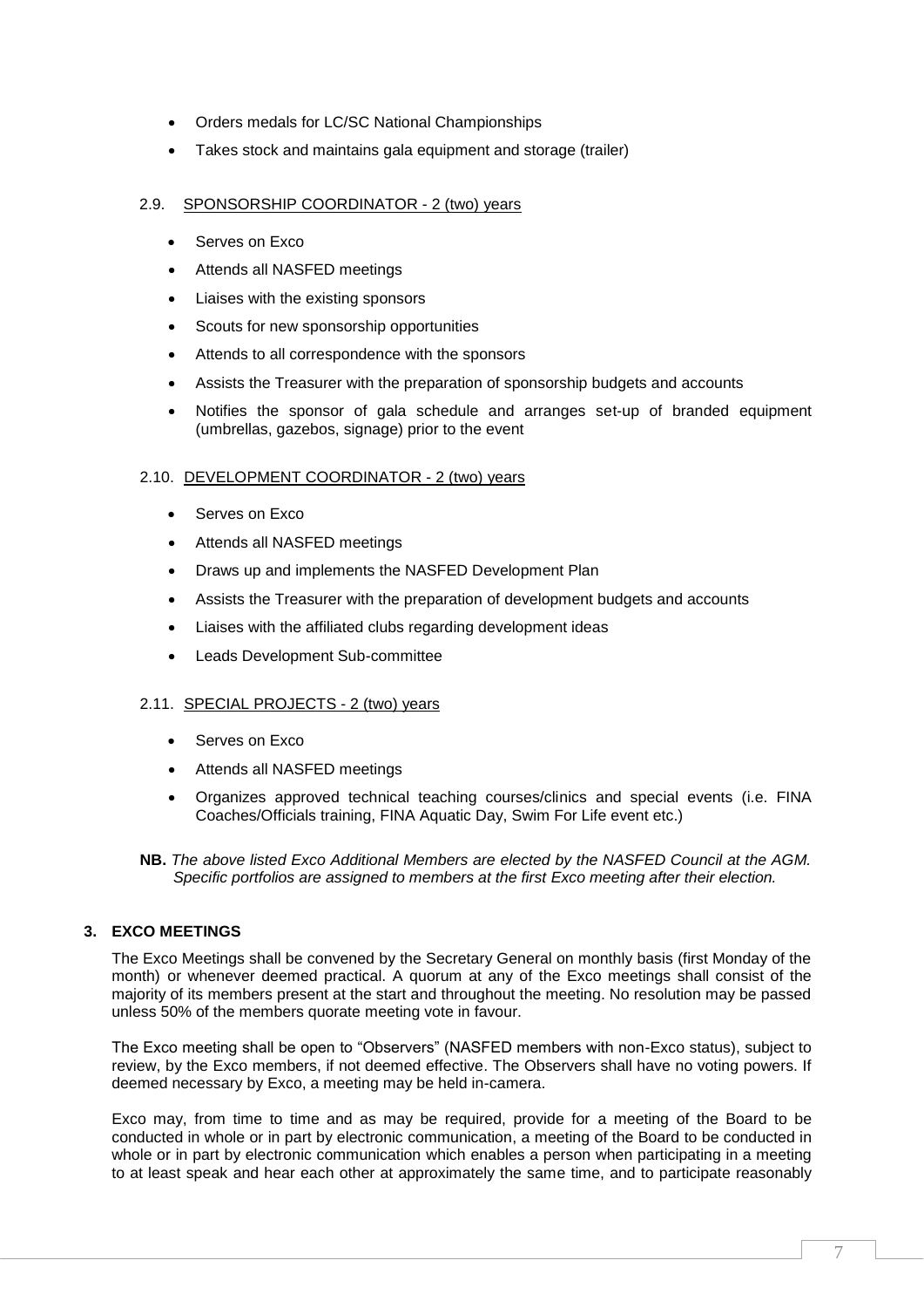- Orders medals for LC/SC National Championships
- Takes stock and maintains gala equipment and storage (trailer)

### 2.9. SPONSORSHIP COORDINATOR - 2 (two) years

- Serves on Exco
- Attends all NASFED meetings
- Liaises with the existing sponsors
- Scouts for new sponsorship opportunities
- Attends to all correspondence with the sponsors
- Assists the Treasurer with the preparation of sponsorship budgets and accounts
- Notifies the sponsor of gala schedule and arranges set-up of branded equipment (umbrellas, gazebos, signage) prior to the event

### 2.10. DEVELOPMENT COORDINATOR - 2 (two) years

- Serves on Exco
- Attends all NASFED meetings
- Draws up and implements the NASFED Development Plan
- Assists the Treasurer with the preparation of development budgets and accounts
- Liaises with the affiliated clubs regarding development ideas
- Leads Development Sub-committee

### 2.11. SPECIAL PROJECTS - 2 (two) years

- Serves on Exco
- Attends all NASFED meetings
- Organizes approved technical teaching courses/clinics and special events (i.e. FINA Coaches/Officials training, FINA Aquatic Day, Swim For Life event etc.)

**NB.** *The above listed Exco Additional Members are elected by the NASFED Council at the AGM. Specific portfolios are assigned to members at the first Exco meeting after their election.*

## 3. EXCO MEETINGS

The Exco Meetings shall be convened by the Secretary General on monthly basis (first Monday of the month) or whenever deemed practical. A quorum at any of the Exco meetings shall consist of the majority of its members present at the start and throughout the meeting. No resolution may be passed unless 50% of the members quorate meeting vote in favour.

The Exco meeting shall be open to "Observers" (NASFED members with non-Exco status), subject to review, by the Exco members, if not deemed effective. The Observers shall have no voting powers. If deemed necessary by Exco, a meeting may be held in-camera.

Exco may, from time to time and as may be required, provide for a meeting of the Board to be conducted in whole or in part by electronic communication, a meeting of the Board to be conducted in whole or in part by electronic communication which enables a person when participating in a meeting to at least speak and hear each other at approximately the same time, and to participate reasonably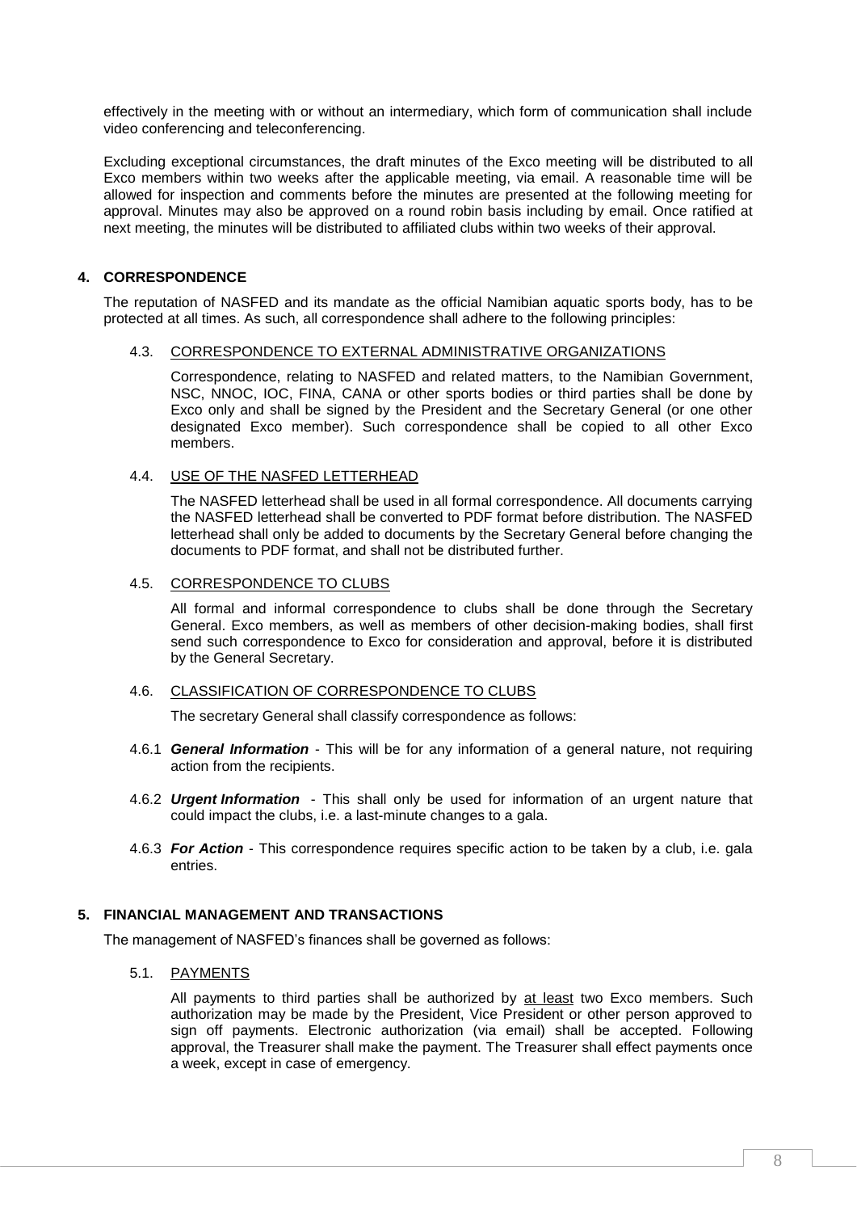effectively in the meeting with or without an intermediary, which form of communication shall include video conferencing and teleconferencing.

Excluding exceptional circumstances, the draft minutes of the Exco meeting will be distributed to all Exco members within two weeks after the applicable meeting, via email. A reasonable time will be allowed for inspection and comments before the minutes are presented at the following meeting for approval. Minutes may also be approved on a round robin basis including by email. Once ratified at next meeting, the minutes will be distributed to affiliated clubs within two weeks of their approval.

## 4. CORRESPONDENCE

The reputation of NASFED and its mandate as the official Namibian aquatic sports body, has to be protected at all times. As such, all correspondence shall adhere to the following principles:

### 4.3. CORRESPONDENCE TO EXTERNAL ADMINISTRATIVE ORGANIZATIONS

Correspondence, relating to NASFED and related matters, to the Namibian Government, NSC, NNOC, IOC, FINA, CANA or other sports bodies or third parties shall be done by Exco only and shall be signed by the President and the Secretary General (or one other designated Exco member). Such correspondence shall be copied to all other Exco members.

### 4.4. USE OF THE NASFED LETTERHEAD

The NASFED letterhead shall be used in all formal correspondence. All documents carrying the NASFED letterhead shall be converted to PDF format before distribution. The NASFED letterhead shall only be added to documents by the Secretary General before changing the documents to PDF format, and shall not be distributed further.

### 4.5. CORRESPONDENCE TO CLUBS

All formal and informal correspondence to clubs shall be done through the Secretary General. Exco members, as well as members of other decision-making bodies, shall first send such correspondence to Exco for consideration and approval, before it is distributed by the General Secretary.

### 4.6. CLASSIFICATION OF CORRESPONDENCE TO CLUBS

The secretary General shall classify correspondence as follows:

4.6.1 ***General Information*** - This will be for any information of a general nature, not requiring action from the recipients.

4.6.2 ***Urgent Information*** - This shall only be used for information of an urgent nature that could impact the clubs, i.e. a last-minute changes to a gala.

4.6.3 ***For Action*** - This correspondence requires specific action to be taken by a club, i.e. gala entries.

## 5. FINANCIAL MANAGEMENT AND TRANSACTIONS

The management of NASFED's finances shall be governed as follows:

### 5.1. PAYMENTS

All payments to third parties shall be authorized by at least two Exco members. Such authorization may be made by the President, Vice President or other person approved to sign off payments. Electronic authorization (via email) shall be accepted. Following approval, the Treasurer shall make the payment. The Treasurer shall effect payments once a week, except in case of emergency.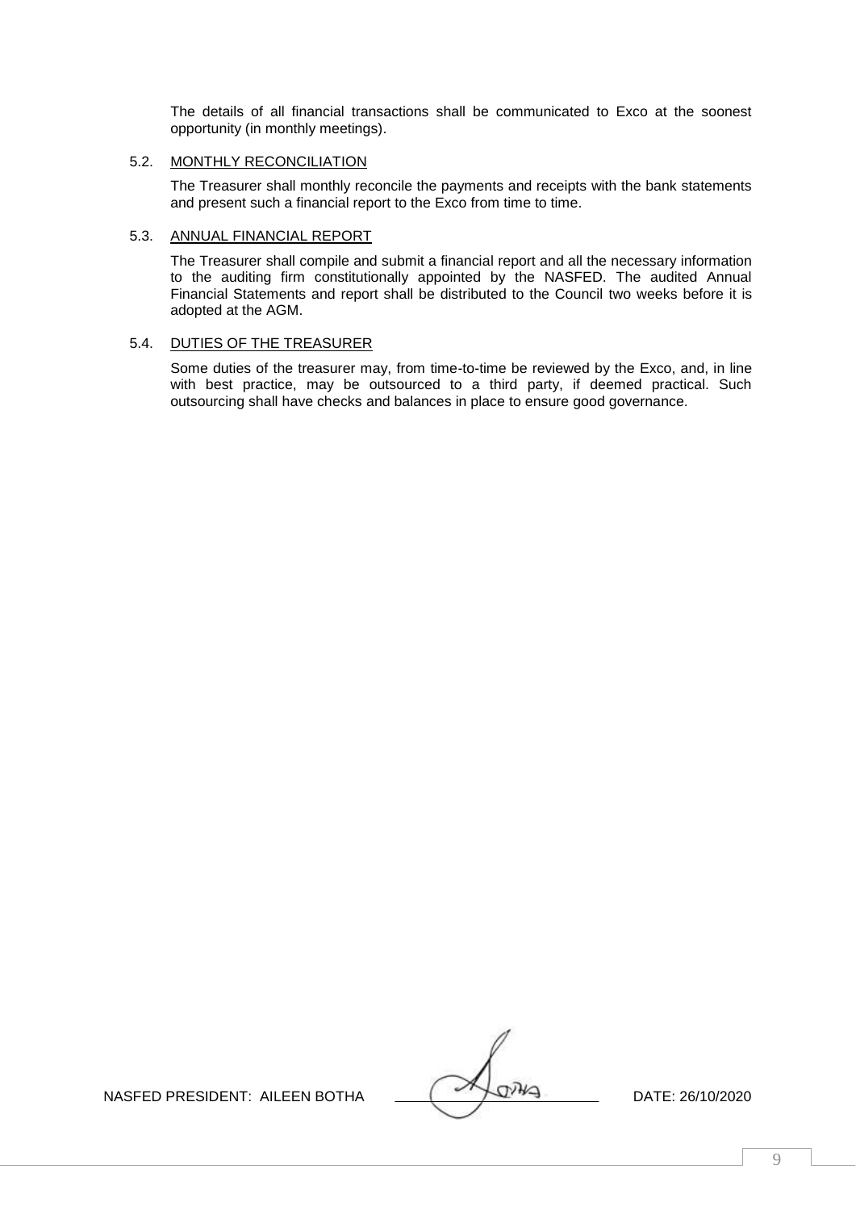The details of all financial transactions shall be communicated to Exco at the soonest opportunity (in monthly meetings).

### 5.2. MONTHLY RECONCILIATION

The Treasurer shall monthly reconcile the payments and receipts with the bank statements and present such a financial report to the Exco from time to time.

### 5.3. ANNUAL FINANCIAL REPORT

The Treasurer shall compile and submit a financial report and all the necessary information to the auditing firm constitutionally appointed by the NASFED. The audited Annual Financial Statements and report shall be distributed to the Council two weeks before it is adopted at the AGM.

### 5.4. DUTIES OF THE TREASURER

Some duties of the treasurer may, from time-to-time be reviewed by the Exco, and, in line with best practice, may be outsourced to a third party, if deemed practical. Such outsourcing shall have checks and balances in place to ensure good governance.

NASFED PRESIDENT: AILEEN BOTHA ____________________ DATE: 26/10/2020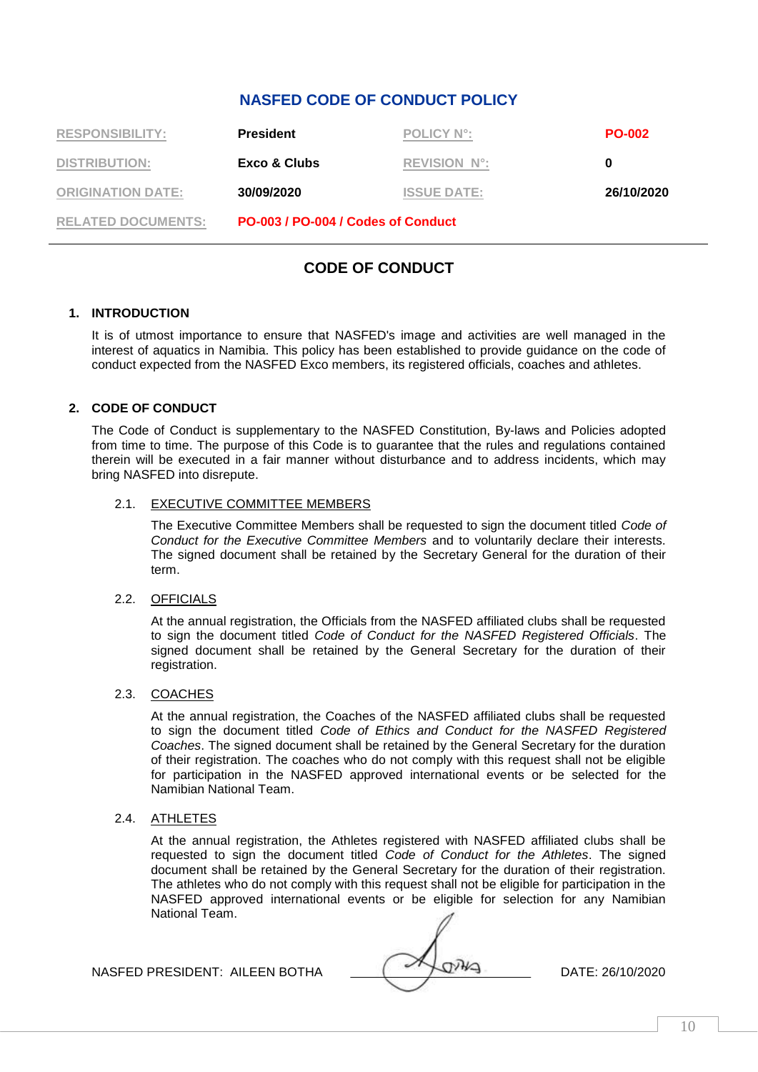# NASFED CODE OF CONDUCT POLICY

| | | | |
|---|---|---|---|
| RESPONSIBILITY: | **President** | POLICY N°: | **PO-002** |
| DISTRIBUTION: | **Exco & Clubs** | REVISION N°: | **0** |
| ORIGINATION DATE: | **30/09/2020** | ISSUE DATE: | **26/10/2020** |
| RELATED DOCUMENTS: | **PO-003 / PO-004 / Codes of Conduct** | | |

## CODE OF CONDUCT

### 1. INTRODUCTION

It is of utmost importance to ensure that NASFED's image and activities are well managed in the interest of aquatics in Namibia. This policy has been established to provide guidance on the code of conduct expected from the NASFED Exco members, its registered officials, coaches and athletes.

### 2. CODE OF CONDUCT

The Code of Conduct is supplementary to the NASFED Constitution, By-laws and Policies adopted from time to time. The purpose of this Code is to guarantee that the rules and regulations contained therein will be executed in a fair manner without disturbance and to address incidents, which may bring NASFED into disrepute.

#### 2.1. EXECUTIVE COMMITTEE MEMBERS

The Executive Committee Members shall be requested to sign the document titled *Code of Conduct for the Executive Committee Members* and to voluntarily declare their interests. The signed document shall be retained by the Secretary General for the duration of their term.

#### 2.2. OFFICIALS

At the annual registration, the Officials from the NASFED affiliated clubs shall be requested to sign the document titled *Code of Conduct for the NASFED Registered Officials*. The signed document shall be retained by the General Secretary for the duration of their registration.

#### 2.3. COACHES

At the annual registration, the Coaches of the NASFED affiliated clubs shall be requested to sign the document titled *Code of Ethics and Conduct for the NASFED Registered Coaches*. The signed document shall be retained by the General Secretary for the duration of their registration. The coaches who do not comply with this request shall not be eligible for participation in the NASFED approved international events or be selected for the Namibian National Team.

#### 2.4. ATHLETES

At the annual registration, the Athletes registered with NASFED affiliated clubs shall be requested to sign the document titled *Code of Conduct for the Athletes*. The signed document shall be retained by the General Secretary for the duration of their registration. The athletes who do not comply with this request shall not be eligible for participation in the NASFED approved international events or be eligible for selection for any Namibian National Team.

NASFED PRESIDENT: AILEEN BOTHA ____________________ DATE: 26/10/2020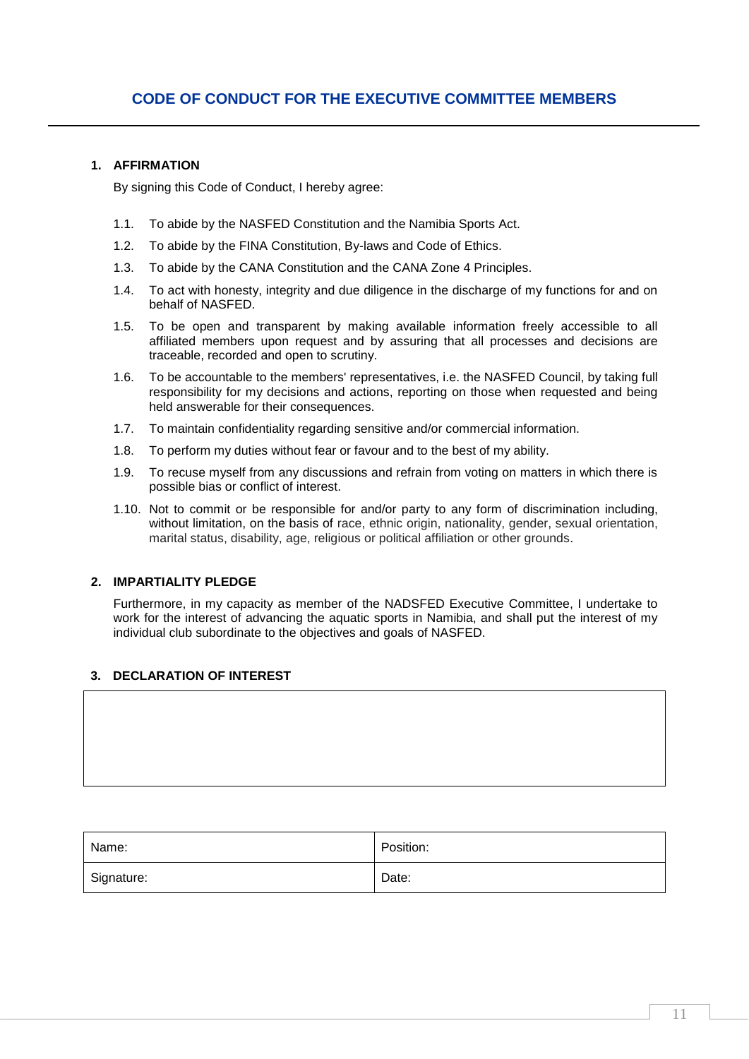# CODE OF CONDUCT FOR THE EXECUTIVE COMMITTEE MEMBERS

## 1. AFFIRMATION

By signing this Code of Conduct, I hereby agree:

1.1. To abide by the NASFED Constitution and the Namibia Sports Act.

1.2. To abide by the FINA Constitution, By-laws and Code of Ethics.

1.3. To abide by the CANA Constitution and the CANA Zone 4 Principles.

1.4. To act with honesty, integrity and due diligence in the discharge of my functions for and on behalf of NASFED.

1.5. To be open and transparent by making available information freely accessible to all affiliated members upon request and by assuring that all processes and decisions are traceable, recorded and open to scrutiny.

1.6. To be accountable to the members' representatives, i.e. the NASFED Council, by taking full responsibility for my decisions and actions, reporting on those when requested and being held answerable for their consequences.

1.7. To maintain confidentiality regarding sensitive and/or commercial information.

1.8. To perform my duties without fear or favour and to the best of my ability.

1.9. To recuse myself from any discussions and refrain from voting on matters in which there is possible bias or conflict of interest.

1.10. Not to commit or be responsible for and/or party to any form of discrimination including, without limitation, on the basis of race, ethnic origin, nationality, gender, sexual orientation, marital status, disability, age, religious or political affiliation or other grounds.

## 2. IMPARTIALITY PLEDGE

Furthermore, in my capacity as member of the NADSFED Executive Committee, I undertake to work for the interest of advancing the aquatic sports in Namibia, and shall put the interest of my individual club subordinate to the objectives and goals of NASFED.

## 3. DECLARATION OF INTEREST

| |
|---|
| |

| | |
|---|---|
| Name: | Position: |
| Signature: | Date: |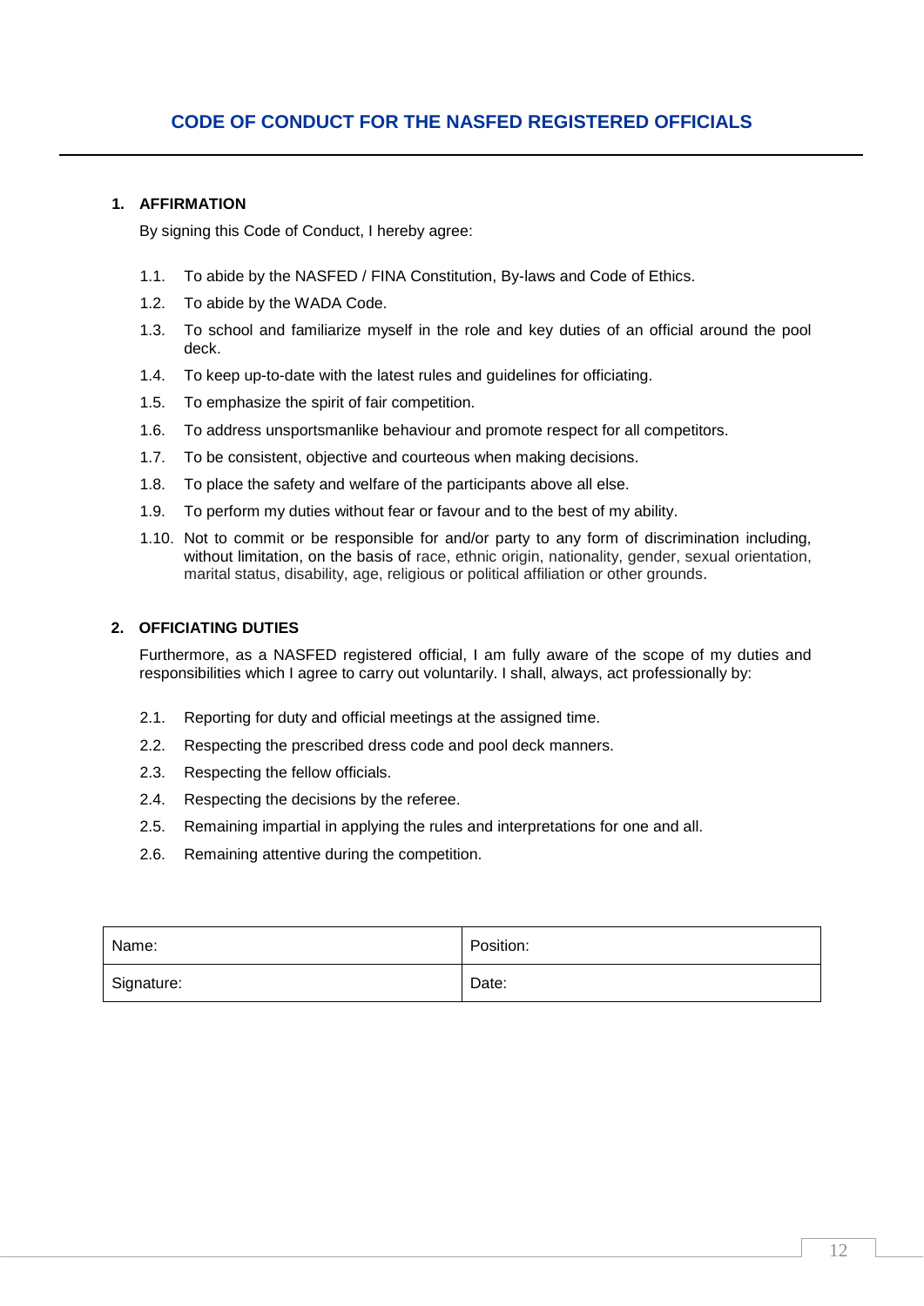# CODE OF CONDUCT FOR THE NASFED REGISTERED OFFICIALS

## 1. AFFIRMATION

By signing this Code of Conduct, I hereby agree:

1.1. To abide by the NASFED / FINA Constitution, By-laws and Code of Ethics.

1.2. To abide by the WADA Code.

1.3. To school and familiarize myself in the role and key duties of an official around the pool deck.

1.4. To keep up-to-date with the latest rules and guidelines for officiating.

1.5. To emphasize the spirit of fair competition.

1.6. To address unsportsmanlike behaviour and promote respect for all competitors.

1.7. To be consistent, objective and courteous when making decisions.

1.8. To place the safety and welfare of the participants above all else.

1.9. To perform my duties without fear or favour and to the best of my ability.

1.10. Not to commit or be responsible for and/or party to any form of discrimination including, without limitation, on the basis of race, ethnic origin, nationality, gender, sexual orientation, marital status, disability, age, religious or political affiliation or other grounds.

## 2. OFFICIATING DUTIES

Furthermore, as a NASFED registered official, I am fully aware of the scope of my duties and responsibilities which I agree to carry out voluntarily. I shall, always, act professionally by:

2.1. Reporting for duty and official meetings at the assigned time.

2.2. Respecting the prescribed dress code and pool deck manners.

2.3. Respecting the fellow officials.

2.4. Respecting the decisions by the referee.

2.5. Remaining impartial in applying the rules and interpretations for one and all.

2.6. Remaining attentive during the competition.

| | |
|---|---|
| Name: | Position: |
| Signature: | Date: |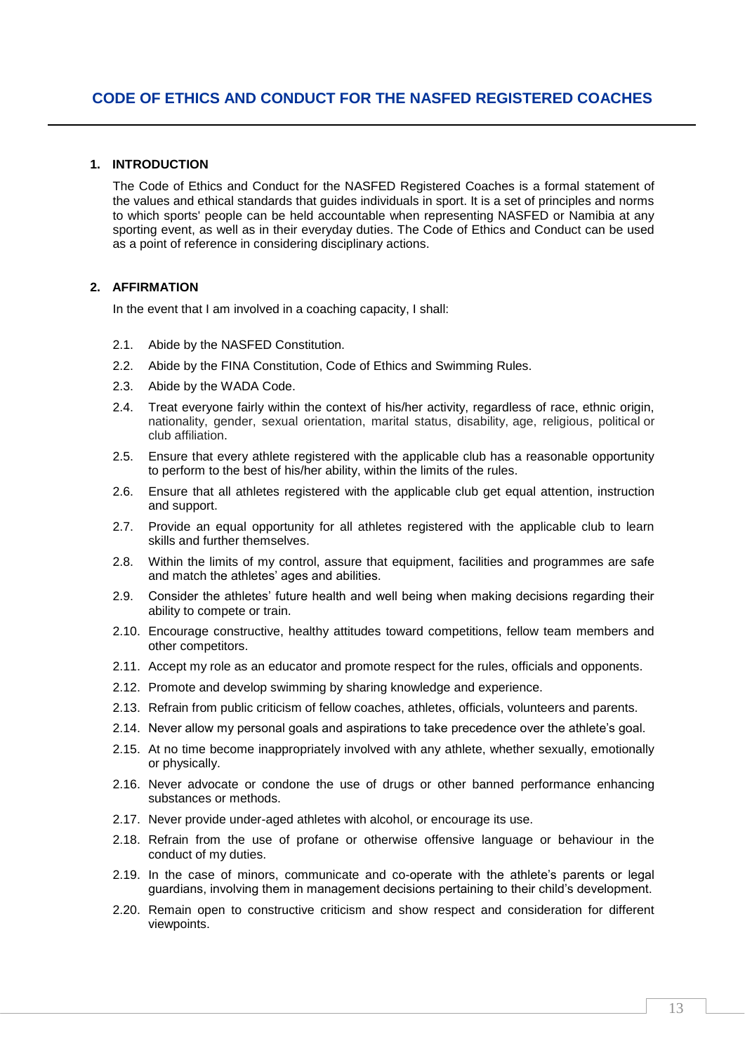# CODE OF ETHICS AND CONDUCT FOR THE NASFED REGISTERED COACHES

## 1. INTRODUCTION

The Code of Ethics and Conduct for the NASFED Registered Coaches is a formal statement of the values and ethical standards that guides individuals in sport. It is a set of principles and norms to which sports' people can be held accountable when representing NASFED or Namibia at any sporting event, as well as in their everyday duties. The Code of Ethics and Conduct can be used as a point of reference in considering disciplinary actions.

## 2. AFFIRMATION

In the event that I am involved in a coaching capacity, I shall:

2.1. Abide by the NASFED Constitution.

2.2. Abide by the FINA Constitution, Code of Ethics and Swimming Rules.

2.3. Abide by the WADA Code.

2.4. Treat everyone fairly within the context of his/her activity, regardless of race, ethnic origin, nationality, gender, sexual orientation, marital status, disability, age, religious, political or club affiliation.

2.5. Ensure that every athlete registered with the applicable club has a reasonable opportunity to perform to the best of his/her ability, within the limits of the rules.

2.6. Ensure that all athletes registered with the applicable club get equal attention, instruction and support.

2.7. Provide an equal opportunity for all athletes registered with the applicable club to learn skills and further themselves.

2.8. Within the limits of my control, assure that equipment, facilities and programmes are safe and match the athletes' ages and abilities.

2.9. Consider the athletes' future health and well being when making decisions regarding their ability to compete or train.

2.10. Encourage constructive, healthy attitudes toward competitions, fellow team members and other competitors.

2.11. Accept my role as an educator and promote respect for the rules, officials and opponents.

2.12. Promote and develop swimming by sharing knowledge and experience.

2.13. Refrain from public criticism of fellow coaches, athletes, officials, volunteers and parents.

2.14. Never allow my personal goals and aspirations to take precedence over the athlete's goal.

2.15. At no time become inappropriately involved with any athlete, whether sexually, emotionally or physically.

2.16. Never advocate or condone the use of drugs or other banned performance enhancing substances or methods.

2.17. Never provide under-aged athletes with alcohol, or encourage its use.

2.18. Refrain from the use of profane or otherwise offensive language or behaviour in the conduct of my duties.

2.19. In the case of minors, communicate and co-operate with the athlete's parents or legal guardians, involving them in management decisions pertaining to their child's development.

2.20. Remain open to constructive criticism and show respect and consideration for different viewpoints.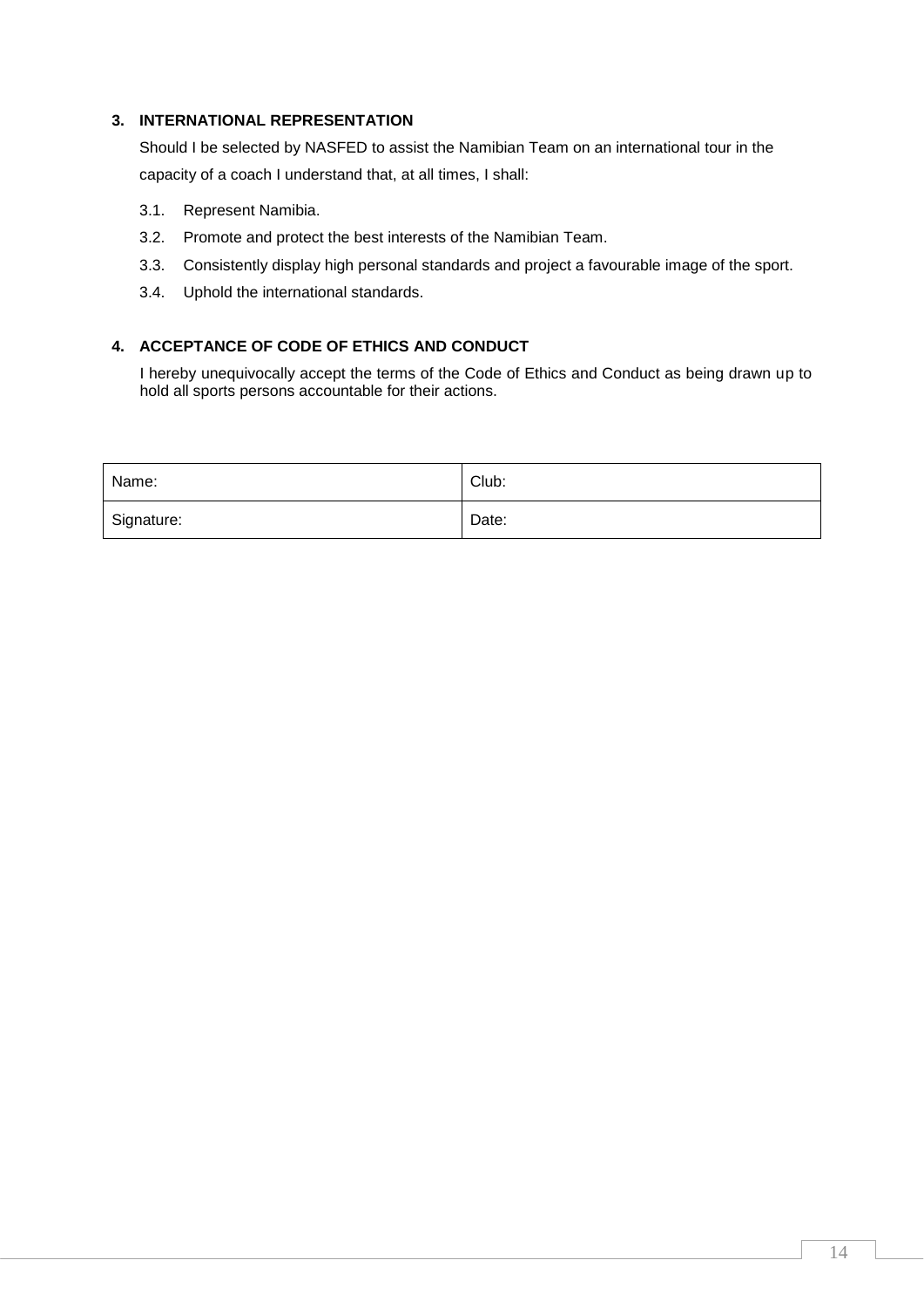### 3. INTERNATIONAL REPRESENTATION

Should I be selected by NASFED to assist the Namibian Team on an international tour in the capacity of a coach I understand that, at all times, I shall:

3.1. Represent Namibia.

3.2. Promote and protect the best interests of the Namibian Team.

3.3. Consistently display high personal standards and project a favourable image of the sport.

3.4. Uphold the international standards.

### 4. ACCEPTANCE OF CODE OF ETHICS AND CONDUCT

I hereby unequivocally accept the terms of the Code of Ethics and Conduct as being drawn up to hold all sports persons accountable for their actions.

| | |
|---|---|
| Name: | Club: |
| Signature: | Date: |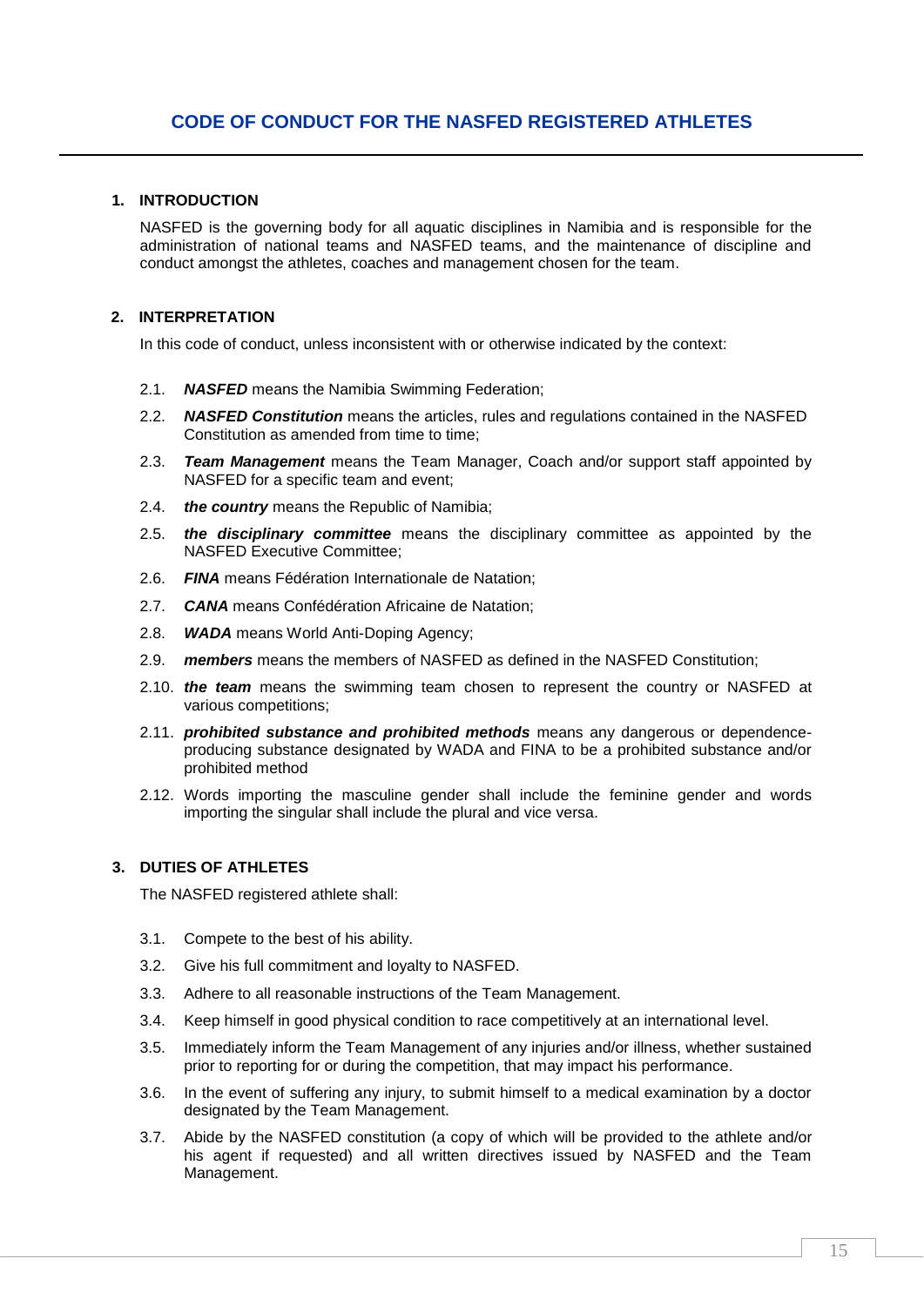# CODE OF CONDUCT FOR THE NASFED REGISTERED ATHLETES

## 1. INTRODUCTION

NASFED is the governing body for all aquatic disciplines in Namibia and is responsible for the administration of national teams and NASFED teams, and the maintenance of discipline and conduct amongst the athletes, coaches and management chosen for the team.

## 2. INTERPRETATION

In this code of conduct, unless inconsistent with or otherwise indicated by the context:

2.1. ***NASFED*** means the Namibia Swimming Federation;

2.2. ***NASFED Constitution*** means the articles, rules and regulations contained in the NASFED Constitution as amended from time to time;

2.3. ***Team Management*** means the Team Manager, Coach and/or support staff appointed by NASFED for a specific team and event;

2.4. ***the country*** means the Republic of Namibia;

2.5. ***the disciplinary committee*** means the disciplinary committee as appointed by the NASFED Executive Committee;

2.6. ***FINA*** means Fédération Internationale de Natation;

2.7. ***CANA*** means Confédération Africaine de Natation;

2.8. ***WADA*** means World Anti-Doping Agency;

2.9. ***members*** means the members of NASFED as defined in the NASFED Constitution;

2.10. ***the team*** means the swimming team chosen to represent the country or NASFED at various competitions;

2.11. ***prohibited substance and prohibited methods*** means any dangerous or dependence-producing substance designated by WADA and FINA to be a prohibited substance and/or prohibited method

2.12. Words importing the masculine gender shall include the feminine gender and words importing the singular shall include the plural and vice versa.

## 3. DUTIES OF ATHLETES

The NASFED registered athlete shall:

3.1. Compete to the best of his ability.

3.2. Give his full commitment and loyalty to NASFED.

3.3. Adhere to all reasonable instructions of the Team Management.

3.4. Keep himself in good physical condition to race competitively at an international level.

3.5. Immediately inform the Team Management of any injuries and/or illness, whether sustained prior to reporting for or during the competition, that may impact his performance.

3.6. In the event of suffering any injury, to submit himself to a medical examination by a doctor designated by the Team Management.

3.7. Abide by the NASFED constitution (a copy of which will be provided to the athlete and/or his agent if requested) and all written directives issued by NASFED and the Team Management.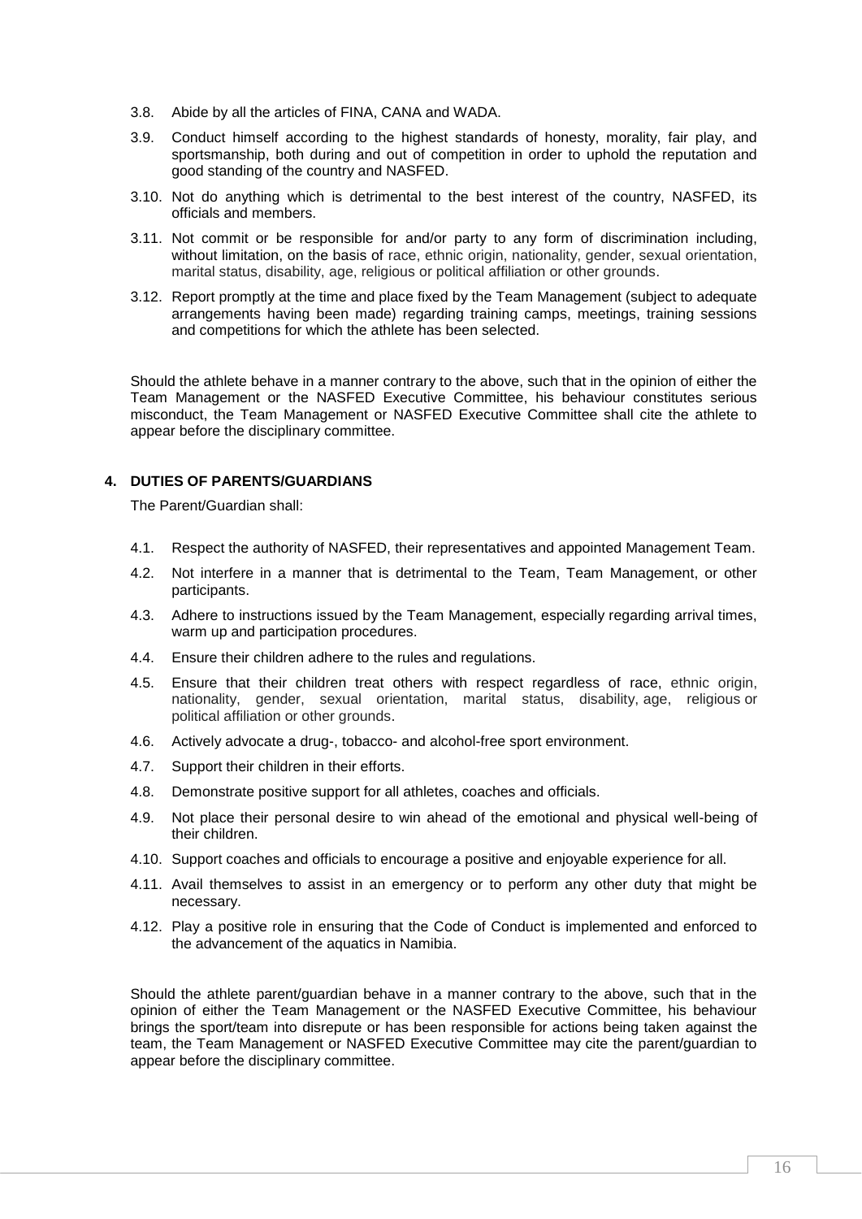3.8. Abide by all the articles of FINA, CANA and WADA.

3.9. Conduct himself according to the highest standards of honesty, morality, fair play, and sportsmanship, both during and out of competition in order to uphold the reputation and good standing of the country and NASFED.

3.10. Not do anything which is detrimental to the best interest of the country, NASFED, its officials and members.

3.11. Not commit or be responsible for and/or party to any form of discrimination including, without limitation, on the basis of race, ethnic origin, nationality, gender, sexual orientation, marital status, disability, age, religious or political affiliation or other grounds.

3.12. Report promptly at the time and place fixed by the Team Management (subject to adequate arrangements having been made) regarding training camps, meetings, training sessions and competitions for which the athlete has been selected.

Should the athlete behave in a manner contrary to the above, such that in the opinion of either the Team Management or the NASFED Executive Committee, his behaviour constitutes serious misconduct, the Team Management or NASFED Executive Committee shall cite the athlete to appear before the disciplinary committee.

## 4. DUTIES OF PARENTS/GUARDIANS

The Parent/Guardian shall:

4.1. Respect the authority of NASFED, their representatives and appointed Management Team.

4.2. Not interfere in a manner that is detrimental to the Team, Team Management, or other participants.

4.3. Adhere to instructions issued by the Team Management, especially regarding arrival times, warm up and participation procedures.

4.4. Ensure their children adhere to the rules and regulations.

4.5. Ensure that their children treat others with respect regardless of race, ethnic origin, nationality, gender, sexual orientation, marital status, disability, age, religious or political affiliation or other grounds.

4.6. Actively advocate a drug-, tobacco- and alcohol-free sport environment.

4.7. Support their children in their efforts.

4.8. Demonstrate positive support for all athletes, coaches and officials.

4.9. Not place their personal desire to win ahead of the emotional and physical well-being of their children.

4.10. Support coaches and officials to encourage a positive and enjoyable experience for all.

4.11. Avail themselves to assist in an emergency or to perform any other duty that might be necessary.

4.12. Play a positive role in ensuring that the Code of Conduct is implemented and enforced to the advancement of the aquatics in Namibia.

Should the athlete parent/guardian behave in a manner contrary to the above, such that in the opinion of either the Team Management or the NASFED Executive Committee, his behaviour brings the sport/team into disrepute or has been responsible for actions being taken against the team, the Team Management or NASFED Executive Committee may cite the parent/guardian to appear before the disciplinary committee.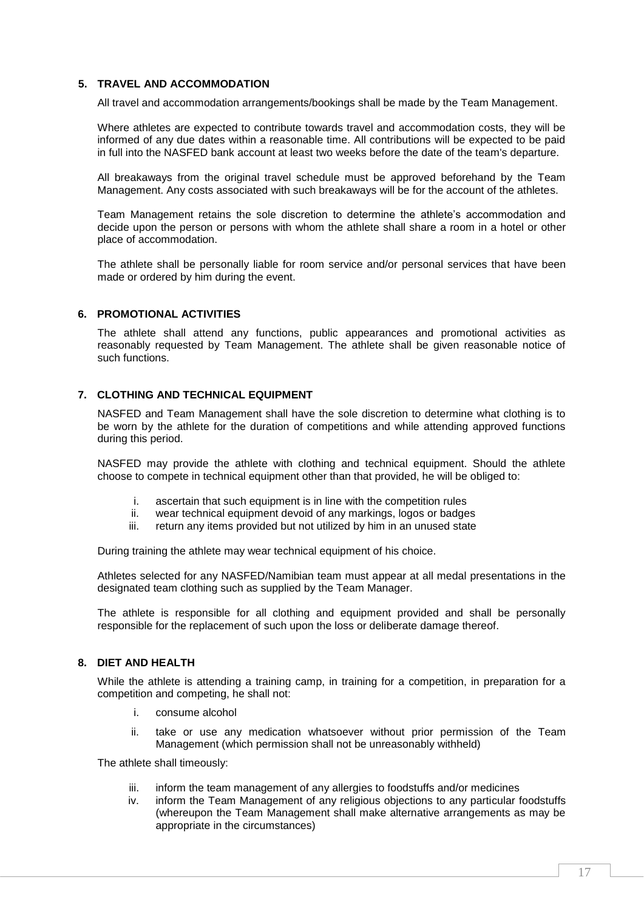## 5. TRAVEL AND ACCOMMODATION

All travel and accommodation arrangements/bookings shall be made by the Team Management.

Where athletes are expected to contribute towards travel and accommodation costs, they will be informed of any due dates within a reasonable time. All contributions will be expected to be paid in full into the NASFED bank account at least two weeks before the date of the team's departure.

All breakaways from the original travel schedule must be approved beforehand by the Team Management. Any costs associated with such breakaways will be for the account of the athletes.

Team Management retains the sole discretion to determine the athlete's accommodation and decide upon the person or persons with whom the athlete shall share a room in a hotel or other place of accommodation.

The athlete shall be personally liable for room service and/or personal services that have been made or ordered by him during the event.

## 6. PROMOTIONAL ACTIVITIES

The athlete shall attend any functions, public appearances and promotional activities as reasonably requested by Team Management. The athlete shall be given reasonable notice of such functions.

## 7. CLOTHING AND TECHNICAL EQUIPMENT

NASFED and Team Management shall have the sole discretion to determine what clothing is to be worn by the athlete for the duration of competitions and while attending approved functions during this period.

NASFED may provide the athlete with clothing and technical equipment. Should the athlete choose to compete in technical equipment other than that provided, he will be obliged to:

i. ascertain that such equipment is in line with the competition rules
ii. wear technical equipment devoid of any markings, logos or badges
iii. return any items provided but not utilized by him in an unused state

During training the athlete may wear technical equipment of his choice.

Athletes selected for any NASFED/Namibian team must appear at all medal presentations in the designated team clothing such as supplied by the Team Manager.

The athlete is responsible for all clothing and equipment provided and shall be personally responsible for the replacement of such upon the loss or deliberate damage thereof.

## 8. DIET AND HEALTH

While the athlete is attending a training camp, in training for a competition, in preparation for a competition and competing, he shall not:

i. consume alcohol
ii. take or use any medication whatsoever without prior permission of the Team Management (which permission shall not be unreasonably withheld)

The athlete shall timeously:

iii. inform the team management of any allergies to foodstuffs and/or medicines
iv. inform the Team Management of any religious objections to any particular foodstuffs (whereupon the Team Management shall make alternative arrangements as may be appropriate in the circumstances)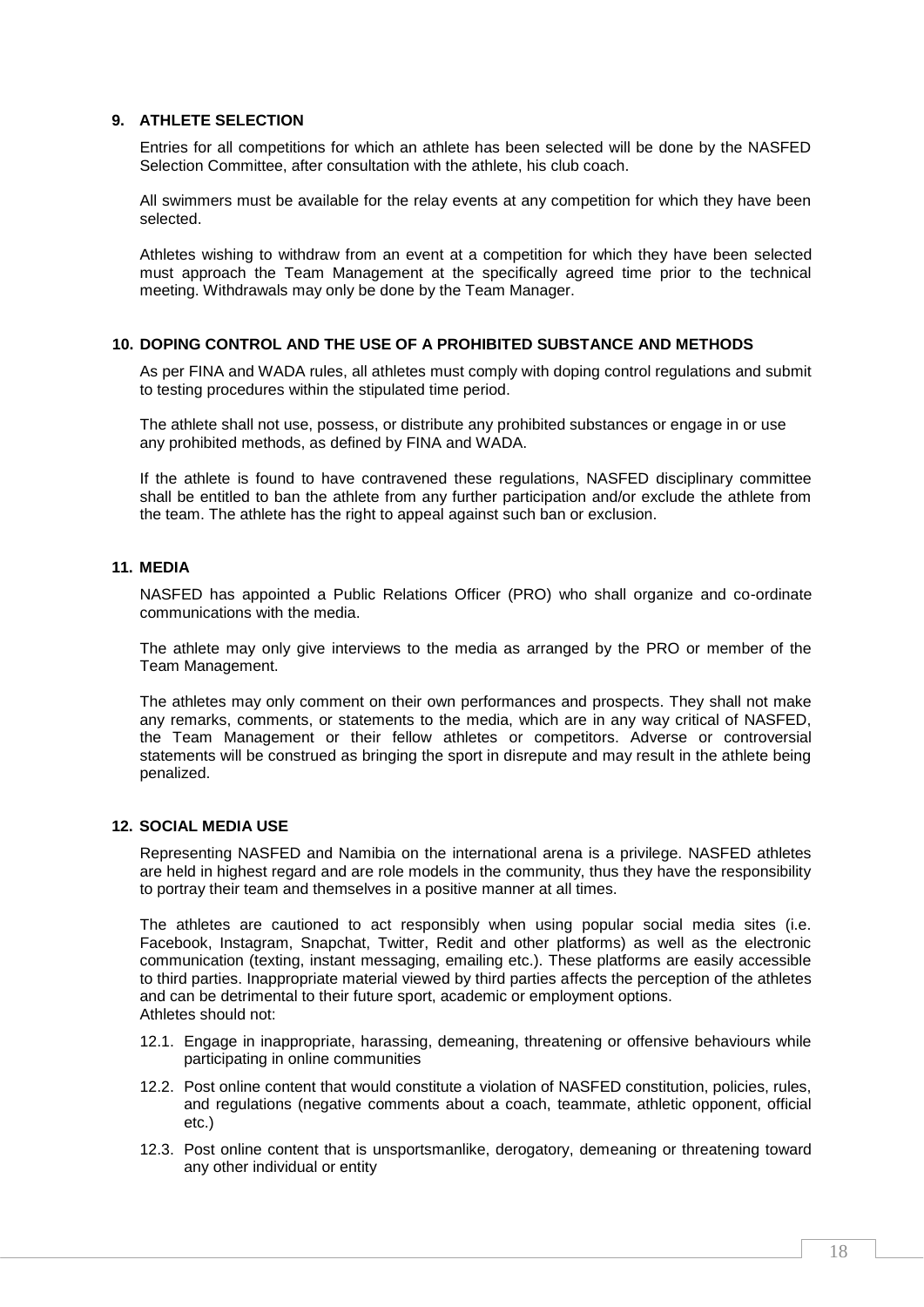## 9. ATHLETE SELECTION

Entries for all competitions for which an athlete has been selected will be done by the NASFED Selection Committee, after consultation with the athlete, his club coach.

All swimmers must be available for the relay events at any competition for which they have been selected.

Athletes wishing to withdraw from an event at a competition for which they have been selected must approach the Team Management at the specifically agreed time prior to the technical meeting. Withdrawals may only be done by the Team Manager.

## 10. DOPING CONTROL AND THE USE OF A PROHIBITED SUBSTANCE AND METHODS

As per FINA and WADA rules, all athletes must comply with doping control regulations and submit to testing procedures within the stipulated time period.

The athlete shall not use, possess, or distribute any prohibited substances or engage in or use any prohibited methods, as defined by FINA and WADA.

If the athlete is found to have contravened these regulations, NASFED disciplinary committee shall be entitled to ban the athlete from any further participation and/or exclude the athlete from the team. The athlete has the right to appeal against such ban or exclusion.

## 11. MEDIA

NASFED has appointed a Public Relations Officer (PRO) who shall organize and co-ordinate communications with the media.

The athlete may only give interviews to the media as arranged by the PRO or member of the Team Management.

The athletes may only comment on their own performances and prospects. They shall not make any remarks, comments, or statements to the media, which are in any way critical of NASFED, the Team Management or their fellow athletes or competitors. Adverse or controversial statements will be construed as bringing the sport in disrepute and may result in the athlete being penalized.

## 12. SOCIAL MEDIA USE

Representing NASFED and Namibia on the international arena is a privilege. NASFED athletes are held in highest regard and are role models in the community, thus they have the responsibility to portray their team and themselves in a positive manner at all times.

The athletes are cautioned to act responsibly when using popular social media sites (i.e. Facebook, Instagram, Snapchat, Twitter, Redit and other platforms) as well as the electronic communication (texting, instant messaging, emailing etc.). These platforms are easily accessible to third parties. Inappropriate material viewed by third parties affects the perception of the athletes and can be detrimental to their future sport, academic or employment options.
Athletes should not:

12.1. Engage in inappropriate, harassing, demeaning, threatening or offensive behaviours while participating in online communities

12.2. Post online content that would constitute a violation of NASFED constitution, policies, rules, and regulations (negative comments about a coach, teammate, athletic opponent, official etc.)

12.3. Post online content that is unsportsmanlike, derogatory, demeaning or threatening toward any other individual or entity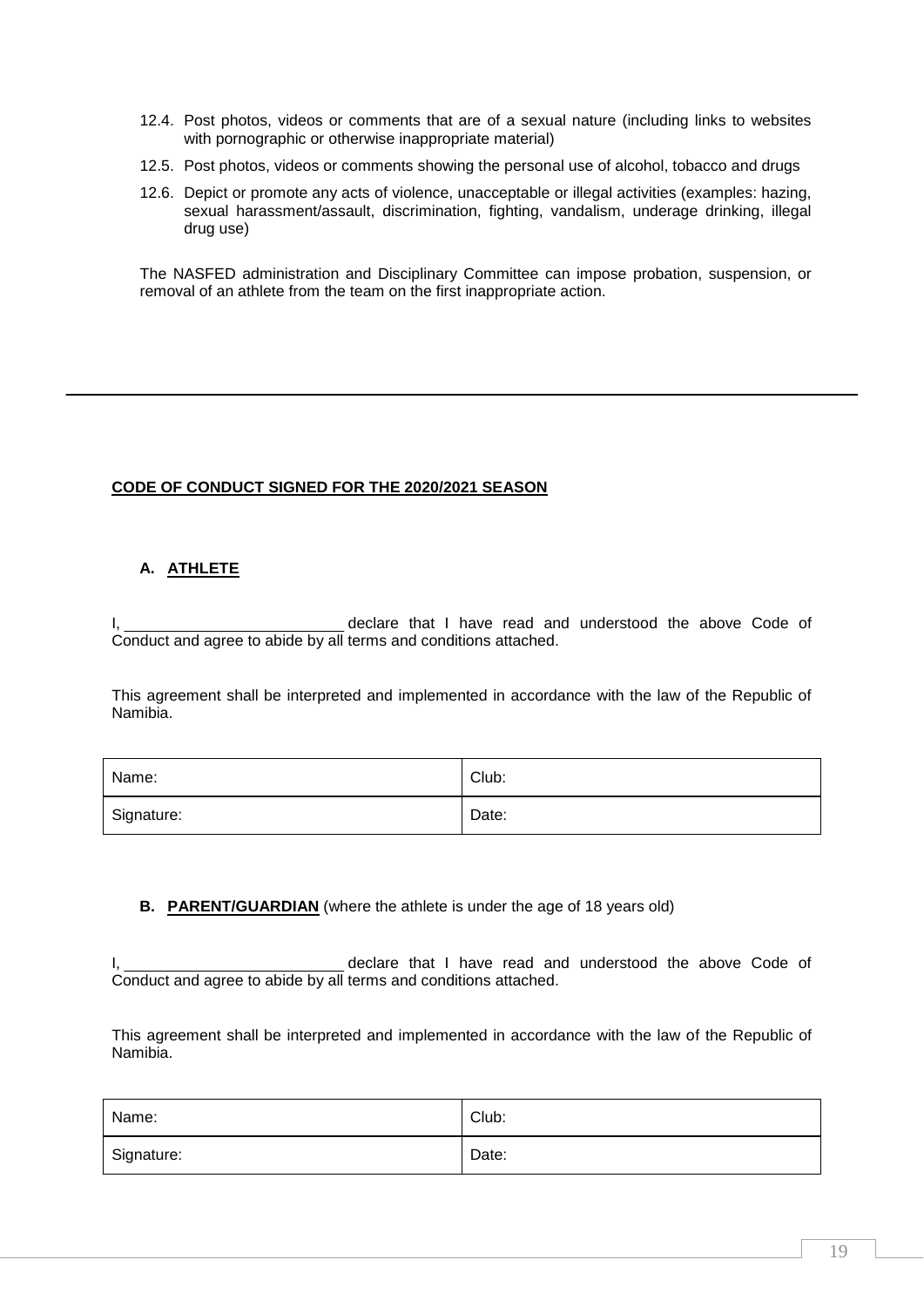12.4. Post photos, videos or comments that are of a sexual nature (including links to websites with pornographic or otherwise inappropriate material)

12.5. Post photos, videos or comments showing the personal use of alcohol, tobacco and drugs

12.6. Depict or promote any acts of violence, unacceptable or illegal activities (examples: hazing, sexual harassment/assault, discrimination, fighting, vandalism, underage drinking, illegal drug use)

The NASFED administration and Disciplinary Committee can impose probation, suspension, or removal of an athlete from the team on the first inappropriate action.

---

**CODE OF CONDUCT SIGNED FOR THE 2020/2021 SEASON**

**A. ATHLETE**

I, \_\_\_\_\_\_\_\_\_\_\_\_\_\_\_\_\_\_\_\_\_\_\_\_\_\_ declare that I have read and understood the above Code of Conduct and agree to abide by all terms and conditions attached.

This agreement shall be interpreted and implemented in accordance with the law of the Republic of Namibia.

| | |
|---|---|
| Name: | Club: |
| Signature: | Date: |

**B. PARENT/GUARDIAN** (where the athlete is under the age of 18 years old)

I, \_\_\_\_\_\_\_\_\_\_\_\_\_\_\_\_\_\_\_\_\_\_\_\_\_\_ declare that I have read and understood the above Code of Conduct and agree to abide by all terms and conditions attached.

This agreement shall be interpreted and implemented in accordance with the law of the Republic of Namibia.

| | |
|---|---|
| Name: | Club: |
| Signature: | Date: |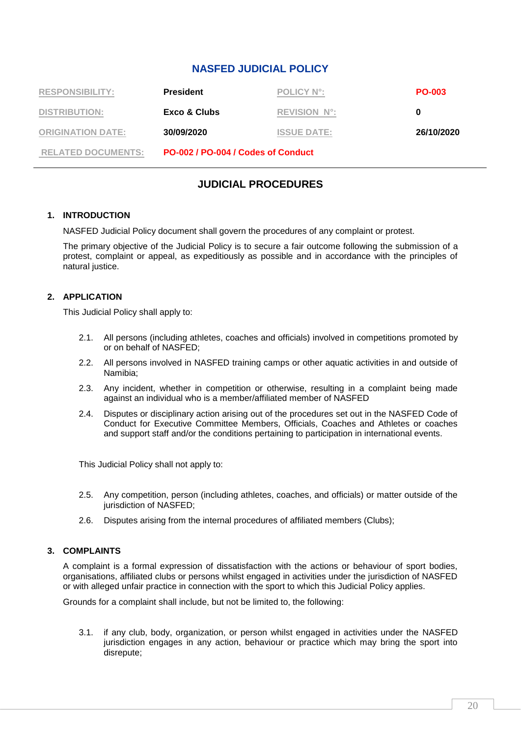## NASFED JUDICIAL POLICY

| | | | |
|---|---|---|---|
| RESPONSIBILITY: | **President** | POLICY N°: | **PO-003** |
| DISTRIBUTION: | **Exco & Clubs** | REVISION N°: | **0** |
| ORIGINATION DATE: | **30/09/2020** | ISSUE DATE: | **26/10/2020** |
| RELATED DOCUMENTS: | **PO-002 / PO-004 / Codes of Conduct** | | |

## JUDICIAL PROCEDURES

### 1. INTRODUCTION

NASFED Judicial Policy document shall govern the procedures of any complaint or protest.

The primary objective of the Judicial Policy is to secure a fair outcome following the submission of a protest, complaint or appeal, as expeditiously as possible and in accordance with the principles of natural justice.

### 2. APPLICATION

This Judicial Policy shall apply to:

2.1. All persons (including athletes, coaches and officials) involved in competitions promoted by or on behalf of NASFED;

2.2. All persons involved in NASFED training camps or other aquatic activities in and outside of Namibia;

2.3. Any incident, whether in competition or otherwise, resulting in a complaint being made against an individual who is a member/affiliated member of NASFED

2.4. Disputes or disciplinary action arising out of the procedures set out in the NASFED Code of Conduct for Executive Committee Members, Officials, Coaches and Athletes or coaches and support staff and/or the conditions pertaining to participation in international events.

This Judicial Policy shall not apply to:

2.5. Any competition, person (including athletes, coaches, and officials) or matter outside of the jurisdiction of NASFED;

2.6. Disputes arising from the internal procedures of affiliated members (Clubs);

### 3. COMPLAINTS

A complaint is a formal expression of dissatisfaction with the actions or behaviour of sport bodies, organisations, affiliated clubs or persons whilst engaged in activities under the jurisdiction of NASFED or with alleged unfair practice in connection with the sport to which this Judicial Policy applies.

Grounds for a complaint shall include, but not be limited to, the following:

3.1. if any club, body, organization, or person whilst engaged in activities under the NASFED jurisdiction engages in any action, behaviour or practice which may bring the sport into disrepute;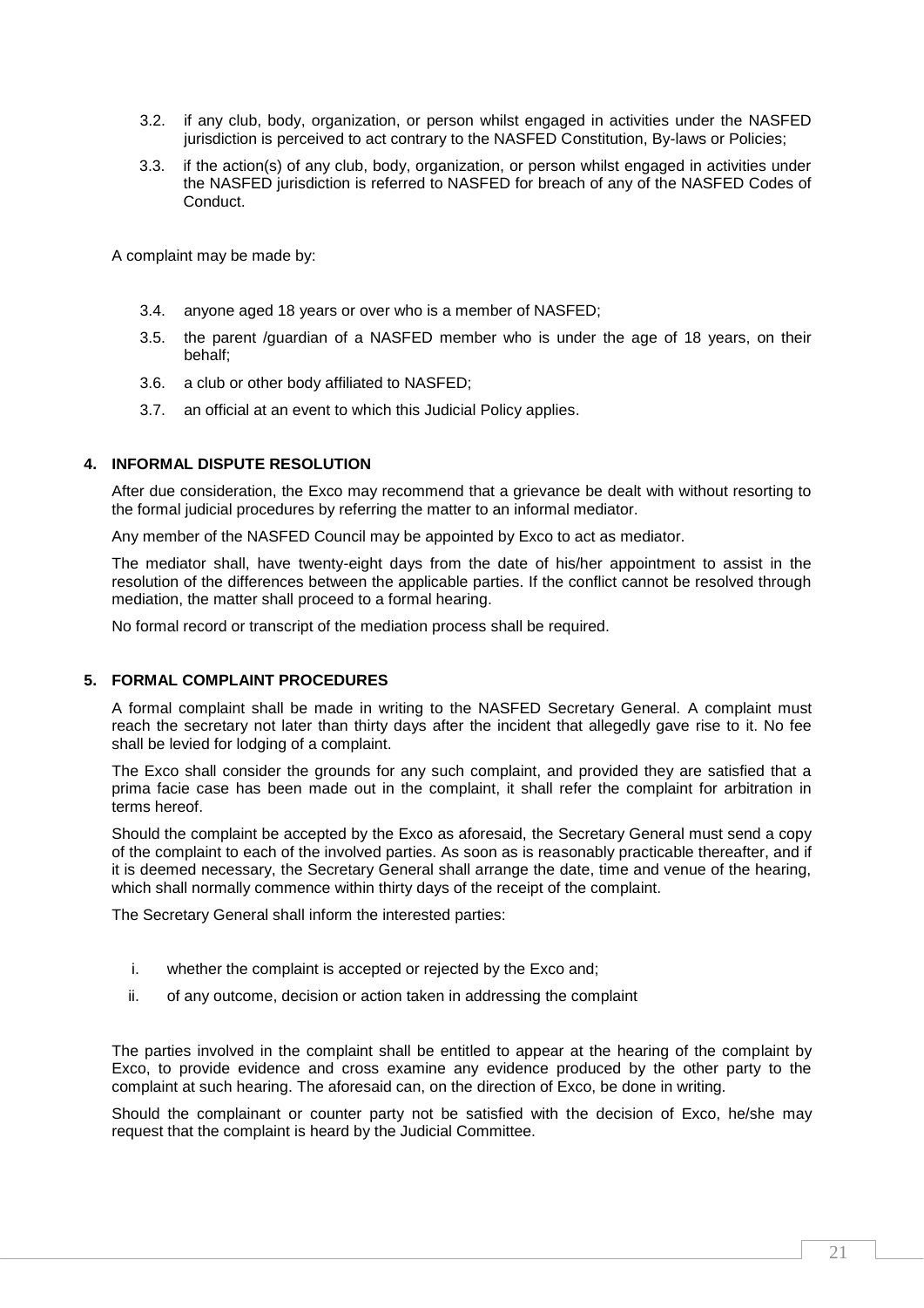3.2. if any club, body, organization, or person whilst engaged in activities under the NASFED jurisdiction is perceived to act contrary to the NASFED Constitution, By-laws or Policies;

3.3. if the action(s) of any club, body, organization, or person whilst engaged in activities under the NASFED jurisdiction is referred to NASFED for breach of any of the NASFED Codes of Conduct.

A complaint may be made by:

3.4. anyone aged 18 years or over who is a member of NASFED;

3.5. the parent /guardian of a NASFED member who is under the age of 18 years, on their behalf;

3.6. a club or other body affiliated to NASFED;

3.7. an official at an event to which this Judicial Policy applies.

## 4. INFORMAL DISPUTE RESOLUTION

After due consideration, the Exco may recommend that a grievance be dealt with without resorting to the formal judicial procedures by referring the matter to an informal mediator.

Any member of the NASFED Council may be appointed by Exco to act as mediator.

The mediator shall, have twenty-eight days from the date of his/her appointment to assist in the resolution of the differences between the applicable parties. If the conflict cannot be resolved through mediation, the matter shall proceed to a formal hearing.

No formal record or transcript of the mediation process shall be required.

## 5. FORMAL COMPLAINT PROCEDURES

A formal complaint shall be made in writing to the NASFED Secretary General. A complaint must reach the secretary not later than thirty days after the incident that allegedly gave rise to it. No fee shall be levied for lodging of a complaint.

The Exco shall consider the grounds for any such complaint, and provided they are satisfied that a prima facie case has been made out in the complaint, it shall refer the complaint for arbitration in terms hereof.

Should the complaint be accepted by the Exco as aforesaid, the Secretary General must send a copy of the complaint to each of the involved parties. As soon as is reasonably practicable thereafter, and if it is deemed necessary, the Secretary General shall arrange the date, time and venue of the hearing, which shall normally commence within thirty days of the receipt of the complaint.

The Secretary General shall inform the interested parties:

i. whether the complaint is accepted or rejected by the Exco and;

ii. of any outcome, decision or action taken in addressing the complaint

The parties involved in the complaint shall be entitled to appear at the hearing of the complaint by Exco, to provide evidence and cross examine any evidence produced by the other party to the complaint at such hearing. The aforesaid can, on the direction of Exco, be done in writing.

Should the complainant or counter party not be satisfied with the decision of Exco, he/she may request that the complaint is heard by the Judicial Committee.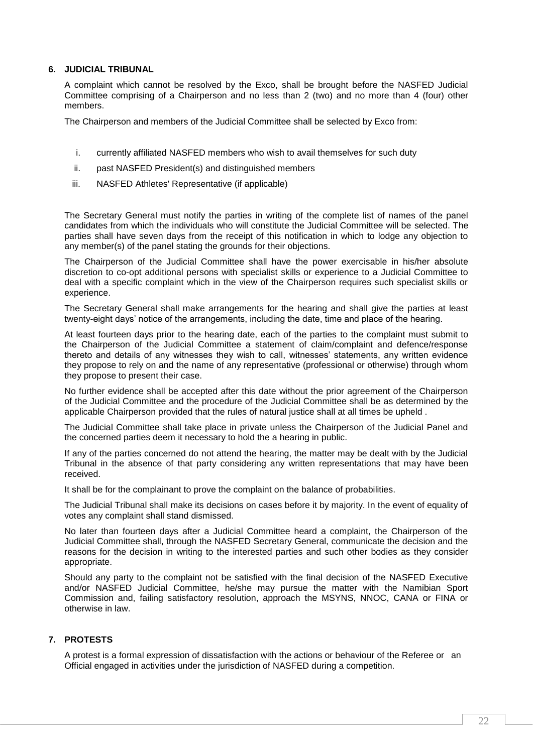## 6. JUDICIAL TRIBUNAL

A complaint which cannot be resolved by the Exco, shall be brought before the NASFED Judicial Committee comprising of a Chairperson and no less than 2 (two) and no more than 4 (four) other members.

The Chairperson and members of the Judicial Committee shall be selected by Exco from:

i. currently affiliated NASFED members who wish to avail themselves for such duty
ii. past NASFED President(s) and distinguished members
iii. NASFED Athletes' Representative (if applicable)

The Secretary General must notify the parties in writing of the complete list of names of the panel candidates from which the individuals who will constitute the Judicial Committee will be selected. The parties shall have seven days from the receipt of this notification in which to lodge any objection to any member(s) of the panel stating the grounds for their objections.

The Chairperson of the Judicial Committee shall have the power exercisable in his/her absolute discretion to co-opt additional persons with specialist skills or experience to a Judicial Committee to deal with a specific complaint which in the view of the Chairperson requires such specialist skills or experience.

The Secretary General shall make arrangements for the hearing and shall give the parties at least twenty-eight days' notice of the arrangements, including the date, time and place of the hearing.

At least fourteen days prior to the hearing date, each of the parties to the complaint must submit to the Chairperson of the Judicial Committee a statement of claim/complaint and defence/response thereto and details of any witnesses they wish to call, witnesses' statements, any written evidence they propose to rely on and the name of any representative (professional or otherwise) through whom they propose to present their case.

No further evidence shall be accepted after this date without the prior agreement of the Chairperson of the Judicial Committee and the procedure of the Judicial Committee shall be as determined by the applicable Chairperson provided that the rules of natural justice shall at all times be upheld .

The Judicial Committee shall take place in private unless the Chairperson of the Judicial Panel and the concerned parties deem it necessary to hold the a hearing in public.

If any of the parties concerned do not attend the hearing, the matter may be dealt with by the Judicial Tribunal in the absence of that party considering any written representations that may have been received.

It shall be for the complainant to prove the complaint on the balance of probabilities.

The Judicial Tribunal shall make its decisions on cases before it by majority. In the event of equality of votes any complaint shall stand dismissed.

No later than fourteen days after a Judicial Committee heard a complaint, the Chairperson of the Judicial Committee shall, through the NASFED Secretary General, communicate the decision and the reasons for the decision in writing to the interested parties and such other bodies as they consider appropriate.

Should any party to the complaint not be satisfied with the final decision of the NASFED Executive and/or NASFED Judicial Committee, he/she may pursue the matter with the Namibian Sport Commission and, failing satisfactory resolution, approach the MSYNS, NNOC, CANA or FINA or otherwise in law.

## 7. PROTESTS

A protest is a formal expression of dissatisfaction with the actions or behaviour of the Referee or an Official engaged in activities under the jurisdiction of NASFED during a competition.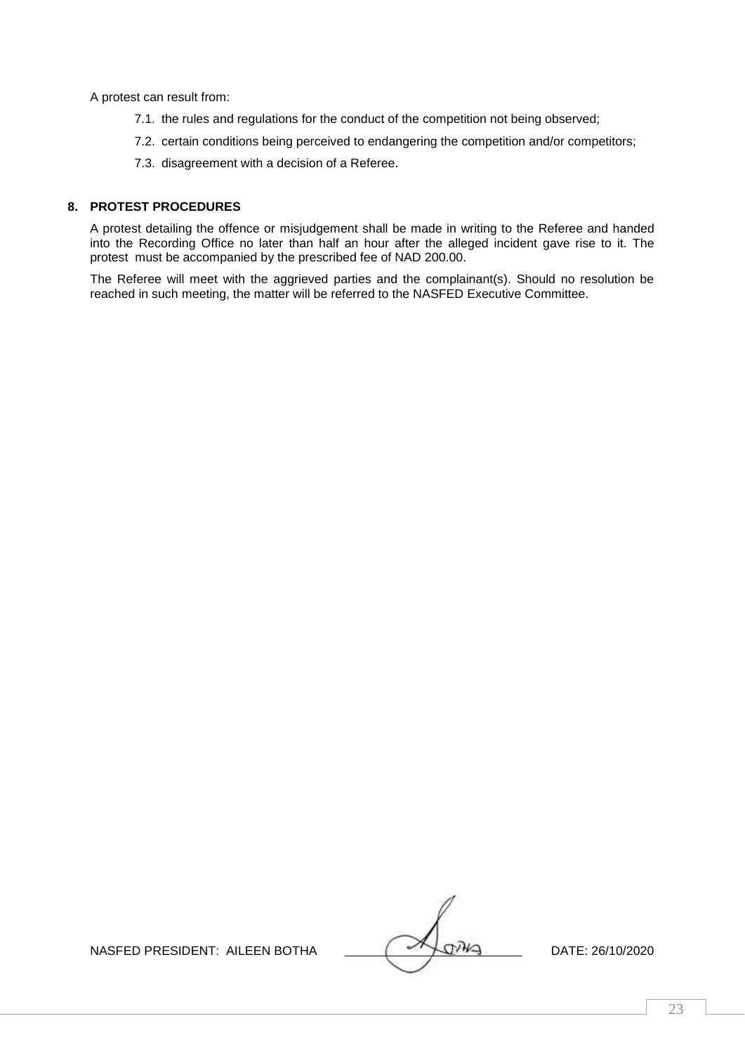A protest can result from:

7.1. the rules and regulations for the conduct of the competition not being observed;

7.2. certain conditions being perceived to endangering the competition and/or competitors;

7.3. disagreement with a decision of a Referee.

## 8. PROTEST PROCEDURES

A protest detailing the offence or misjudgement shall be made in writing to the Referee and handed into the Recording Office no later than half an hour after the alleged incident gave rise to it. The protest must be accompanied by the prescribed fee of NAD 200.00.

The Referee will meet with the aggrieved parties and the complainant(s). Should no resolution be reached in such meeting, the matter will be referred to the NASFED Executive Committee.

NASFED PRESIDENT: AILEEN BOTHA ______________ DATE: 26/10/2020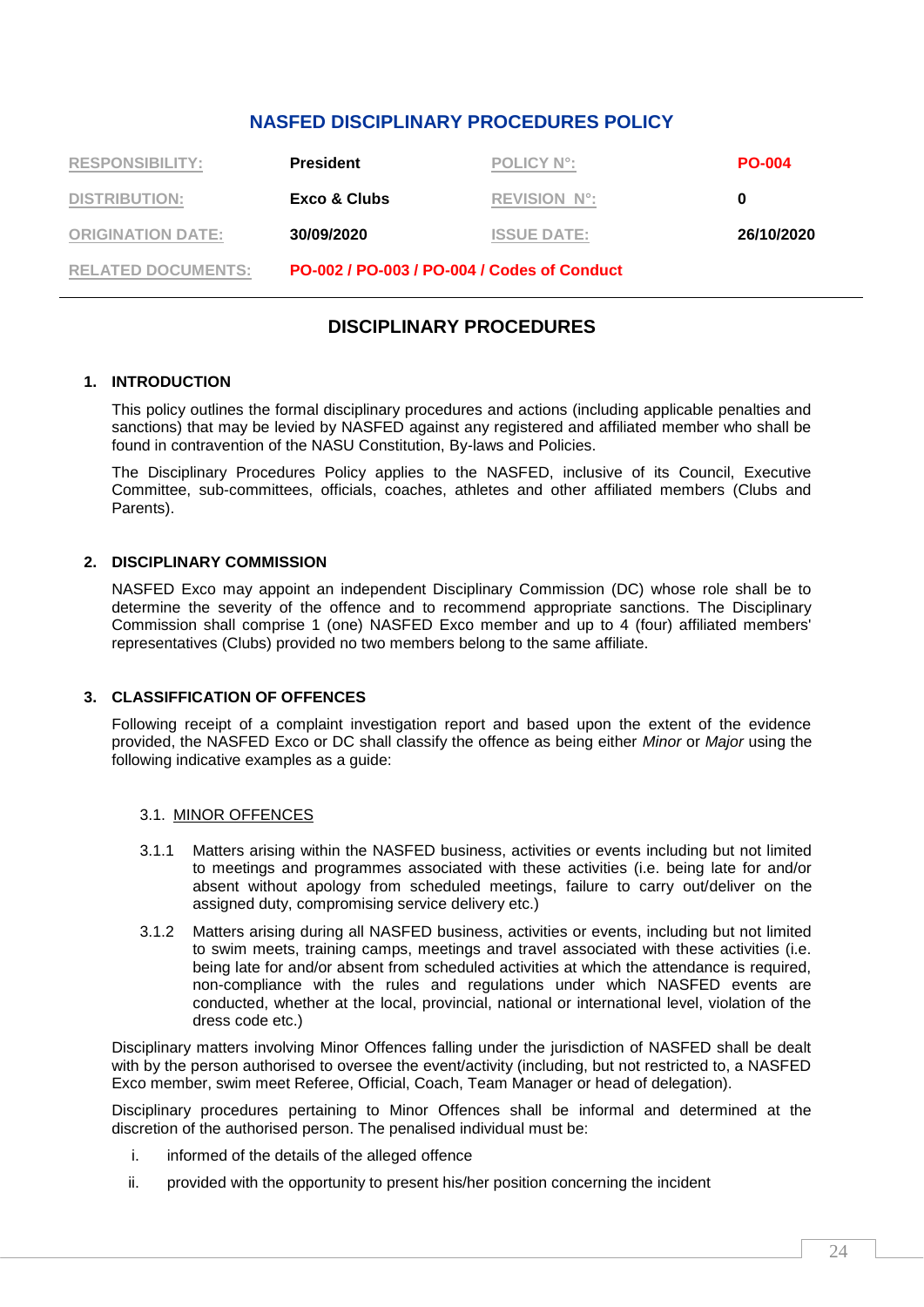## NASFED DISCIPLINARY PROCEDURES POLICY

| RESPONSIBILITY: | President | POLICY N°: | PO-004 |
|---|---|---|---|
| DISTRIBUTION: | Exco & Clubs | REVISION N°: | 0 |
| ORIGINATION DATE: | 30/09/2020 | ISSUE DATE: | 26/10/2020 |
| RELATED DOCUMENTS: | PO-002 / PO-003 / PO-004 / Codes of Conduct | | |

## DISCIPLINARY PROCEDURES

### 1. INTRODUCTION

This policy outlines the formal disciplinary procedures and actions (including applicable penalties and sanctions) that may be levied by NASFED against any registered and affiliated member who shall be found in contravention of the NASU Constitution, By-laws and Policies.

The Disciplinary Procedures Policy applies to the NASFED, inclusive of its Council, Executive Committee, sub-committees, officials, coaches, athletes and other affiliated members (Clubs and Parents).

### 2. DISCIPLINARY COMMISSION

NASFED Exco may appoint an independent Disciplinary Commission (DC) whose role shall be to determine the severity of the offence and to recommend appropriate sanctions. The Disciplinary Commission shall comprise 1 (one) NASFED Exco member and up to 4 (four) affiliated members' representatives (Clubs) provided no two members belong to the same affiliate.

### 3. CLASSIFFICATION OF OFFENCES

Following receipt of a complaint investigation report and based upon the extent of the evidence provided, the NASFED Exco or DC shall classify the offence as being either *Minor* or *Major* using the following indicative examples as a guide:

#### 3.1. MINOR OFFENCES

3.1.1 Matters arising within the NASFED business, activities or events including but not limited to meetings and programmes associated with these activities (i.e. being late for and/or absent without apology from scheduled meetings, failure to carry out/deliver on the assigned duty, compromising service delivery etc.)

3.1.2 Matters arising during all NASFED business, activities or events, including but not limited to swim meets, training camps, meetings and travel associated with these activities (i.e. being late for and/or absent from scheduled activities at which the attendance is required, non-compliance with the rules and regulations under which NASFED events are conducted, whether at the local, provincial, national or international level, violation of the dress code etc.)

Disciplinary matters involving Minor Offences falling under the jurisdiction of NASFED shall be dealt with by the person authorised to oversee the event/activity (including, but not restricted to, a NASFED Exco member, swim meet Referee, Official, Coach, Team Manager or head of delegation).

Disciplinary procedures pertaining to Minor Offences shall be informal and determined at the discretion of the authorised person. The penalised individual must be:

i. informed of the details of the alleged offence

ii. provided with the opportunity to present his/her position concerning the incident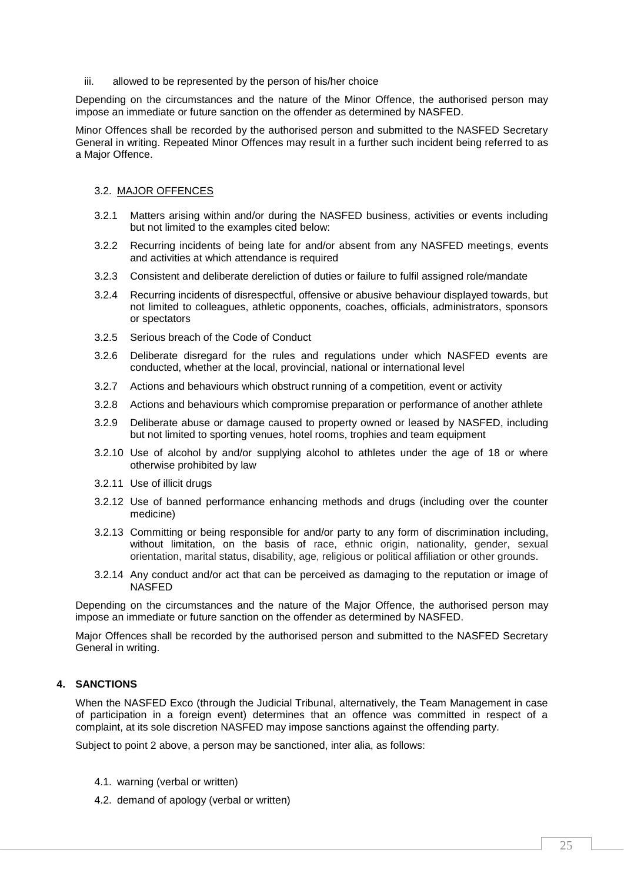iii. allowed to be represented by the person of his/her choice

Depending on the circumstances and the nature of the Minor Offence, the authorised person may impose an immediate or future sanction on the offender as determined by NASFED.

Minor Offences shall be recorded by the authorised person and submitted to the NASFED Secretary General in writing. Repeated Minor Offences may result in a further such incident being referred to as a Major Offence.

### 3.2. MAJOR OFFENCES

3.2.1 Matters arising within and/or during the NASFED business, activities or events including but not limited to the examples cited below:

3.2.2 Recurring incidents of being late for and/or absent from any NASFED meetings, events and activities at which attendance is required

3.2.3 Consistent and deliberate dereliction of duties or failure to fulfil assigned role/mandate

3.2.4 Recurring incidents of disrespectful, offensive or abusive behaviour displayed towards, but not limited to colleagues, athletic opponents, coaches, officials, administrators, sponsors or spectators

3.2.5 Serious breach of the Code of Conduct

3.2.6 Deliberate disregard for the rules and regulations under which NASFED events are conducted, whether at the local, provincial, national or international level

3.2.7 Actions and behaviours which obstruct running of a competition, event or activity

3.2.8 Actions and behaviours which compromise preparation or performance of another athlete

3.2.9 Deliberate abuse or damage caused to property owned or leased by NASFED, including but not limited to sporting venues, hotel rooms, trophies and team equipment

3.2.10 Use of alcohol by and/or supplying alcohol to athletes under the age of 18 or where otherwise prohibited by law

3.2.11 Use of illicit drugs

3.2.12 Use of banned performance enhancing methods and drugs (including over the counter medicine)

3.2.13 Committing or being responsible for and/or party to any form of discrimination including, without limitation, on the basis of race, ethnic origin, nationality, gender, sexual orientation, marital status, disability, age, religious or political affiliation or other grounds.

3.2.14 Any conduct and/or act that can be perceived as damaging to the reputation or image of NASFED

Depending on the circumstances and the nature of the Major Offence, the authorised person may impose an immediate or future sanction on the offender as determined by NASFED.

Major Offences shall be recorded by the authorised person and submitted to the NASFED Secretary General in writing.

## 4. SANCTIONS

When the NASFED Exco (through the Judicial Tribunal, alternatively, the Team Management in case of participation in a foreign event) determines that an offence was committed in respect of a complaint, at its sole discretion NASFED may impose sanctions against the offending party.

Subject to point 2 above, a person may be sanctioned, inter alia, as follows:

4.1. warning (verbal or written)

4.2. demand of apology (verbal or written)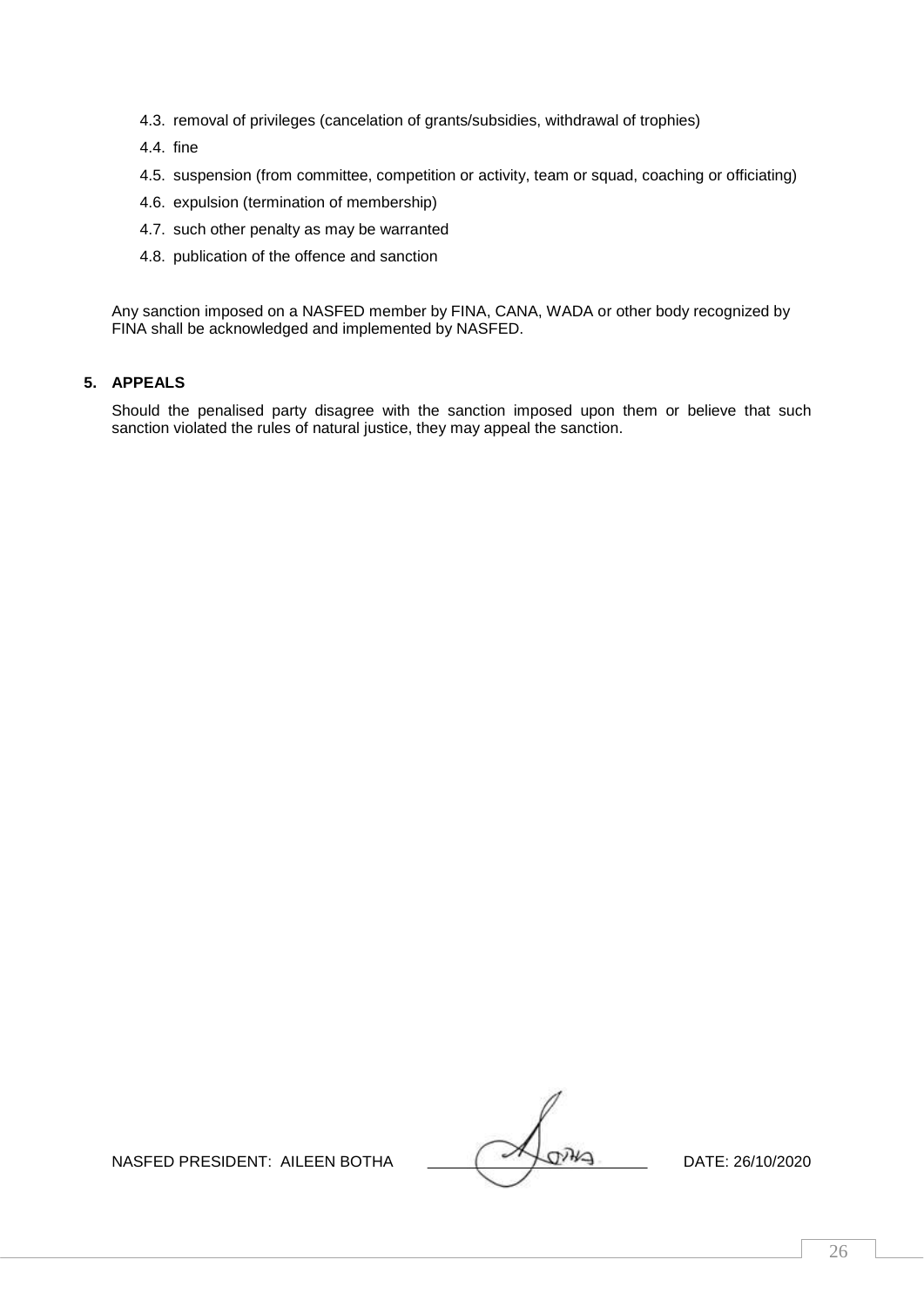4.3. removal of privileges (cancelation of grants/subsidies, withdrawal of trophies)

4.4. fine

4.5. suspension (from committee, competition or activity, team or squad, coaching or officiating)

4.6. expulsion (termination of membership)

4.7. such other penalty as may be warranted

4.8. publication of the offence and sanction

Any sanction imposed on a NASFED member by FINA, CANA, WADA or other body recognized by FINA shall be acknowledged and implemented by NASFED.

**5. APPEALS**

Should the penalised party disagree with the sanction imposed upon them or believe that such sanction violated the rules of natural justice, they may appeal the sanction.

NASFED PRESIDENT: AILEEN BOTHA ______________________ DATE: 26/10/2020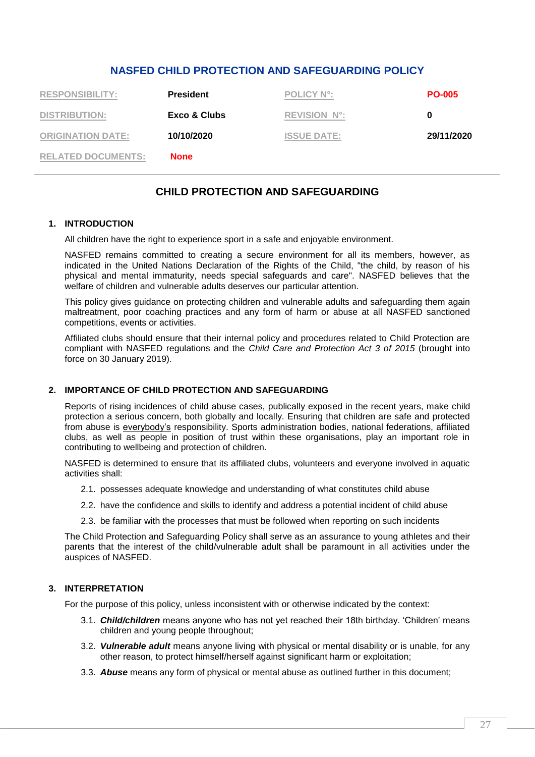## NASFED CHILD PROTECTION AND SAFEGUARDING POLICY

| | | | |
|---|---|---|---|
| RESPONSIBILITY: | **President** | POLICY N°: | **PO-005** |
| DISTRIBUTION: | **Exco & Clubs** | REVISION N°: | **0** |
| ORIGINATION DATE: | **10/10/2020** | ISSUE DATE: | **29/11/2020** |
| RELATED DOCUMENTS: | **None** | | |

---

## CHILD PROTECTION AND SAFEGUARDING

### 1. INTRODUCTION

All children have the right to experience sport in a safe and enjoyable environment.

NASFED remains committed to creating a secure environment for all its members, however, as indicated in the United Nations Declaration of the Rights of the Child, "the child, by reason of his physical and mental immaturity, needs special safeguards and care". NASFED believes that the welfare of children and vulnerable adults deserves our particular attention.

This policy gives guidance on protecting children and vulnerable adults and safeguarding them again maltreatment, poor coaching practices and any form of harm or abuse at all NASFED sanctioned competitions, events or activities.

Affiliated clubs should ensure that their internal policy and procedures related to Child Protection are compliant with NASFED regulations and the *Child Care and Protection Act 3 of 2015* (brought into force on 30 January 2019).

### 2. IMPORTANCE OF CHILD PROTECTION AND SAFEGUARDING

Reports of rising incidences of child abuse cases, publically exposed in the recent years, make child protection a serious concern, both globally and locally. Ensuring that children are safe and protected from abuse is everybody's responsibility. Sports administration bodies, national federations, affiliated clubs, as well as people in position of trust within these organisations, play an important role in contributing to wellbeing and protection of children.

NASFED is determined to ensure that its affiliated clubs, volunteers and everyone involved in aquatic activities shall:

2.1. possesses adequate knowledge and understanding of what constitutes child abuse

2.2. have the confidence and skills to identify and address a potential incident of child abuse

2.3. be familiar with the processes that must be followed when reporting on such incidents

The Child Protection and Safeguarding Policy shall serve as an assurance to young athletes and their parents that the interest of the child/vulnerable adult shall be paramount in all activities under the auspices of NASFED.

### 3. INTERPRETATION

For the purpose of this policy, unless inconsistent with or otherwise indicated by the context:

3.1. ***Child/children*** means anyone who has not yet reached their 18th birthday. 'Children' means children and young people throughout;

3.2. ***Vulnerable adult*** means anyone living with physical or mental disability or is unable, for any other reason, to protect himself/herself against significant harm or exploitation;

3.3. ***Abuse*** means any form of physical or mental abuse as outlined further in this document;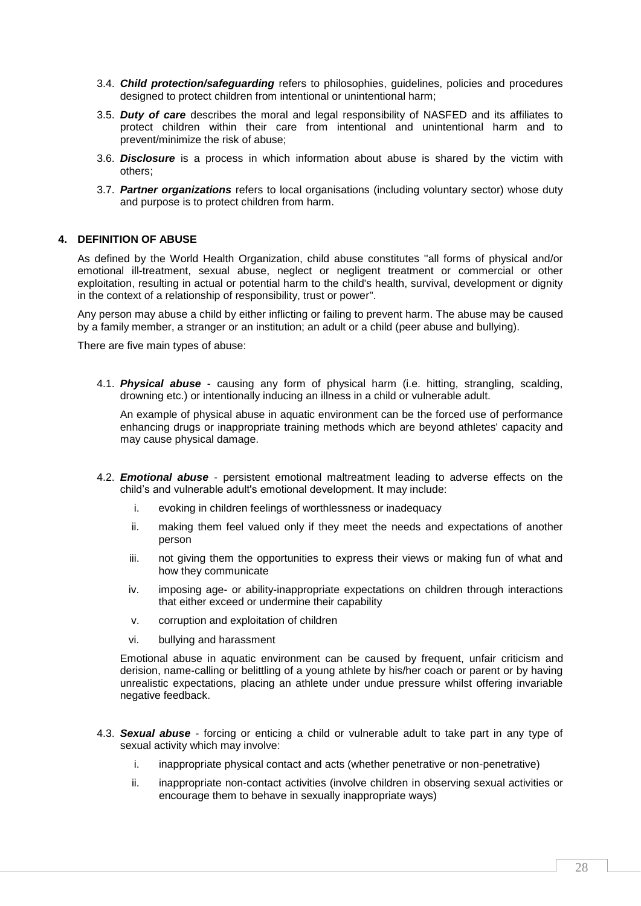3.4. ***Child protection/safeguarding*** refers to philosophies, guidelines, policies and procedures designed to protect children from intentional or unintentional harm;

3.5. ***Duty of care*** describes the moral and legal responsibility of NASFED and its affiliates to protect children within their care from intentional and unintentional harm and to prevent/minimize the risk of abuse;

3.6. ***Disclosure*** is a process in which information about abuse is shared by the victim with others;

3.7. ***Partner organizations*** refers to local organisations (including voluntary sector) whose duty and purpose is to protect children from harm.

## 4. DEFINITION OF ABUSE

As defined by the World Health Organization, child abuse constitutes "all forms of physical and/or emotional ill-treatment, sexual abuse, neglect or negligent treatment or commercial or other exploitation, resulting in actual or potential harm to the child's health, survival, development or dignity in the context of a relationship of responsibility, trust or power".

Any person may abuse a child by either inflicting or failing to prevent harm. The abuse may be caused by a family member, a stranger or an institution; an adult or a child (peer abuse and bullying).

There are five main types of abuse:

4.1. ***Physical abuse*** - causing any form of physical harm (i.e. hitting, strangling, scalding, drowning etc.) or intentionally inducing an illness in a child or vulnerable adult.

An example of physical abuse in aquatic environment can be the forced use of performance enhancing drugs or inappropriate training methods which are beyond athletes' capacity and may cause physical damage.

4.2. ***Emotional abuse*** - persistent emotional maltreatment leading to adverse effects on the child's and vulnerable adult's emotional development. It may include:

i. evoking in children feelings of worthlessness or inadequacy

ii. making them feel valued only if they meet the needs and expectations of another person

iii. not giving them the opportunities to express their views or making fun of what and how they communicate

iv. imposing age- or ability-inappropriate expectations on children through interactions that either exceed or undermine their capability

v. corruption and exploitation of children

vi. bullying and harassment

Emotional abuse in aquatic environment can be caused by frequent, unfair criticism and derision, name-calling or belittling of a young athlete by his/her coach or parent or by having unrealistic expectations, placing an athlete under undue pressure whilst offering invariable negative feedback.

4.3. ***Sexual abuse*** - forcing or enticing a child or vulnerable adult to take part in any type of sexual activity which may involve:

i. inappropriate physical contact and acts (whether penetrative or non-penetrative)

ii. inappropriate non-contact activities (involve children in observing sexual activities or encourage them to behave in sexually inappropriate ways)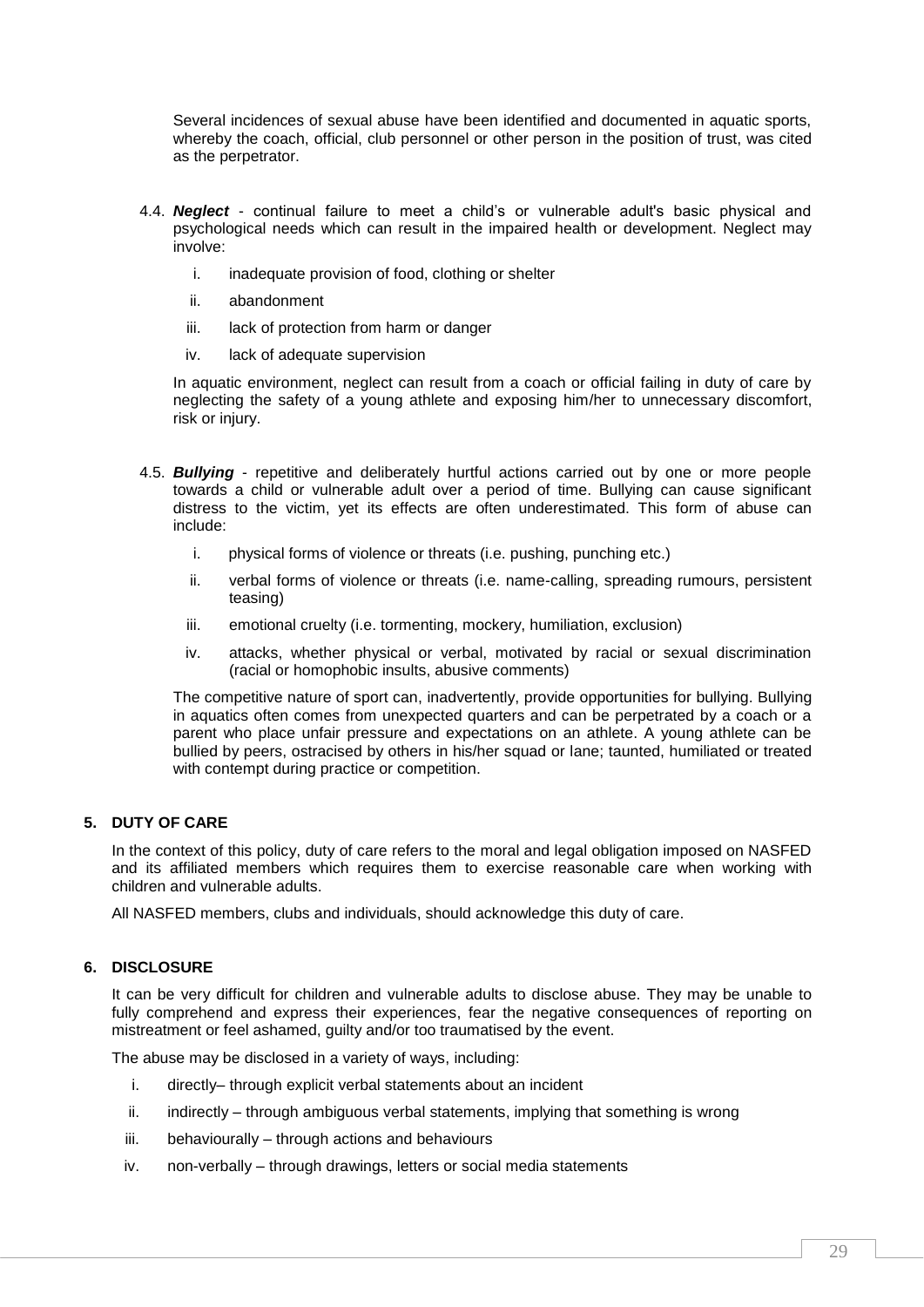Several incidences of sexual abuse have been identified and documented in aquatic sports, whereby the coach, official, club personnel or other person in the position of trust, was cited as the perpetrator.

4.4. ***Neglect*** - continual failure to meet a child's or vulnerable adult's basic physical and psychological needs which can result in the impaired health or development. Neglect may involve:

i. inadequate provision of food, clothing or shelter

ii. abandonment

iii. lack of protection from harm or danger

iv. lack of adequate supervision

In aquatic environment, neglect can result from a coach or official failing in duty of care by neglecting the safety of a young athlete and exposing him/her to unnecessary discomfort, risk or injury.

4.5. ***Bullying*** - repetitive and deliberately hurtful actions carried out by one or more people towards a child or vulnerable adult over a period of time. Bullying can cause significant distress to the victim, yet its effects are often underestimated. This form of abuse can include:

i. physical forms of violence or threats (i.e. pushing, punching etc.)

ii. verbal forms of violence or threats (i.e. name-calling, spreading rumours, persistent teasing)

iii. emotional cruelty (i.e. tormenting, mockery, humiliation, exclusion)

iv. attacks, whether physical or verbal, motivated by racial or sexual discrimination (racial or homophobic insults, abusive comments)

The competitive nature of sport can, inadvertently, provide opportunities for bullying. Bullying in aquatics often comes from unexpected quarters and can be perpetrated by a coach or a parent who place unfair pressure and expectations on an athlete. A young athlete can be bullied by peers, ostracised by others in his/her squad or lane; taunted, humiliated or treated with contempt during practice or competition.

## 5. DUTY OF CARE

In the context of this policy, duty of care refers to the moral and legal obligation imposed on NASFED and its affiliated members which requires them to exercise reasonable care when working with children and vulnerable adults.

All NASFED members, clubs and individuals, should acknowledge this duty of care.

## 6. DISCLOSURE

It can be very difficult for children and vulnerable adults to disclose abuse. They may be unable to fully comprehend and express their experiences, fear the negative consequences of reporting on mistreatment or feel ashamed, guilty and/or too traumatised by the event.

The abuse may be disclosed in a variety of ways, including:

i. directly– through explicit verbal statements about an incident

ii. indirectly – through ambiguous verbal statements, implying that something is wrong

iii. behaviourally – through actions and behaviours

iv. non-verbally – through drawings, letters or social media statements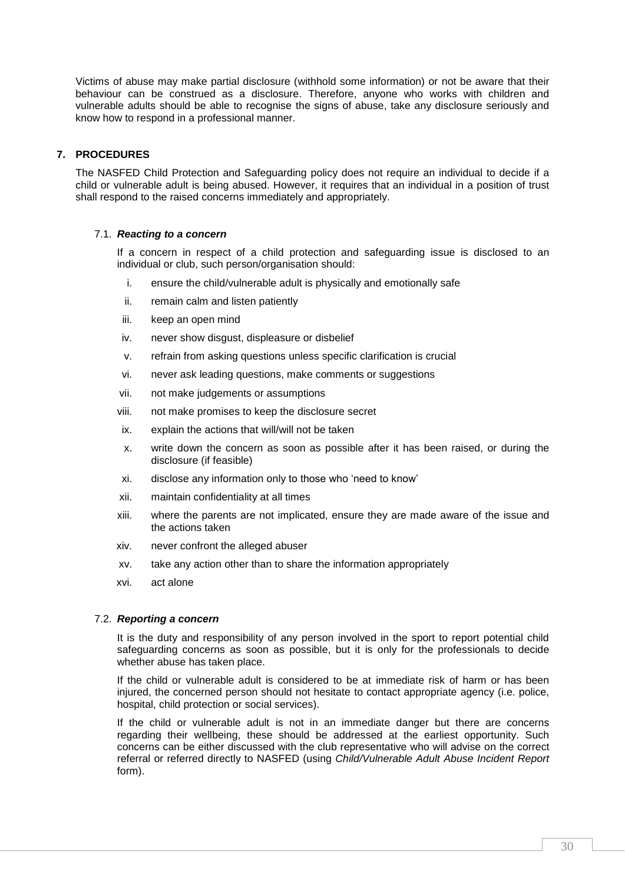Victims of abuse may make partial disclosure (withhold some information) or not be aware that their behaviour can be construed as a disclosure. Therefore, anyone who works with children and vulnerable adults should be able to recognise the signs of abuse, take any disclosure seriously and know how to respond in a professional manner.

## 7. PROCEDURES

The NASFED Child Protection and Safeguarding policy does not require an individual to decide if a child or vulnerable adult is being abused. However, it requires that an individual in a position of trust shall respond to the raised concerns immediately and appropriately.

### 7.1. *Reacting to a concern*

If a concern in respect of a child protection and safeguarding issue is disclosed to an individual or club, such person/organisation should:

- i. ensure the child/vulnerable adult is physically and emotionally safe
- ii. remain calm and listen patiently
- iii. keep an open mind
- iv. never show disgust, displeasure or disbelief
- v. refrain from asking questions unless specific clarification is crucial
- vi. never ask leading questions, make comments or suggestions
- vii. not make judgements or assumptions
- viii. not make promises to keep the disclosure secret
- ix. explain the actions that will/will not be taken
- x. write down the concern as soon as possible after it has been raised, or during the disclosure (if feasible)
- xi. disclose any information only to those who 'need to know'
- xii. maintain confidentiality at all times
- xiii. where the parents are not implicated, ensure they are made aware of the issue and the actions taken
- xiv. never confront the alleged abuser
- xv. take any action other than to share the information appropriately
- xvi. act alone

### 7.2. *Reporting a concern*

It is the duty and responsibility of any person involved in the sport to report potential child safeguarding concerns as soon as possible, but it is only for the professionals to decide whether abuse has taken place.

If the child or vulnerable adult is considered to be at immediate risk of harm or has been injured, the concerned person should not hesitate to contact appropriate agency (i.e. police, hospital, child protection or social services).

If the child or vulnerable adult is not in an immediate danger but there are concerns regarding their wellbeing, these should be addressed at the earliest opportunity. Such concerns can be either discussed with the club representative who will advise on the correct referral or referred directly to NASFED (using *Child/Vulnerable Adult Abuse Incident Report* form).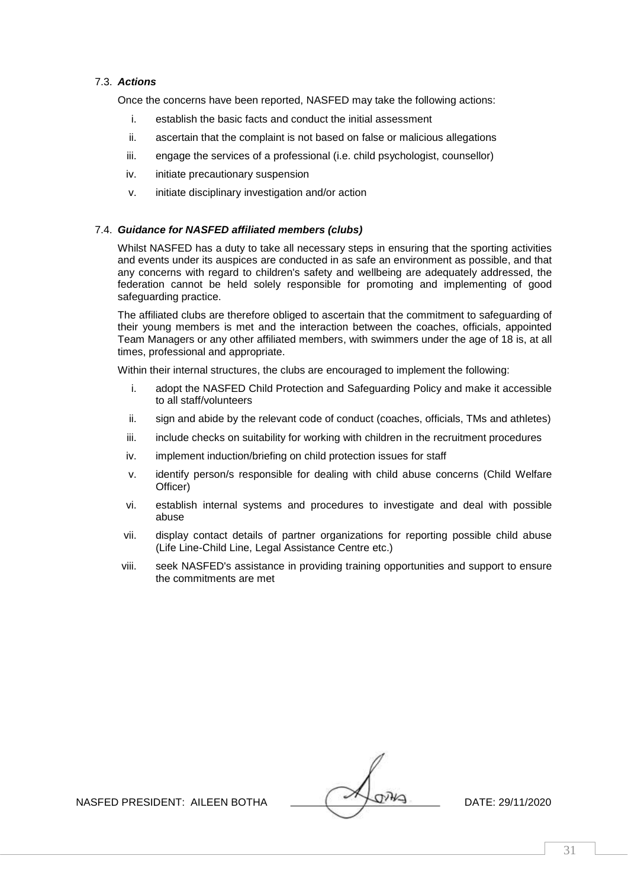### 7.3. ***Actions***

Once the concerns have been reported, NASFED may take the following actions:

i. establish the basic facts and conduct the initial assessment
ii. ascertain that the complaint is not based on false or malicious allegations
iii. engage the services of a professional (i.e. child psychologist, counsellor)
iv. initiate precautionary suspension
v. initiate disciplinary investigation and/or action

### 7.4. ***Guidance for NASFED affiliated members (clubs)***

Whilst NASFED has a duty to take all necessary steps in ensuring that the sporting activities and events under its auspices are conducted in as safe an environment as possible, and that any concerns with regard to children's safety and wellbeing are adequately addressed, the federation cannot be held solely responsible for promoting and implementing of good safeguarding practice.

The affiliated clubs are therefore obliged to ascertain that the commitment to safeguarding of their young members is met and the interaction between the coaches, officials, appointed Team Managers or any other affiliated members, with swimmers under the age of 18 is, at all times, professional and appropriate.

Within their internal structures, the clubs are encouraged to implement the following:

i. adopt the NASFED Child Protection and Safeguarding Policy and make it accessible to all staff/volunteers
ii. sign and abide by the relevant code of conduct (coaches, officials, TMs and athletes)
iii. include checks on suitability for working with children in the recruitment procedures
iv. implement induction/briefing on child protection issues for staff
v. identify person/s responsible for dealing with child abuse concerns (Child Welfare Officer)
vi. establish internal systems and procedures to investigate and deal with possible abuse
vii. display contact details of partner organizations for reporting possible child abuse (Life Line-Child Line, Legal Assistance Centre etc.)
viii. seek NASFED's assistance in providing training opportunities and support to ensure the commitments are met

NASFED PRESIDENT: AILEEN BOTHA \_\_\_\_\_\_\_\_\_\_\_\_\_\_\_\_\_\_\_\_ DATE: 29/11/2020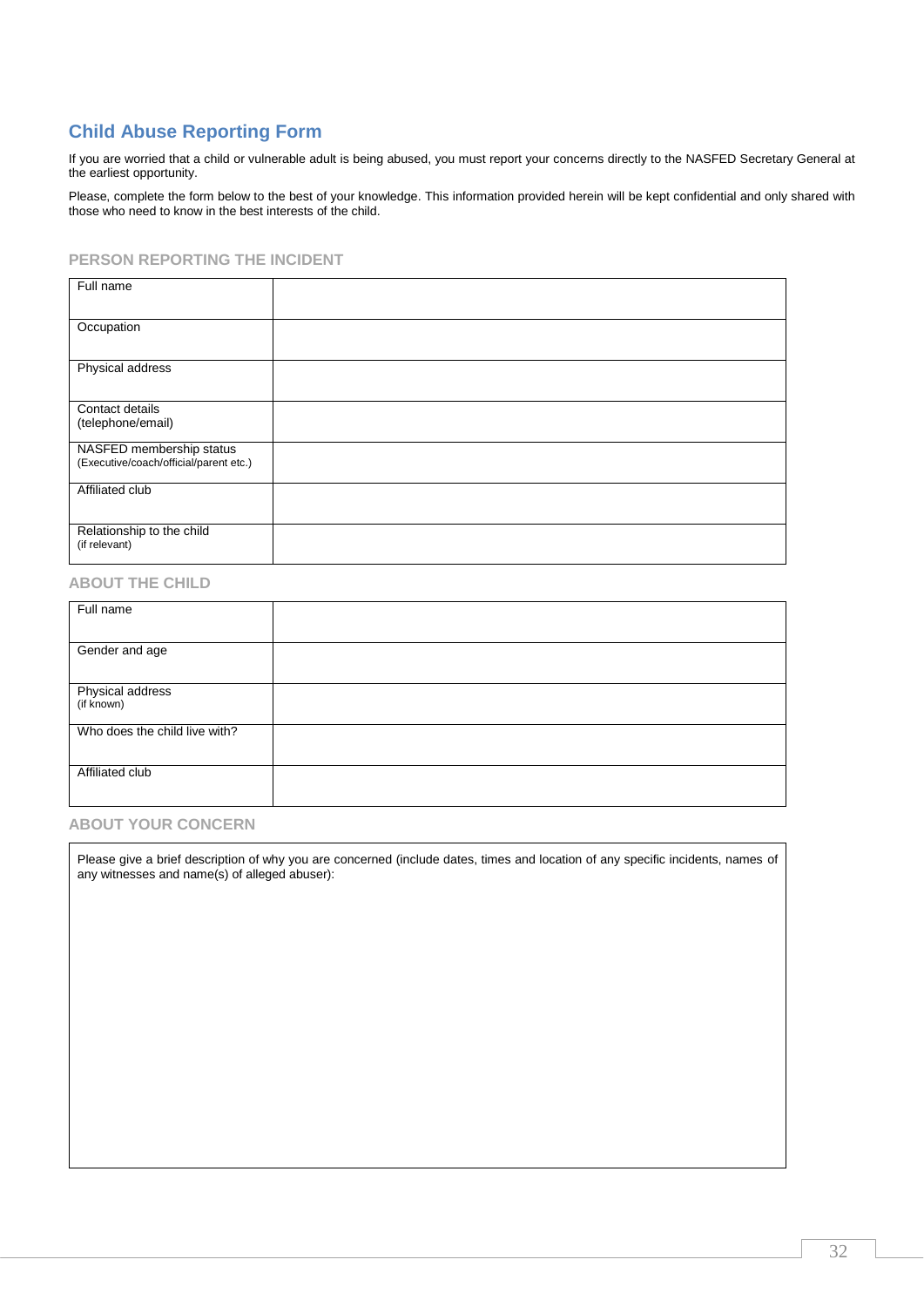## Child Abuse Reporting Form

If you are worried that a child or vulnerable adult is being abused, you must report your concerns directly to the NASFED Secretary General at the earliest opportunity.

Please, complete the form below to the best of your knowledge. This information provided herein will be kept confidential and only shared with those who need to know in the best interests of the child.

### PERSON REPORTING THE INCIDENT

| | |
|---|---|
| Full name | |
| Occupation | |
| Physical address | |
| Contact details (telephone/email) | |
| NASFED membership status (Executive/coach/official/parent etc.) | |
| Affiliated club | |
| Relationship to the child (if relevant) | |

### ABOUT THE CHILD

| | |
|---|---|
| Full name | |
| Gender and age | |
| Physical address (if known) | |
| Who does the child live with? | |
| Affiliated club | |

### ABOUT YOUR CONCERN

| |
|---|
| Please give a brief description of why you are concerned (include dates, times and location of any specific incidents, names of any witnesses and name(s) of alleged abuser): |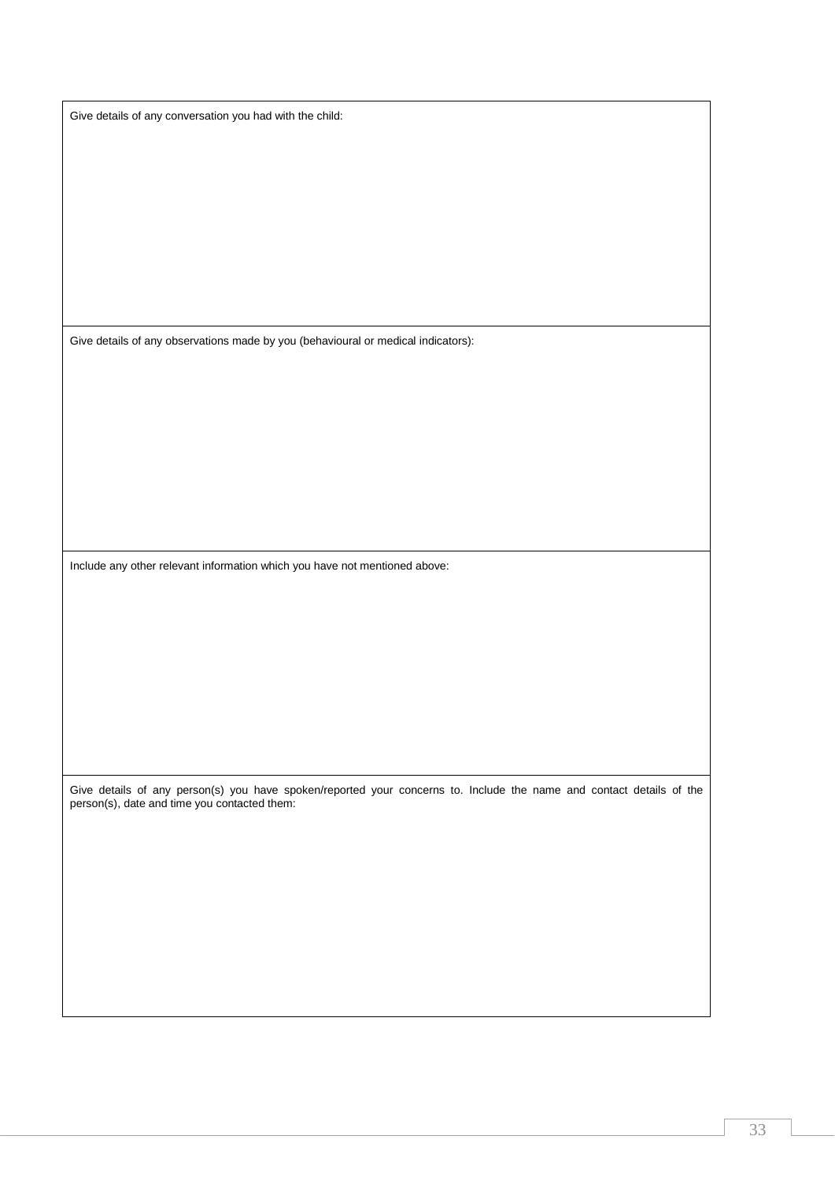| |
|---|
| Give details of any conversation you had with the child: |
| Give details of any observations made by you (behavioural or medical indicators): |
| Include any other relevant information which you have not mentioned above: |
| Give details of any person(s) you have spoken/reported your concerns to. Include the name and contact details of the person(s), date and time you contacted them: |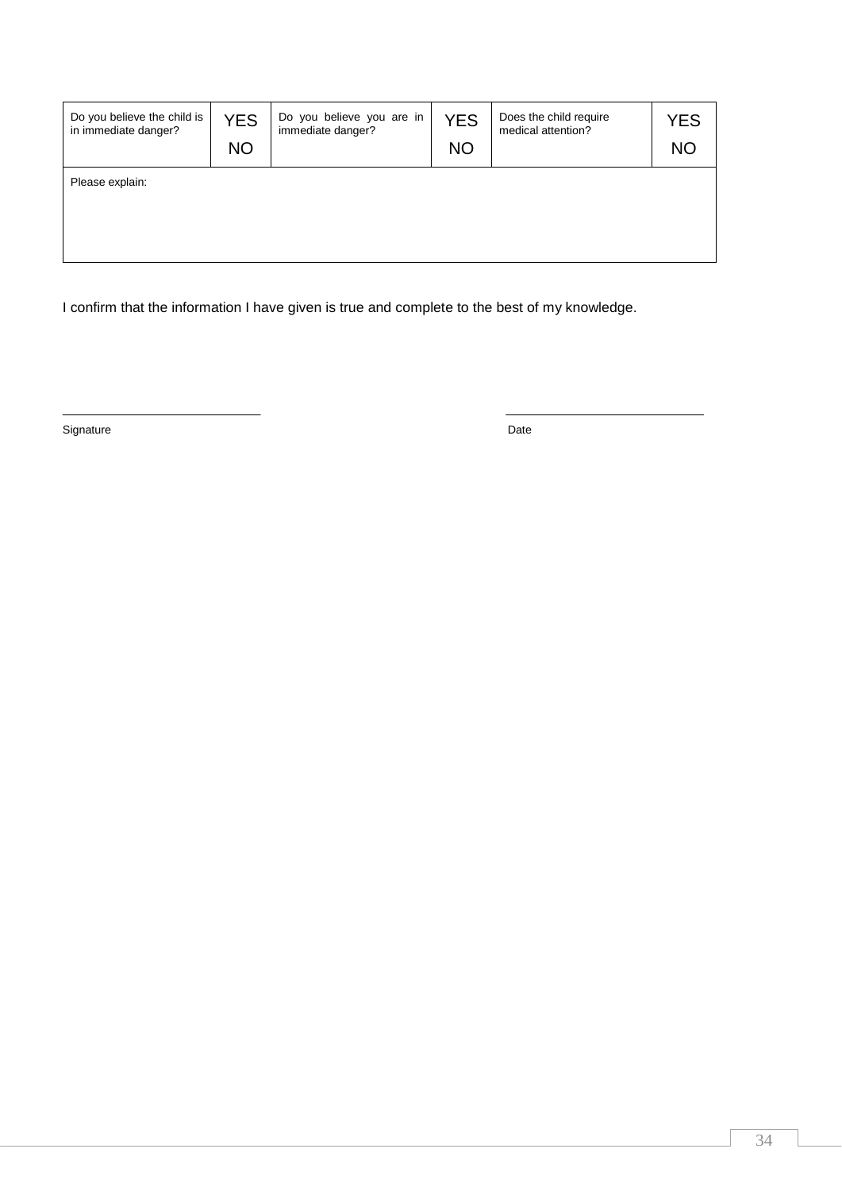| Do you believe the child is in immediate danger? | YES<br>NO | Do you believe you are in immediate danger? | YES<br>NO | Does the child require medical attention? | YES<br>NO |
|---|---|---|---|---|---|
| Please explain: | | | | | |

I confirm that the information I have given is true and complete to the best of my knowledge.

\_\_\_\_\_\_\_\_\_\_\_\_\_\_\_\_\_\_\_\_\_\_\_\_\_\_\_\_ \_\_\_\_\_\_\_\_\_\_\_\_\_\_\_\_\_\_\_\_\_\_\_\_\_\_\_\_

Signature Date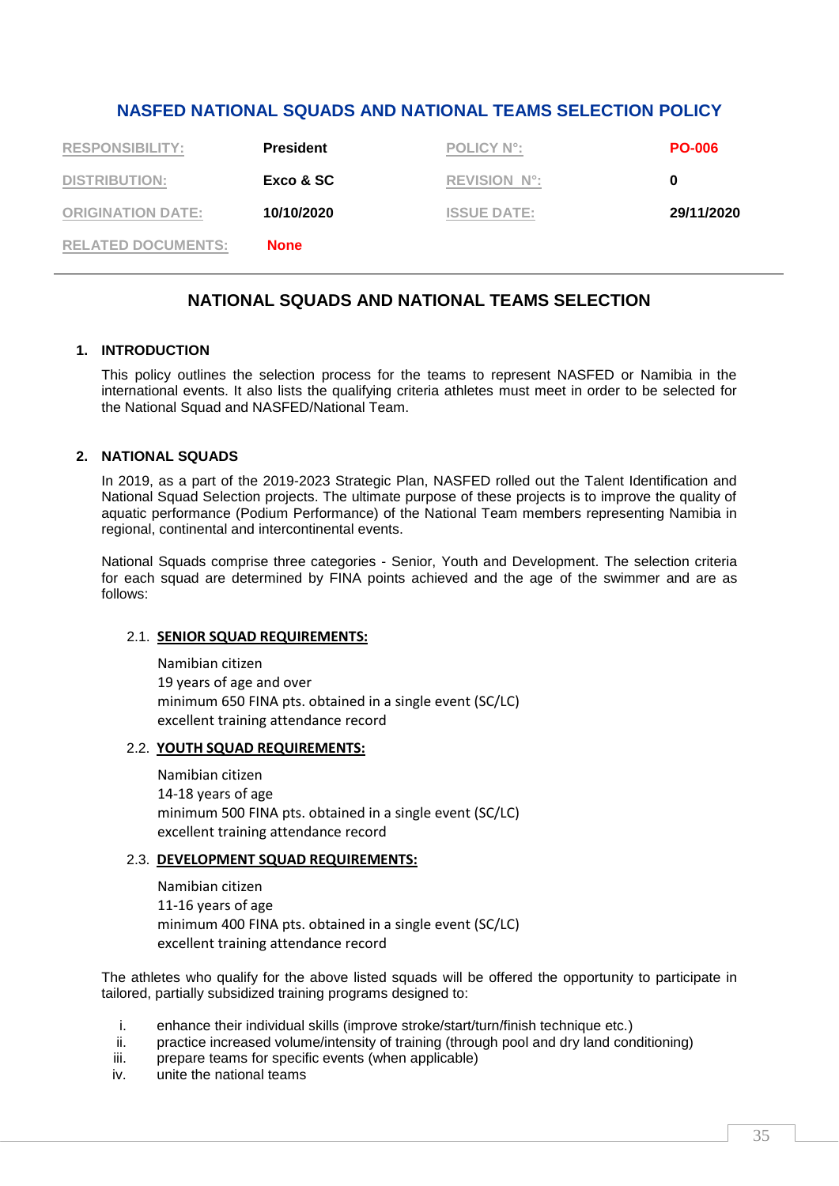# NASFED NATIONAL SQUADS AND NATIONAL TEAMS SELECTION POLICY

| | | | |
|---|---|---|---|
| RESPONSIBILITY: | **President** | POLICY N°: | **PO-006** |
| DISTRIBUTION: | **Exco & SC** | REVISION N°: | **0** |
| ORIGINATION DATE: | **10/10/2020** | ISSUE DATE: | **29/11/2020** |
| RELATED DOCUMENTS: | **None** | | |

## NATIONAL SQUADS AND NATIONAL TEAMS SELECTION

### 1. INTRODUCTION

This policy outlines the selection process for the teams to represent NASFED or Namibia in the international events. It also lists the qualifying criteria athletes must meet in order to be selected for the National Squad and NASFED/National Team.

### 2. NATIONAL SQUADS

In 2019, as a part of the 2019-2023 Strategic Plan, NASFED rolled out the Talent Identification and National Squad Selection projects. The ultimate purpose of these projects is to improve the quality of aquatic performance (Podium Performance) of the National Team members representing Namibia in regional, continental and intercontinental events.

National Squads comprise three categories - Senior, Youth and Development. The selection criteria for each squad are determined by FINA points achieved and the age of the swimmer and are as follows:

#### 2.1. SENIOR SQUAD REQUIREMENTS:

Namibian citizen
19 years of age and over
minimum 650 FINA pts. obtained in a single event (SC/LC)
excellent training attendance record

#### 2.2. YOUTH SQUAD REQUIREMENTS:

Namibian citizen
14-18 years of age
minimum 500 FINA pts. obtained in a single event (SC/LC)
excellent training attendance record

#### 2.3. DEVELOPMENT SQUAD REQUIREMENTS:

Namibian citizen
11-16 years of age
minimum 400 FINA pts. obtained in a single event (SC/LC)
excellent training attendance record

The athletes who qualify for the above listed squads will be offered the opportunity to participate in tailored, partially subsidized training programs designed to:

i. enhance their individual skills (improve stroke/start/turn/finish technique etc.)
ii. practice increased volume/intensity of training (through pool and dry land conditioning)
iii. prepare teams for specific events (when applicable)
iv. unite the national teams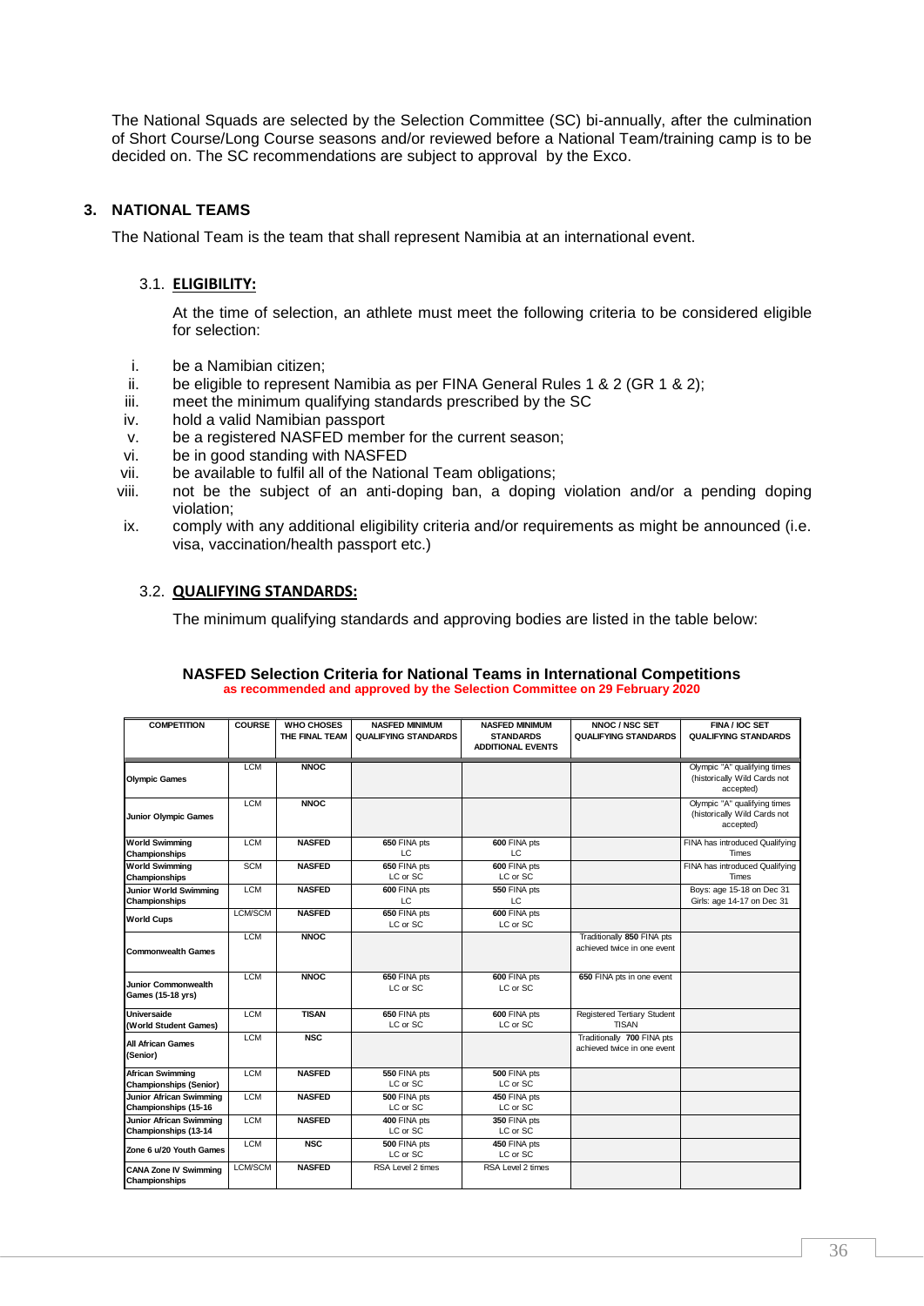The National Squads are selected by the Selection Committee (SC) bi-annually, after the culmination of Short Course/Long Course seasons and/or reviewed before a National Team/training camp is to be decided on. The SC recommendations are subject to approval by the Exco.

## 3. NATIONAL TEAMS

The National Team is the team that shall represent Namibia at an international event.

### 3.1. ELIGIBILITY:

At the time of selection, an athlete must meet the following criteria to be considered eligible for selection:

i. be a Namibian citizen;
ii. be eligible to represent Namibia as per FINA General Rules 1 & 2 (GR 1 & 2);
iii. meet the minimum qualifying standards prescribed by the SC
iv. hold a valid Namibian passport
v. be a registered NASFED member for the current season;
vi. be in good standing with NASFED
vii. be available to fulfil all of the National Team obligations;
viii. not be the subject of an anti-doping ban, a doping violation and/or a pending doping violation;
ix. comply with any additional eligibility criteria and/or requirements as might be announced (i.e. visa, vaccination/health passport etc.)

### 3.2. QUALIFYING STANDARDS:

The minimum qualifying standards and approving bodies are listed in the table below:

**NASFED Selection Criteria for National Teams in International Competitions**
**as recommended and approved by the Selection Committee on 29 February 2020**

| COMPETITION | COURSE | WHO CHOSES THE FINAL TEAM | NASFED MINIMUM QUALIFYING STANDARDS | NASFED MINIMUM STANDARDS ADDITIONAL EVENTS | NNOC / NSC SET QUALIFYING STANDARDS | FINA / IOC SET QUALIFYING STANDARDS |
|---|---|---|---|---|---|---|
| Olympic Games | LCM | NNOC | | | | Olympic "A" qualifying times (historically Wild Cards not accepted) |
| Junior Olympic Games | LCM | NNOC | | | | Olympic "A" qualifying times (historically Wild Cards not accepted) |
| World Swimming Championships | LCM | NASFED | 650 FINA pts LC | 600 FINA pts LC | | FINA has introduced Qualifying Times |
| World Swimming Championships | SCM | NASFED | 650 FINA pts LC or SC | 600 FINA pts LC or SC | | FINA has introduced Qualifying Times |
| Junior World Swimming Championships | LCM | NASFED | 600 FINA pts LC | 550 FINA pts LC | | Boys: age 15-18 on Dec 31 Girls: age 14-17 on Dec 31 |
| World Cups | LCM/SCM | NASFED | 650 FINA pts LC or SC | 600 FINA pts LC or SC | | |
| Commonwealth Games | LCM | NNOC | | | Traditionally 850 FINA pts achieved twice in one event | |
| Junior Commonwealth Games (15-18 yrs) | LCM | NNOC | 650 FINA pts LC or SC | 600 FINA pts LC or SC | 650 FINA pts in one event | |
| Universaide (World Student Games) | LCM | TISAN | 650 FINA pts LC or SC | 600 FINA pts LC or SC | Registered Tertiary Student TISAN | |
| All African Games (Senior) | LCM | NSC | | | Traditionally 700 FINA pts achieved twice in one event | |
| African Swimming Championships (Senior) | LCM | NASFED | 550 FINA pts LC or SC | 500 FINA pts LC or SC | | |
| Junior African Swimming Championships (15-16 | LCM | NASFED | 500 FINA pts LC or SC | 450 FINA pts LC or SC | | |
| Junior African Swimming Championships (13-14 | LCM | NASFED | 400 FINA pts LC or SC | 350 FINA pts LC or SC | | |
| Zone 6 u/20 Youth Games | LCM | NSC | 500 FINA pts LC or SC | 450 FINA pts LC or SC | | |
| CANA Zone IV Swimming Championships | LCM/SCM | NASFED | RSA Level 2 times | RSA Level 2 times | | |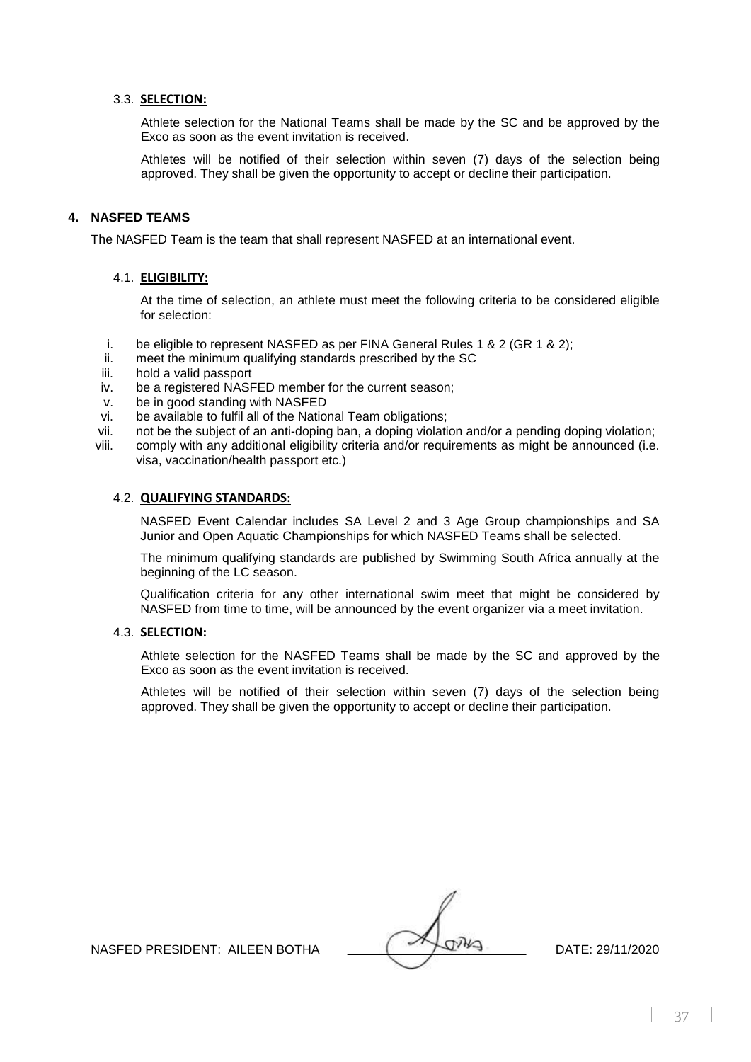3.3. **SELECTION:**

Athlete selection for the National Teams shall be made by the SC and be approved by the Exco as soon as the event invitation is received.

Athletes will be notified of their selection within seven (7) days of the selection being approved. They shall be given the opportunity to accept or decline their participation.

## 4. NASFED TEAMS

The NASFED Team is the team that shall represent NASFED at an international event.

4.1. **ELIGIBILITY:**

At the time of selection, an athlete must meet the following criteria to be considered eligible for selection:

i. be eligible to represent NASFED as per FINA General Rules 1 & 2 (GR 1 & 2);
ii. meet the minimum qualifying standards prescribed by the SC
iii. hold a valid passport
iv. be a registered NASFED member for the current season;
v. be in good standing with NASFED
vi. be available to fulfil all of the National Team obligations;
vii. not be the subject of an anti-doping ban, a doping violation and/or a pending doping violation;
viii. comply with any additional eligibility criteria and/or requirements as might be announced (i.e. visa, vaccination/health passport etc.)

4.2. **QUALIFYING STANDARDS:**

NASFED Event Calendar includes SA Level 2 and 3 Age Group championships and SA Junior and Open Aquatic Championships for which NASFED Teams shall be selected.

The minimum qualifying standards are published by Swimming South Africa annually at the beginning of the LC season.

Qualification criteria for any other international swim meet that might be considered by NASFED from time to time, will be announced by the event organizer via a meet invitation.

4.3. **SELECTION:**

Athlete selection for the NASFED Teams shall be made by the SC and approved by the Exco as soon as the event invitation is received.

Athletes will be notified of their selection within seven (7) days of the selection being approved. They shall be given the opportunity to accept or decline their participation.

NASFED PRESIDENT: AILEEN BOTHA DATE: 29/11/2020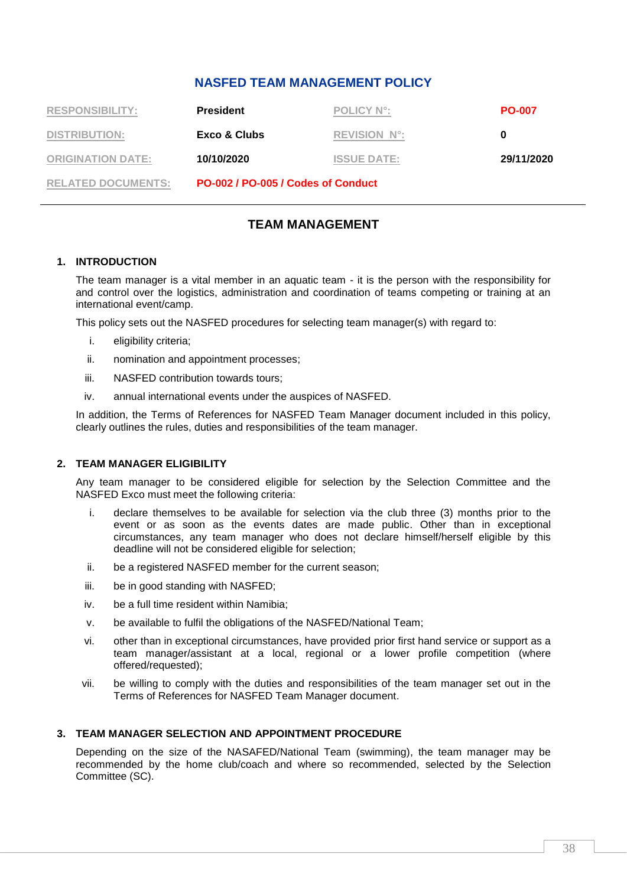## NASFED TEAM MANAGEMENT POLICY

| | | | |
|---|---|---|---|
| RESPONSIBILITY: | **President** | POLICY N°: | **PO-007** |
| DISTRIBUTION: | **Exco & Clubs** | REVISION N°: | **0** |
| ORIGINATION DATE: | **10/10/2020** | ISSUE DATE: | **29/11/2020** |
| RELATED DOCUMENTS: | **PO-002 / PO-005 / Codes of Conduct** | | |

# TEAM MANAGEMENT

### 1. INTRODUCTION

The team manager is a vital member in an aquatic team - it is the person with the responsibility for and control over the logistics, administration and coordination of teams competing or training at an international event/camp.

This policy sets out the NASFED procedures for selecting team manager(s) with regard to:

i. eligibility criteria;

ii. nomination and appointment processes;

iii. NASFED contribution towards tours;

iv. annual international events under the auspices of NASFED.

In addition, the Terms of References for NASFED Team Manager document included in this policy, clearly outlines the rules, duties and responsibilities of the team manager.

### 2. TEAM MANAGER ELIGIBILITY

Any team manager to be considered eligible for selection by the Selection Committee and the NASFED Exco must meet the following criteria:

i. declare themselves to be available for selection via the club three (3) months prior to the event or as soon as the events dates are made public. Other than in exceptional circumstances, any team manager who does not declare himself/herself eligible by this deadline will not be considered eligible for selection;

ii. be a registered NASFED member for the current season;

iii. be in good standing with NASFED;

iv. be a full time resident within Namibia;

v. be available to fulfil the obligations of the NASFED/National Team;

vi. other than in exceptional circumstances, have provided prior first hand service or support as a team manager/assistant at a local, regional or a lower profile competition (where offered/requested);

vii. be willing to comply with the duties and responsibilities of the team manager set out in the Terms of References for NASFED Team Manager document.

### 3. TEAM MANAGER SELECTION AND APPOINTMENT PROCEDURE

Depending on the size of the NASAFED/National Team (swimming), the team manager may be recommended by the home club/coach and where so recommended, selected by the Selection Committee (SC).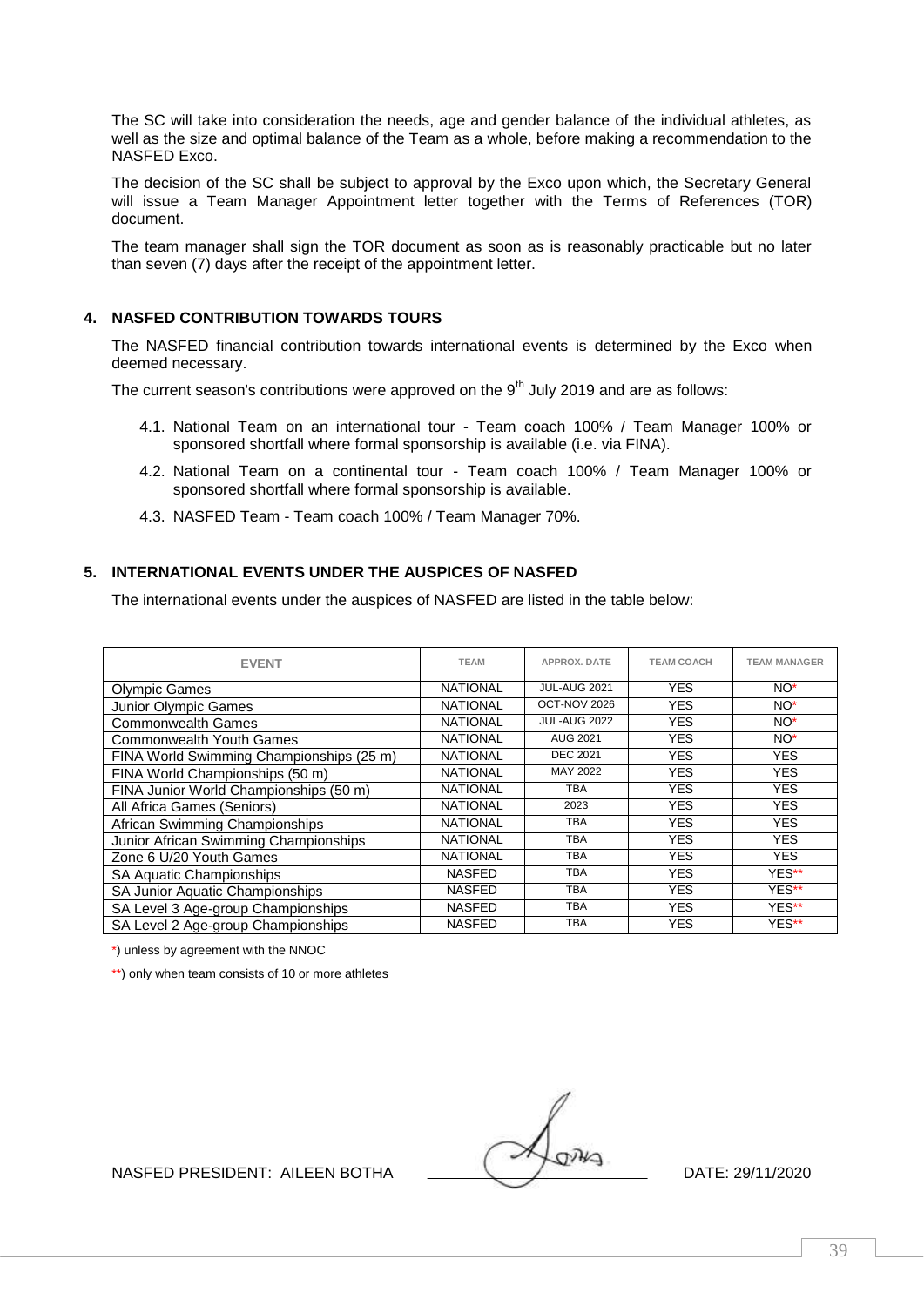The SC will take into consideration the needs, age and gender balance of the individual athletes, as well as the size and optimal balance of the Team as a whole, before making a recommendation to the NASFED Exco.

The decision of the SC shall be subject to approval by the Exco upon which, the Secretary General will issue a Team Manager Appointment letter together with the Terms of References (TOR) document.

The team manager shall sign the TOR document as soon as is reasonably practicable but no later than seven (7) days after the receipt of the appointment letter.

## 4. NASFED CONTRIBUTION TOWARDS TOURS

The NASFED financial contribution towards international events is determined by the Exco when deemed necessary.

The current season's contributions were approved on the 9th July 2019 and are as follows:

4.1. National Team on an international tour - Team coach 100% / Team Manager 100% or sponsored shortfall where formal sponsorship is available (i.e. via FINA).

4.2. National Team on a continental tour - Team coach 100% / Team Manager 100% or sponsored shortfall where formal sponsorship is available.

4.3. NASFED Team - Team coach 100% / Team Manager 70%.

## 5. INTERNATIONAL EVENTS UNDER THE AUSPICES OF NASFED

The international events under the auspices of NASFED are listed in the table below:

| EVENT | TEAM | APPROX. DATE | TEAM COACH | TEAM MANAGER |
|---|---|---|---|---|
| Olympic Games | NATIONAL | JUL-AUG 2021 | YES | NO* |
| Junior Olympic Games | NATIONAL | OCT-NOV 2026 | YES | NO* |
| Commonwealth Games | NATIONAL | JUL-AUG 2022 | YES | NO* |
| Commonwealth Youth Games | NATIONAL | AUG 2021 | YES | NO* |
| FINA World Swimming Championships (25 m) | NATIONAL | DEC 2021 | YES | YES |
| FINA World Championships (50 m) | NATIONAL | MAY 2022 | YES | YES |
| FINA Junior World Championships (50 m) | NATIONAL | TBA | YES | YES |
| All Africa Games (Seniors) | NATIONAL | 2023 | YES | YES |
| African Swimming Championships | NATIONAL | TBA | YES | YES |
| Junior African Swimming Championships | NATIONAL | TBA | YES | YES |
| Zone 6 U/20 Youth Games | NATIONAL | TBA | YES | YES |
| SA Aquatic Championships | NASFED | TBA | YES | YES** |
| SA Junior Aquatic Championships | NASFED | TBA | YES | YES** |
| SA Level 3 Age-group Championships | NASFED | TBA | YES | YES** |
| SA Level 2 Age-group Championships | NASFED | TBA | YES | YES** |

*) unless by agreement with the NNOC

**) only when team consists of 10 or more athletes

NASFED PRESIDENT: AILEEN BOTHA DATE: 29/11/2020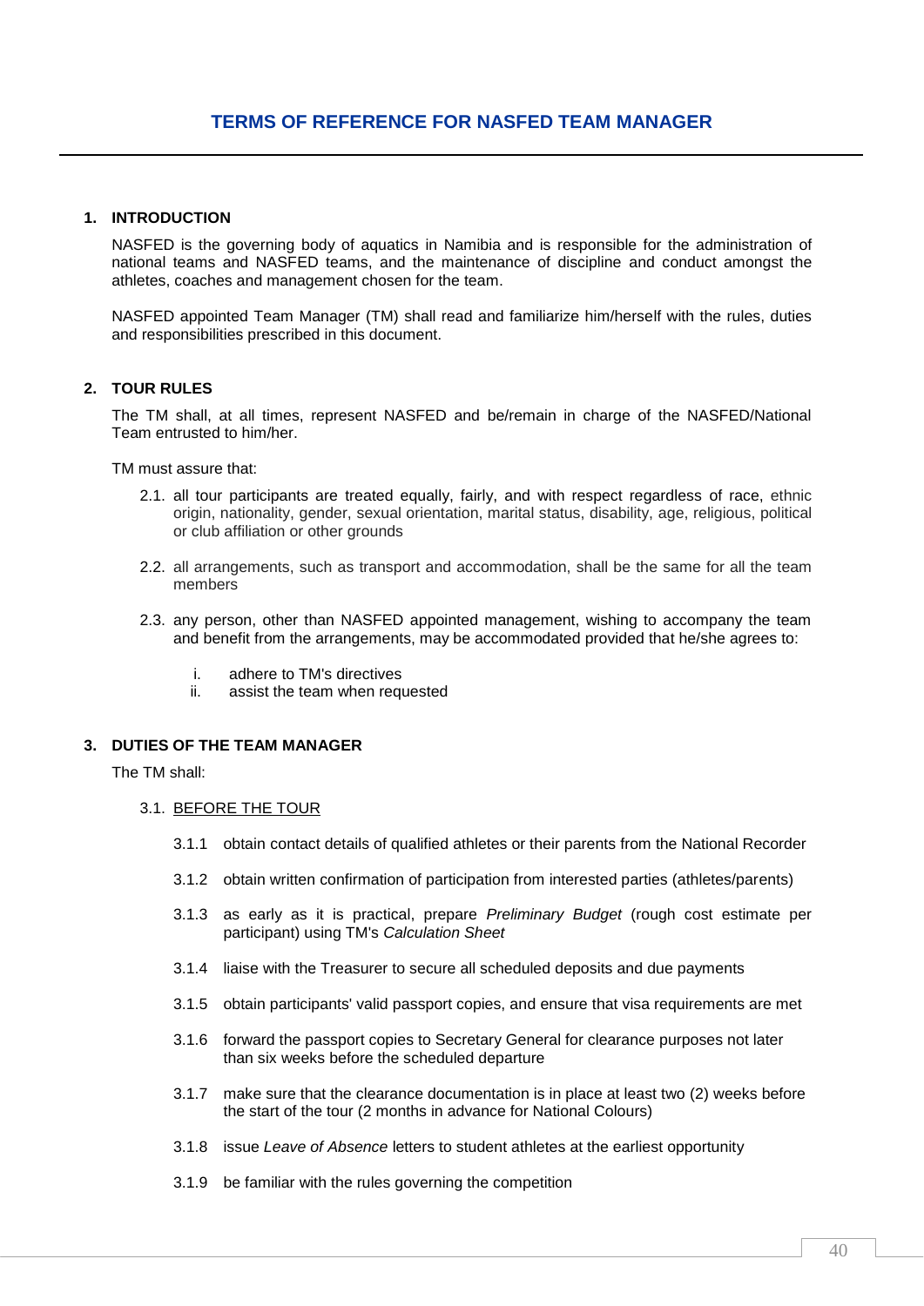# TERMS OF REFERENCE FOR NASFED TEAM MANAGER

## 1. INTRODUCTION

NASFED is the governing body of aquatics in Namibia and is responsible for the administration of national teams and NASFED teams, and the maintenance of discipline and conduct amongst the athletes, coaches and management chosen for the team.

NASFED appointed Team Manager (TM) shall read and familiarize him/herself with the rules, duties and responsibilities prescribed in this document.

## 2. TOUR RULES

The TM shall, at all times, represent NASFED and be/remain in charge of the NASFED/National Team entrusted to him/her.

TM must assure that:

2.1. all tour participants are treated equally, fairly, and with respect regardless of race, ethnic origin, nationality, gender, sexual orientation, marital status, disability, age, religious, political or club affiliation or other grounds

2.2. all arrangements, such as transport and accommodation, shall be the same for all the team members

2.3. any person, other than NASFED appointed management, wishing to accompany the team and benefit from the arrangements, may be accommodated provided that he/she agrees to:

i. adhere to TM's directives
ii. assist the team when requested

## 3. DUTIES OF THE TEAM MANAGER

The TM shall:

3.1. <u>BEFORE THE TOUR</u>

3.1.1 obtain contact details of qualified athletes or their parents from the National Recorder

3.1.2 obtain written confirmation of participation from interested parties (athletes/parents)

3.1.3 as early as it is practical, prepare *Preliminary Budget* (rough cost estimate per participant) using TM's *Calculation Sheet*

3.1.4 liaise with the Treasurer to secure all scheduled deposits and due payments

3.1.5 obtain participants' valid passport copies, and ensure that visa requirements are met

3.1.6 forward the passport copies to Secretary General for clearance purposes not later than six weeks before the scheduled departure

3.1.7 make sure that the clearance documentation is in place at least two (2) weeks before the start of the tour (2 months in advance for National Colours)

3.1.8 issue *Leave of Absence* letters to student athletes at the earliest opportunity

3.1.9 be familiar with the rules governing the competition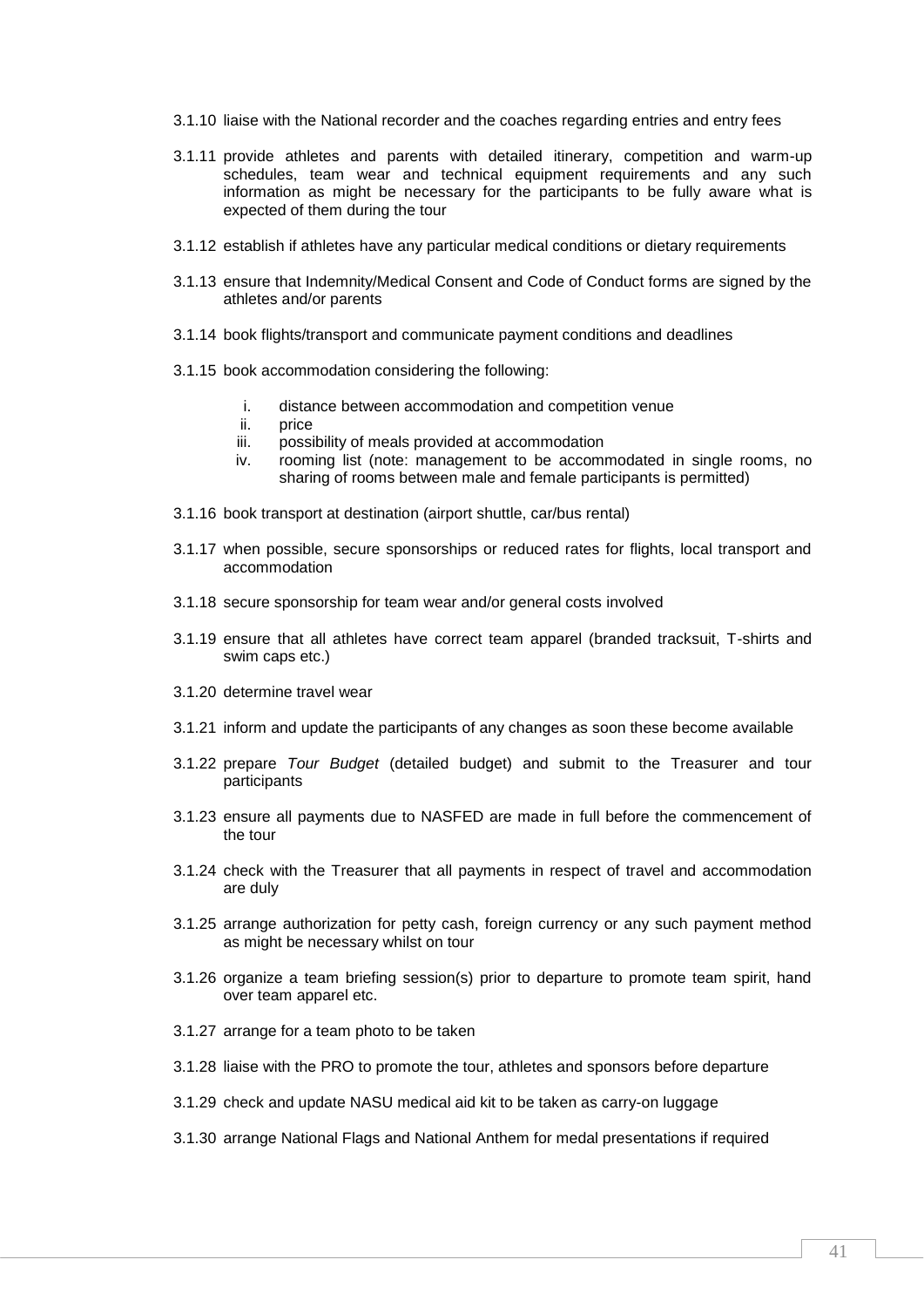3.1.10 liaise with the National recorder and the coaches regarding entries and entry fees

3.1.11 provide athletes and parents with detailed itinerary, competition and warm-up schedules, team wear and technical equipment requirements and any such information as might be necessary for the participants to be fully aware what is expected of them during the tour

3.1.12 establish if athletes have any particular medical conditions or dietary requirements

3.1.13 ensure that Indemnity/Medical Consent and Code of Conduct forms are signed by the athletes and/or parents

3.1.14 book flights/transport and communicate payment conditions and deadlines

3.1.15 book accommodation considering the following:

   i. distance between accommodation and competition venue
   ii. price
   iii. possibility of meals provided at accommodation
   iv. rooming list (note: management to be accommodated in single rooms, no sharing of rooms between male and female participants is permitted)

3.1.16 book transport at destination (airport shuttle, car/bus rental)

3.1.17 when possible, secure sponsorships or reduced rates for flights, local transport and accommodation

3.1.18 secure sponsorship for team wear and/or general costs involved

3.1.19 ensure that all athletes have correct team apparel (branded tracksuit, T-shirts and swim caps etc.)

3.1.20 determine travel wear

3.1.21 inform and update the participants of any changes as soon these become available

3.1.22 prepare *Tour Budget* (detailed budget) and submit to the Treasurer and tour participants

3.1.23 ensure all payments due to NASFED are made in full before the commencement of the tour

3.1.24 check with the Treasurer that all payments in respect of travel and accommodation are duly

3.1.25 arrange authorization for petty cash, foreign currency or any such payment method as might be necessary whilst on tour

3.1.26 organize a team briefing session(s) prior to departure to promote team spirit, hand over team apparel etc.

3.1.27 arrange for a team photo to be taken

3.1.28 liaise with the PRO to promote the tour, athletes and sponsors before departure

3.1.29 check and update NASU medical aid kit to be taken as carry-on luggage

3.1.30 arrange National Flags and National Anthem for medal presentations if required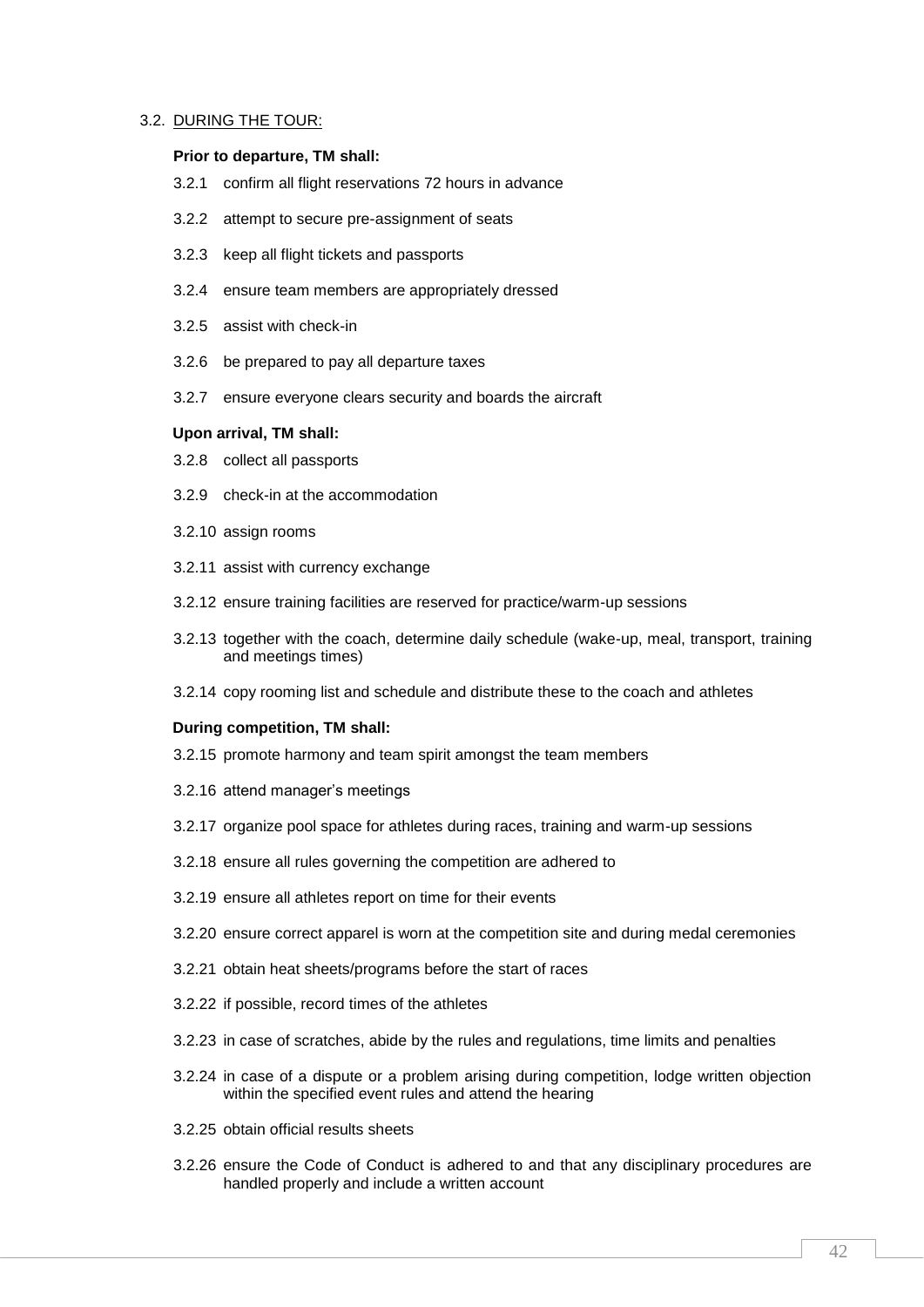## 3.2. DURING THE TOUR:

**Prior to departure, TM shall:**

3.2.1 confirm all flight reservations 72 hours in advance

3.2.2 attempt to secure pre-assignment of seats

3.2.3 keep all flight tickets and passports

3.2.4 ensure team members are appropriately dressed

3.2.5 assist with check-in

3.2.6 be prepared to pay all departure taxes

3.2.7 ensure everyone clears security and boards the aircraft

**Upon arrival, TM shall:**

3.2.8 collect all passports

3.2.9 check-in at the accommodation

3.2.10 assign rooms

3.2.11 assist with currency exchange

3.2.12 ensure training facilities are reserved for practice/warm-up sessions

3.2.13 together with the coach, determine daily schedule (wake-up, meal, transport, training and meetings times)

3.2.14 copy rooming list and schedule and distribute these to the coach and athletes

**During competition, TM shall:**

3.2.15 promote harmony and team spirit amongst the team members

3.2.16 attend manager's meetings

3.2.17 organize pool space for athletes during races, training and warm-up sessions

3.2.18 ensure all rules governing the competition are adhered to

3.2.19 ensure all athletes report on time for their events

3.2.20 ensure correct apparel is worn at the competition site and during medal ceremonies

3.2.21 obtain heat sheets/programs before the start of races

3.2.22 if possible, record times of the athletes

3.2.23 in case of scratches, abide by the rules and regulations, time limits and penalties

3.2.24 in case of a dispute or a problem arising during competition, lodge written objection within the specified event rules and attend the hearing

3.2.25 obtain official results sheets

3.2.26 ensure the Code of Conduct is adhered to and that any disciplinary procedures are handled properly and include a written account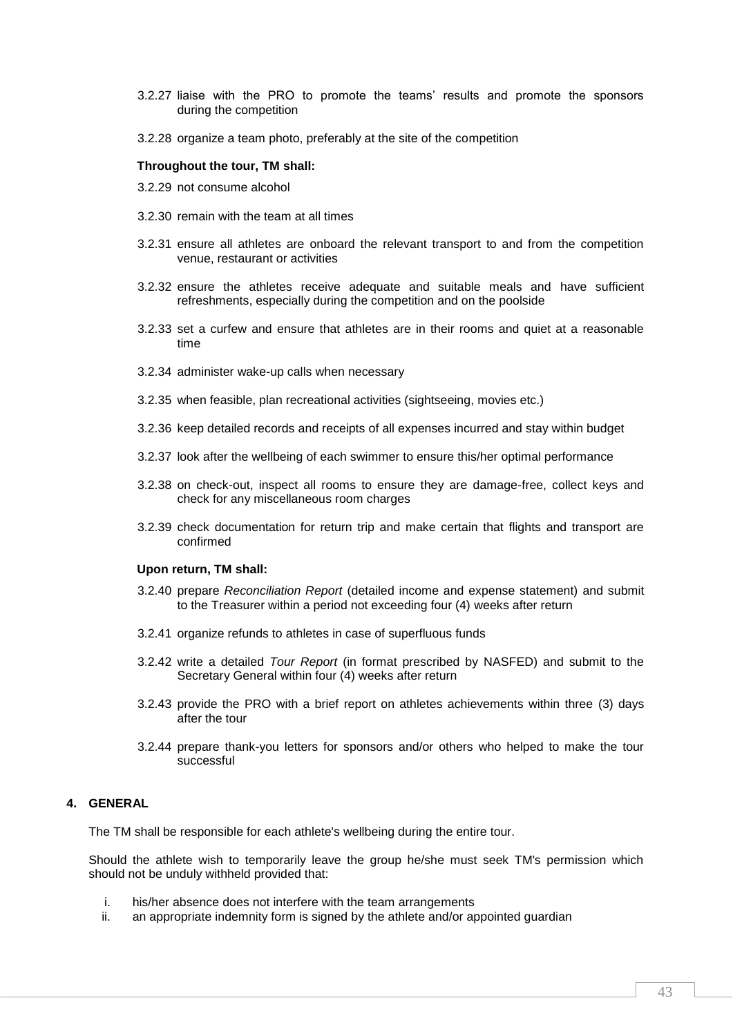3.2.27 liaise with the PRO to promote the teams' results and promote the sponsors during the competition

3.2.28 organize a team photo, preferably at the site of the competition

**Throughout the tour, TM shall:**

3.2.29 not consume alcohol

3.2.30 remain with the team at all times

3.2.31 ensure all athletes are onboard the relevant transport to and from the competition venue, restaurant or activities

3.2.32 ensure the athletes receive adequate and suitable meals and have sufficient refreshments, especially during the competition and on the poolside

3.2.33 set a curfew and ensure that athletes are in their rooms and quiet at a reasonable time

3.2.34 administer wake-up calls when necessary

3.2.35 when feasible, plan recreational activities (sightseeing, movies etc.)

3.2.36 keep detailed records and receipts of all expenses incurred and stay within budget

3.2.37 look after the wellbeing of each swimmer to ensure this/her optimal performance

3.2.38 on check-out, inspect all rooms to ensure they are damage-free, collect keys and check for any miscellaneous room charges

3.2.39 check documentation for return trip and make certain that flights and transport are confirmed

**Upon return, TM shall:**

3.2.40 prepare *Reconciliation Report* (detailed income and expense statement) and submit to the Treasurer within a period not exceeding four (4) weeks after return

3.2.41 organize refunds to athletes in case of superfluous funds

3.2.42 write a detailed *Tour Report* (in format prescribed by NASFED) and submit to the Secretary General within four (4) weeks after return

3.2.43 provide the PRO with a brief report on athletes achievements within three (3) days after the tour

3.2.44 prepare thank-you letters for sponsors and/or others who helped to make the tour successful

## 4. GENERAL

The TM shall be responsible for each athlete's wellbeing during the entire tour.

Should the athlete wish to temporarily leave the group he/she must seek TM's permission which should not be unduly withheld provided that:

i. his/her absence does not interfere with the team arrangements
ii. an appropriate indemnity form is signed by the athlete and/or appointed guardian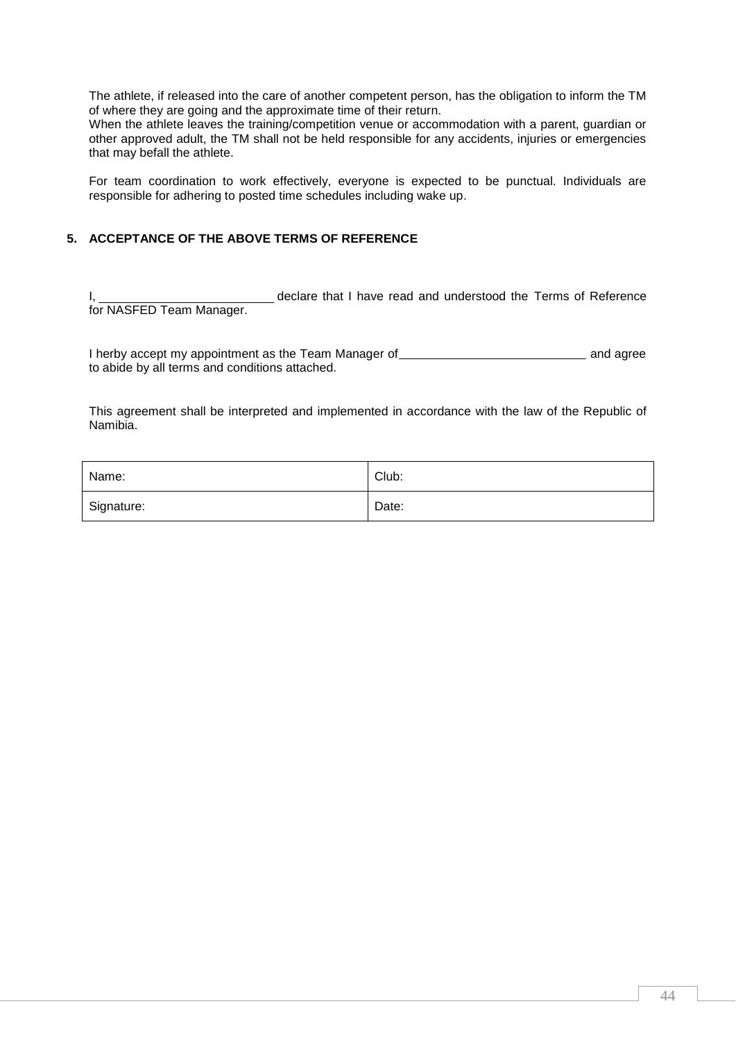The athlete, if released into the care of another competent person, has the obligation to inform the TM of where they are going and the approximate time of their return.
When the athlete leaves the training/competition venue or accommodation with a parent, guardian or other approved adult, the TM shall not be held responsible for any accidents, injuries or emergencies that may befall the athlete.

For team coordination to work effectively, everyone is expected to be punctual. Individuals are responsible for adhering to posted time schedules including wake up.

## 5. ACCEPTANCE OF THE ABOVE TERMS OF REFERENCE

I, \_\_\_\_\_\_\_\_\_\_\_\_\_\_\_\_\_\_\_\_\_\_\_\_\_\_ declare that I have read and understood the Terms of Reference for NASFED Team Manager.

I herby accept my appointment as the Team Manager of \_\_\_\_\_\_\_\_\_\_\_\_\_\_\_\_\_\_\_\_\_\_\_\_\_\_\_\_ and agree to abide by all terms and conditions attached.

This agreement shall be interpreted and implemented in accordance with the law of the Republic of Namibia.

| | |
|---|---|
| Name: | Club: |
| Signature: | Date: |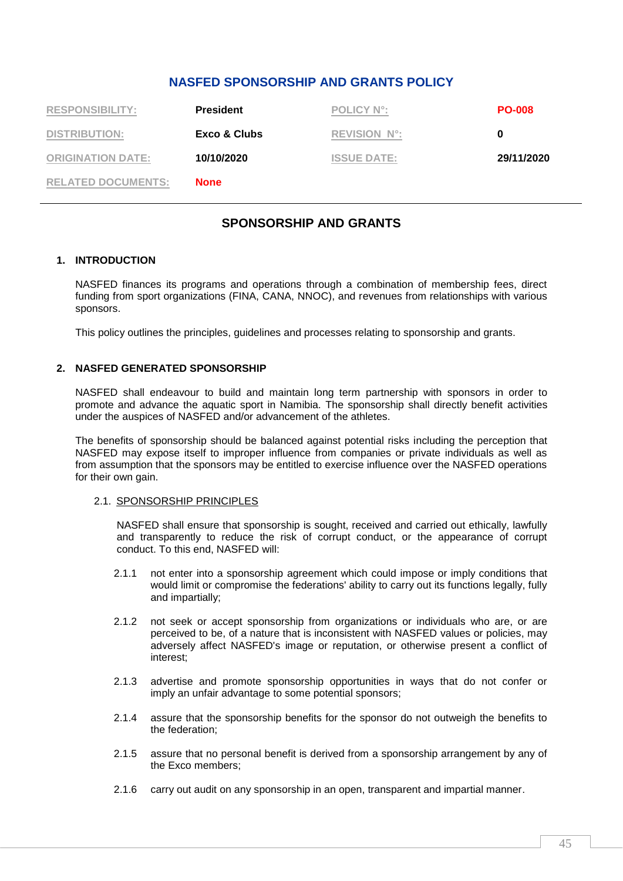# NASFED SPONSORSHIP AND GRANTS POLICY

| RESPONSIBILITY: | President | POLICY N°: | PO-008 |
|---|---|---|---|
| DISTRIBUTION: | Exco & Clubs | REVISION N°: | 0 |
| ORIGINATION DATE: | 10/10/2020 | ISSUE DATE: | 29/11/2020 |
| RELATED DOCUMENTS: | None | | |

## SPONSORSHIP AND GRANTS

### 1. INTRODUCTION

NASFED finances its programs and operations through a combination of membership fees, direct funding from sport organizations (FINA, CANA, NNOC), and revenues from relationships with various sponsors.

This policy outlines the principles, guidelines and processes relating to sponsorship and grants.

### 2. NASFED GENERATED SPONSORSHIP

NASFED shall endeavour to build and maintain long term partnership with sponsors in order to promote and advance the aquatic sport in Namibia. The sponsorship shall directly benefit activities under the auspices of NASFED and/or advancement of the athletes.

The benefits of sponsorship should be balanced against potential risks including the perception that NASFED may expose itself to improper influence from companies or private individuals as well as from assumption that the sponsors may be entitled to exercise influence over the NASFED operations for their own gain.

#### 2.1. SPONSORSHIP PRINCIPLES

NASFED shall ensure that sponsorship is sought, received and carried out ethically, lawfully and transparently to reduce the risk of corrupt conduct, or the appearance of corrupt conduct. To this end, NASFED will:

2.1.1 not enter into a sponsorship agreement which could impose or imply conditions that would limit or compromise the federations' ability to carry out its functions legally, fully and impartially;

2.1.2 not seek or accept sponsorship from organizations or individuals who are, or are perceived to be, of a nature that is inconsistent with NASFED values or policies, may adversely affect NASFED's image or reputation, or otherwise present a conflict of interest;

2.1.3 advertise and promote sponsorship opportunities in ways that do not confer or imply an unfair advantage to some potential sponsors;

2.1.4 assure that the sponsorship benefits for the sponsor do not outweigh the benefits to the federation;

2.1.5 assure that no personal benefit is derived from a sponsorship arrangement by any of the Exco members;

2.1.6 carry out audit on any sponsorship in an open, transparent and impartial manner.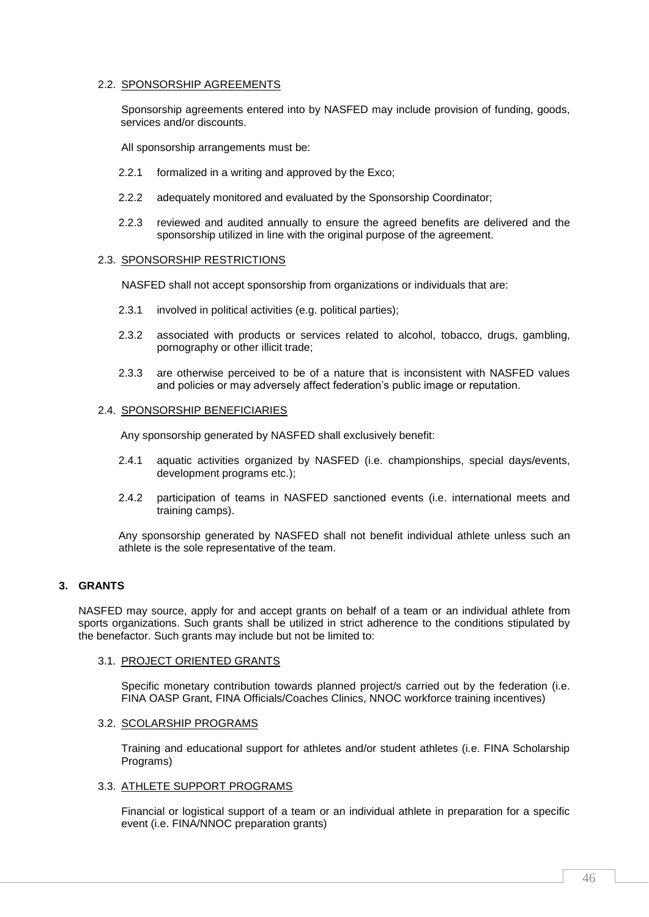### 2.2. SPONSORSHIP AGREEMENTS

Sponsorship agreements entered into by NASFED may include provision of funding, goods, services and/or discounts.

All sponsorship arrangements must be:

2.2.1 formalized in a writing and approved by the Exco;

2.2.2 adequately monitored and evaluated by the Sponsorship Coordinator;

2.2.3 reviewed and audited annually to ensure the agreed benefits are delivered and the sponsorship utilized in line with the original purpose of the agreement.

### 2.3. SPONSORSHIP RESTRICTIONS

NASFED shall not accept sponsorship from organizations or individuals that are:

2.3.1 involved in political activities (e.g. political parties);

2.3.2 associated with products or services related to alcohol, tobacco, drugs, gambling, pornography or other illicit trade;

2.3.3 are otherwise perceived to be of a nature that is inconsistent with NASFED values and policies or may adversely affect federation's public image or reputation.

### 2.4. SPONSORSHIP BENEFICIARIES

Any sponsorship generated by NASFED shall exclusively benefit:

2.4.1 aquatic activities organized by NASFED (i.e. championships, special days/events, development programs etc.);

2.4.2 participation of teams in NASFED sanctioned events (i.e. international meets and training camps).

Any sponsorship generated by NASFED shall not benefit individual athlete unless such an athlete is the sole representative of the team.

## 3. GRANTS

NASFED may source, apply for and accept grants on behalf of a team or an individual athlete from sports organizations. Such grants shall be utilized in strict adherence to the conditions stipulated by the benefactor. Such grants may include but not be limited to:

### 3.1. PROJECT ORIENTED GRANTS

Specific monetary contribution towards planned project/s carried out by the federation (i.e. FINA OASP Grant, FINA Officials/Coaches Clinics, NNOC workforce training incentives)

### 3.2. SCOLARSHIP PROGRAMS

Training and educational support for athletes and/or student athletes (i.e. FINA Scholarship Programs)

### 3.3. ATHLETE SUPPORT PROGRAMS

Financial or logistical support of a team or an individual athlete in preparation for a specific event (i.e. FINA/NNOC preparation grants)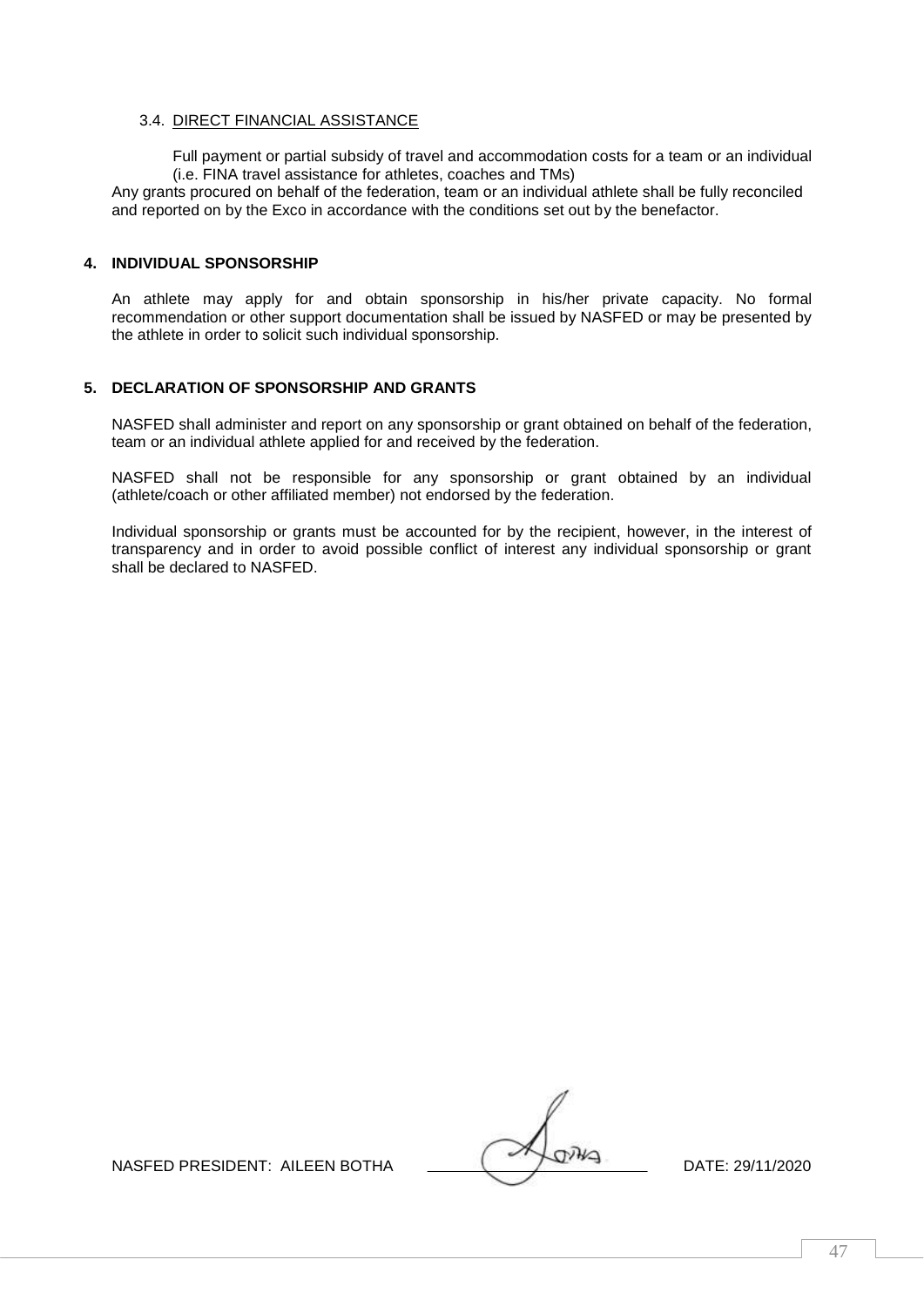### 3.4. DIRECT FINANCIAL ASSISTANCE

Full payment or partial subsidy of travel and accommodation costs for a team or an individual (i.e. FINA travel assistance for athletes, coaches and TMs)

Any grants procured on behalf of the federation, team or an individual athlete shall be fully reconciled and reported on by the Exco in accordance with the conditions set out by the benefactor.

## 4. INDIVIDUAL SPONSORSHIP

An athlete may apply for and obtain sponsorship in his/her private capacity. No formal recommendation or other support documentation shall be issued by NASFED or may be presented by the athlete in order to solicit such individual sponsorship.

## 5. DECLARATION OF SPONSORSHIP AND GRANTS

NASFED shall administer and report on any sponsorship or grant obtained on behalf of the federation, team or an individual athlete applied for and received by the federation.

NASFED shall not be responsible for any sponsorship or grant obtained by an individual (athlete/coach or other affiliated member) not endorsed by the federation.

Individual sponsorship or grants must be accounted for by the recipient, however, in the interest of transparency and in order to avoid possible conflict of interest any individual sponsorship or grant shall be declared to NASFED.

NASFED PRESIDENT: AILEEN BOTHA ______________________ DATE: 29/11/2020